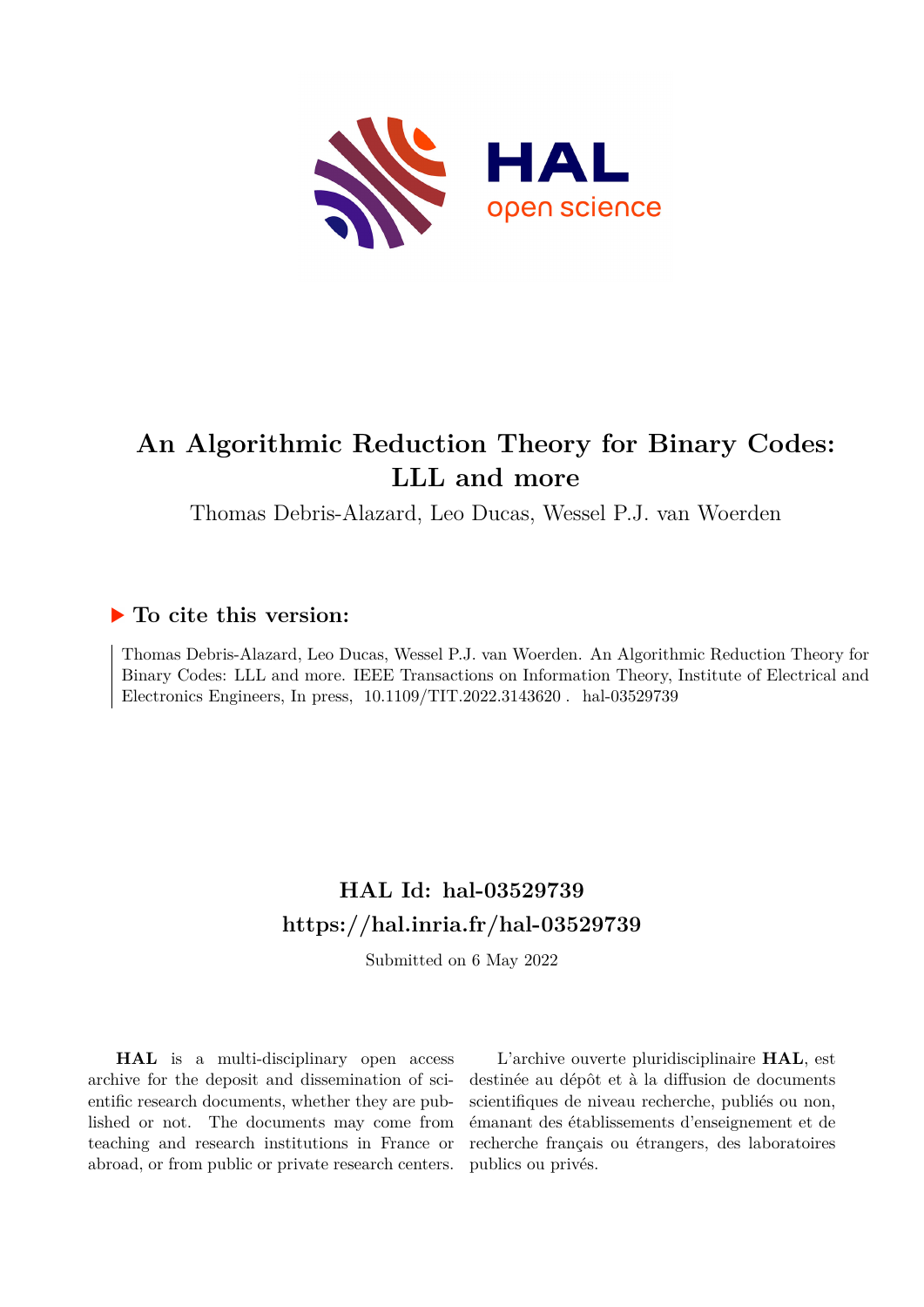# An Algorithmic Reduction Theory for Binary Codes: LLL and more

Thomas Debris-Alazard, Leo Ducas, Wessel P.J. van Woerden

## ▶ To cite this version:

Thomas Debris-Alazard, Leo Ducas, Wessel P.J. van Woerden. An Algorithmic Reduction Theory for Binary Codes: LLL and more. IEEE Transactions on Information Theory, Institute of Electrical and Electronics Engineers, In press, 10.1109/TIT.2022.3143620 . hal-03529739

## HAL Id: hal-03529739

## https://hal.inria.fr/hal-03529739

Submitted on 6 May 2022

**HAL** is a multi-disciplinary open access archive for the deposit and dissemination of scientific research documents, whether they are published or not. The documents may come from teaching and research institutions in France or abroad, or from public or private research centers.

L'archive ouverte pluridisciplinaire **HAL**, est destinée au dépôt et à la diffusion de documents scientifiques de niveau recherche, publiés ou non, émanant des établissements d'enseignement et de recherche français ou étrangers, des laboratoires publics ou privés.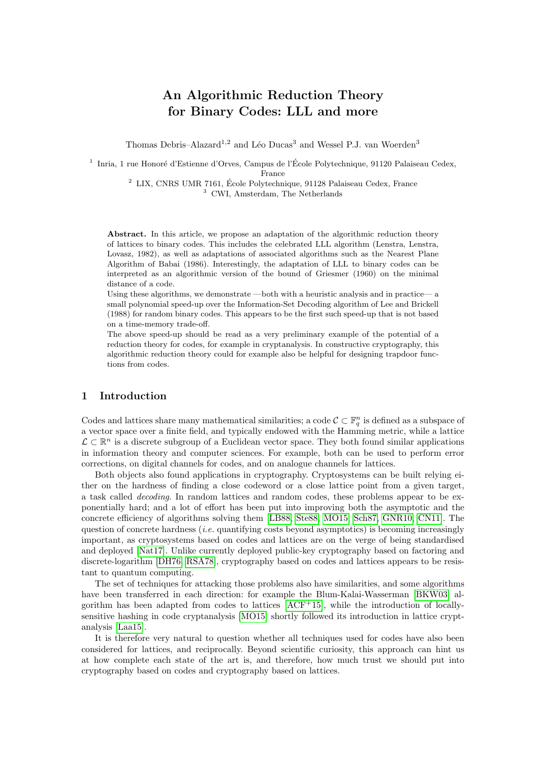# An Algorithmic Reduction Theory for Binary Codes: LLL and more

Thomas Debris–Alazard[1,2] and Léo Ducas[3] and Wessel P.J. van Woerden[3]

[1] Inria, 1 rue Honoré d'Estienne d'Orves, Campus de l'École Polytechnique, 91120 Palaiseau Cedex, France

[2] LIX, CNRS UMR 7161, École Polytechnique, 91128 Palaiseau Cedex, France

[3] CWI, Amsterdam, The Netherlands

**Abstract.** In this article, we propose an adaptation of the algorithmic reduction theory of lattices to binary codes. This includes the celebrated LLL algorithm (Lenstra, Lenstra, Lovasz, 1982), as well as adaptations of associated algorithms such as the Nearest Plane Algorithm of Babai (1986). Interestingly, the adaptation of LLL to binary codes can be interpreted as an algorithmic version of the bound of Griesmer (1960) on the minimal distance of a code.

Using these algorithms, we demonstrate —both with a heuristic analysis and in practice— a small polynomial speed-up over the Information-Set Decoding algorithm of Lee and Brickell (1988) for random binary codes. This appears to be the first such speed-up that is not based on a time-memory trade-off.

The above speed-up should be read as a very preliminary example of the potential of a reduction theory for codes, for example in cryptanalysis. In constructive cryptography, this algorithmic reduction theory could for example also be helpful for designing trapdoor functions from codes.

## 1 Introduction

Codes and lattices share many mathematical similarities; a code $\mathcal{C} \subset \mathbb{F}_q^n$ is defined as a subspace of a vector space over a finite field, and typically endowed with the Hamming metric, while a lattice $\mathcal{L} \subset \mathbb{R}^n$ is a discrete subgroup of a Euclidean vector space. They both found similar applications in information theory and computer sciences. For example, both can be used to perform error corrections, on digital channels for codes, and on analogue channels for lattices.

Both objects also found applications in cryptography. Cryptosystems can be built relying either on the hardness of finding a close codeword or a close lattice point from a given target, a task called *decoding*. In random lattices and random codes, these problems appear to be exponentially hard; and a lot of effort has been put into improving both the asymptotic and the concrete efficiency of algorithms solving them [LB88, Ste88, MO15, Sch87, GNR10, CN11]. The question of concrete hardness (*i.e.* quantifying costs beyond asymptotics) is becoming increasingly important, as cryptosystems based on codes and lattices are on the verge of being standardised and deployed [Nat17]. Unlike currently deployed public-key cryptography based on factoring and discrete-logarithm [DH76, RSA78], cryptography based on codes and lattices appears to be resistant to quantum computing.

The set of techniques for attacking those problems also have similarities, and some algorithms have been transferred in each direction: for example the Blum-Kalai-Wasserman [BKW03] algorithm has been adapted from codes to lattices [ACF+15], while the introduction of locally-sensitive hashing in code cryptanalysis [MO15] shortly followed its introduction in lattice cryptanalysis [Laa15].

It is therefore very natural to question whether all techniques used for codes have also been considered for lattices, and reciprocally. Beyond scientific curiosity, this approach can hint us at how complete each state of the art is, and therefore, how much trust we should put into cryptography based on codes and cryptography based on lattices.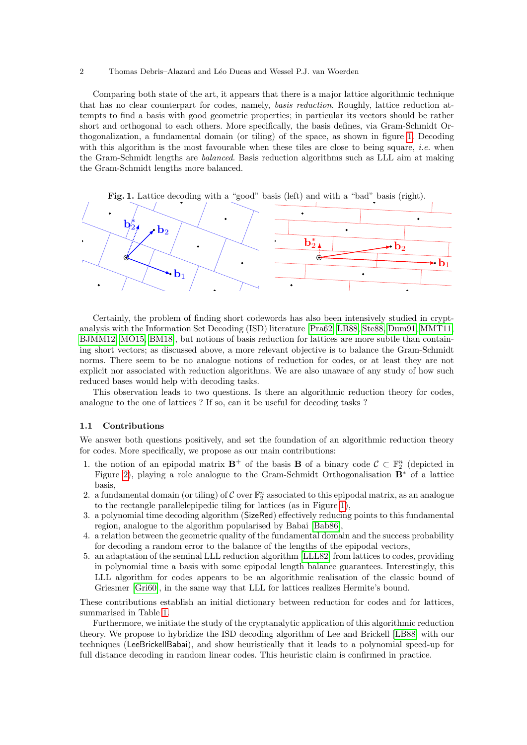Comparing both state of the art, it appears that there is a major lattice algorithmic technique that has no clear counterpart for codes, namely, *basis reduction*. Roughly, lattice reduction attempts to find a basis with good geometric properties; in particular its vectors should be rather short and orthogonal to each others. More specifically, the basis defines, via Gram-Schmidt Orthogonalization, a fundamental domain (or tiling) of the space, as shown in figure 1. Decoding with this algorithm is the most favourable when these tiles are close to being square, *i.e.* when the Gram-Schmidt lengths are *balanced*. Basis reduction algorithms such as LLL aim at making the Gram-Schmidt lengths more balanced.

**Fig. 1.** Lattice decoding with a "good" basis (left) and with a "bad" basis (right).

Certainly, the problem of finding short codewords has also been intensively studied in cryptanalysis with the Information Set Decoding (ISD) literature [Pra62, LB88, Ste88, Dum91, MMT11, BJMM12, MO15, BM18], but notions of basis reduction for lattices are more subtle than containing short vectors; as discussed above, a more relevant objective is to balance the Gram-Schmidt norms. There seem to be no analogue notions of reduction for codes, or at least they are not explicit nor associated with reduction algorithms. We are also unaware of any study of how such reduced bases would help with decoding tasks.

This observation leads to two questions. Is there an algorithmic reduction theory for codes, analogue to the one of lattices ? If so, can it be useful for decoding tasks ?

### 1.1 Contributions

We answer both questions positively, and set the foundation of an algorithmic reduction theory for codes. More specifically, we propose as our main contributions:

1. the notion of an epipodal matrix $\mathbf{B}^+$ of the basis $\mathbf{B}$ of a binary code $\mathcal{C} \subset \mathbb{F}_2^n$ (depicted in Figure 2), playing a role analogue to the Gram-Schmidt Orthogonalisation $\mathbf{B}^*$ of a lattice basis,
2. a fundamental domain (or tiling) of $\mathcal{C}$ over $\mathbb{F}_2^n$ associated to this epipodal matrix, as an analogue to the rectangle parallelepipedic tiling for lattices (as in Figure 1),
3. a polynomial time decoding algorithm (SizeRed) effectively reducing points to this fundamental region, analogue to the algorithm popularised by Babai [Bab86],
4. a relation between the geometric quality of the fundamental domain and the success probability for decoding a random error to the balance of the lengths of the epipodal vectors,
5. an adaptation of the seminal LLL reduction algorithm [LLL82] from lattices to codes, providing in polynomial time a basis with some epipodal length balance guarantees. Interestingly, this LLL algorithm for codes appears to be an algorithmic realisation of the classic bound of Griesmer [Gri60], in the same way that LLL for lattices realizes Hermite's bound.

These contributions establish an initial dictionary between reduction for codes and for lattices, summarised in Table 1.

Furthermore, we initiate the study of the cryptanalytic application of this algorithmic reduction theory. We propose to hybridize the ISD decoding algorithm of Lee and Brickell [LB88] with our techniques (LeeBrickellBabai), and show heuristically that it leads to a polynomial speed-up for full distance decoding in random linear codes. This heuristic claim is confirmed in practice.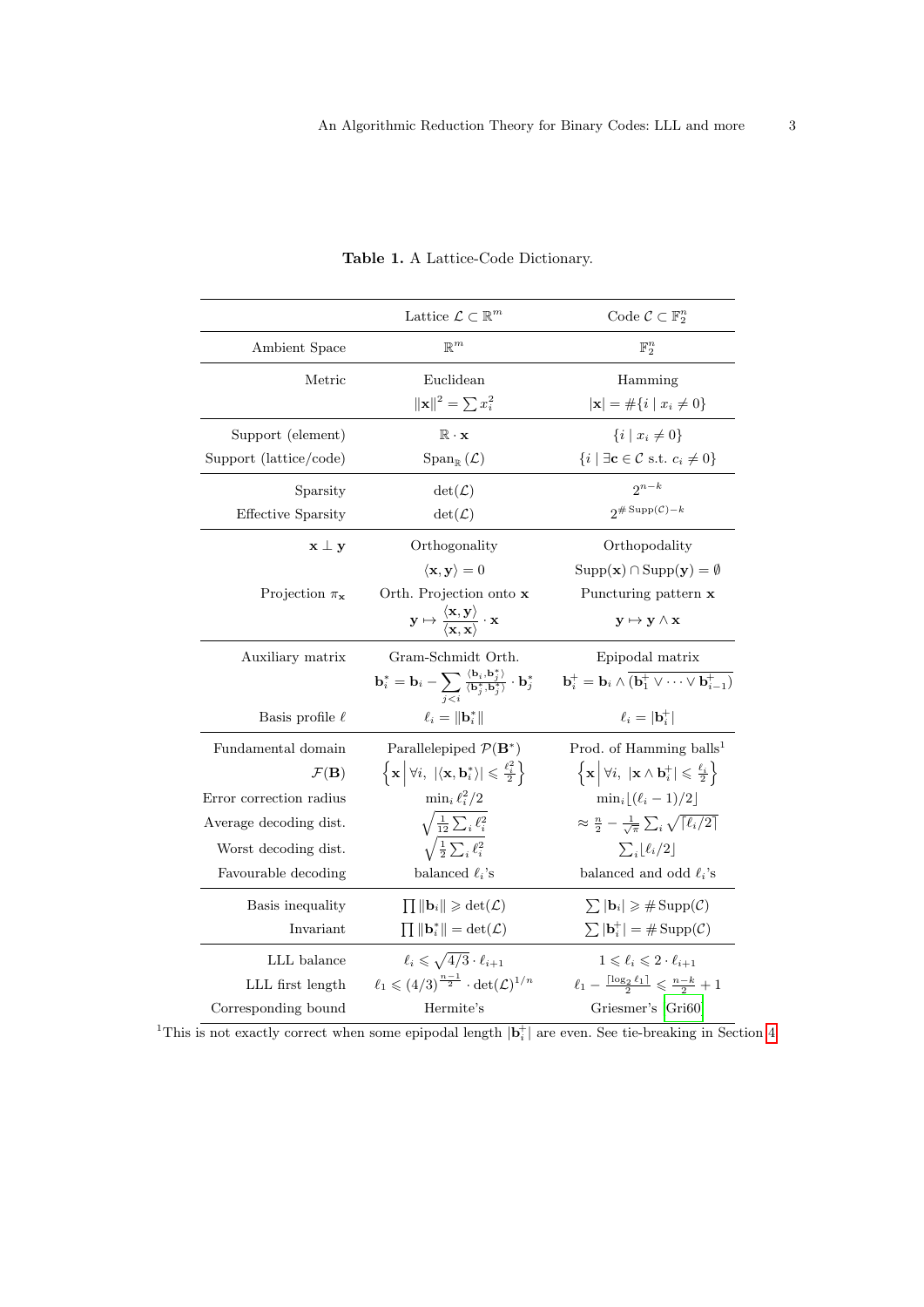**Table 1.** A Lattice-Code Dictionary.

| | Lattice $\mathcal{L} \subset \mathbb{R}^m$ | Code $\mathcal{C} \subset \mathbb{F}_2^n$ |
|---|---|---|
| Ambient Space | $\mathbb{R}^m$ | $\mathbb{F}_2^n$ |
| Metric | Euclidean | Hamming |
| | $\|\mathbf{x}\|^2 = \sum x_i^2$ | $\|\mathbf{x}\| = \#\{i \mid x_i \neq 0\}$ |
| Support (element) | $\mathbb{R} \cdot \mathbf{x}$ | $\{i \mid x_i \neq 0\}$ |
| Support (lattice/code) | $\mathrm{Span}_{\mathbb{R}}(\mathcal{L})$ | $\{i \mid \exists \mathbf{c} \in \mathcal{C} \text{ s.t. } c_i \neq 0\}$ |
| Sparsity | $\det(\mathcal{L})$ | $2^{n-k}$ |
| Effective Sparsity | $\det(\mathcal{L})$ | $2^{\#\mathrm{Supp}(\mathcal{C})-k}$ |
| $\mathbf{x} \perp \mathbf{y}$ | Orthogonality | Orthopodality |
| | $\langle \mathbf{x}, \mathbf{y} \rangle = 0$ | $\mathrm{Supp}(\mathbf{x}) \cap \mathrm{Supp}(\mathbf{y}) = \emptyset$ |
| Projection $\pi_{\mathbf{x}}$ | Orth. Projection onto $\mathbf{x}$ | Puncturing pattern $\mathbf{x}$ |
| | $\mathbf{y} \mapsto \frac{\langle \mathbf{x}, \mathbf{y} \rangle}{\langle \mathbf{x}, \mathbf{x} \rangle} \cdot \mathbf{x}$ | $\mathbf{y} \mapsto \mathbf{y} \wedge \mathbf{x}$ |
| Auxiliary matrix | Gram-Schmidt Orth. | Epipodal matrix |
| | $\mathbf{b}_i^* = \mathbf{b}_i - \sum_{j<i} \frac{\langle \mathbf{b}_i, \mathbf{b}_j^* \rangle}{\langle \mathbf{b}_j^*, \mathbf{b}_j^* \rangle} \cdot \mathbf{b}_j^*$ | $\mathbf{b}_i^+ = \mathbf{b}_i \wedge \overline{(\mathbf{b}_1^+ \vee \cdots \vee \mathbf{b}_{i-1}^+)}$ |
| Basis profile $\ell$ | $\ell_i = \|\mathbf{b}_i^*\|$ | $\ell_i = \|\mathbf{b}_i^+\|$ |
| Fundamental domain | Parallelepiped $\mathcal{P}(\mathbf{B}^*)$ | Prod. of Hamming balls[1] |
| $\mathcal{F}(\mathbf{B})$ | $\left\{\mathbf{x} \,\middle\|\, \forall i,\ \|\langle \mathbf{x}, \mathbf{b}_i^* \rangle\| \leqslant \frac{\ell_i^2}{2}\right\}$ | $\left\{\mathbf{x} \,\middle\|\, \forall i,\ \|\mathbf{x} \wedge \mathbf{b}_i^+\| \leqslant \frac{\ell_i}{2}\right\}$ |
| Error correction radius | $\min_i \ell_i^2/2$ | $\min_i \lfloor (\ell_i - 1)/2 \rfloor$ |
| Average decoding dist. | $\sqrt{\frac{1}{12}\sum_i \ell_i^2}$ | $\approx \frac{n}{2} - \frac{1}{\sqrt{\pi}} \sum_i \sqrt{\lceil \ell_i/2 \rceil}$ |
| Worst decoding dist. | $\sqrt{\frac{1}{2}\sum_i \ell_i^2}$ | $\sum_i \lfloor \ell_i/2 \rfloor$ |
| Favourable decoding | balanced $\ell_i$'s | balanced and odd $\ell_i$'s |
| Basis inequality | $\prod \|\mathbf{b}_i\| \geqslant \det(\mathcal{L})$ | $\sum \|\mathbf{b}_i\| \geqslant \#\mathrm{Supp}(\mathcal{C})$ |
| Invariant | $\prod \|\mathbf{b}_i^*\| = \det(\mathcal{L})$ | $\sum \|\mathbf{b}_i^+\| = \#\mathrm{Supp}(\mathcal{C})$ |
| LLL balance | $\ell_i \leqslant \sqrt{4/3} \cdot \ell_{i+1}$ | $1 \leqslant \ell_i \leqslant 2 \cdot \ell_{i+1}$ |
| LLL first length | $\ell_1 \leqslant (4/3)^{\frac{n-1}{2}} \cdot \det(\mathcal{L})^{1/n}$ | $\ell_1 - \frac{\lceil \log_2 \ell_1 \rceil}{2} \leqslant \frac{n-k}{2} + 1$ |
| Corresponding bound | Hermite's | Griesmer's [Gri60] |

[1]This is not exactly correct when some epipodal length $|\mathbf{b}_i^+|$ are even. See tie-breaking in Section 4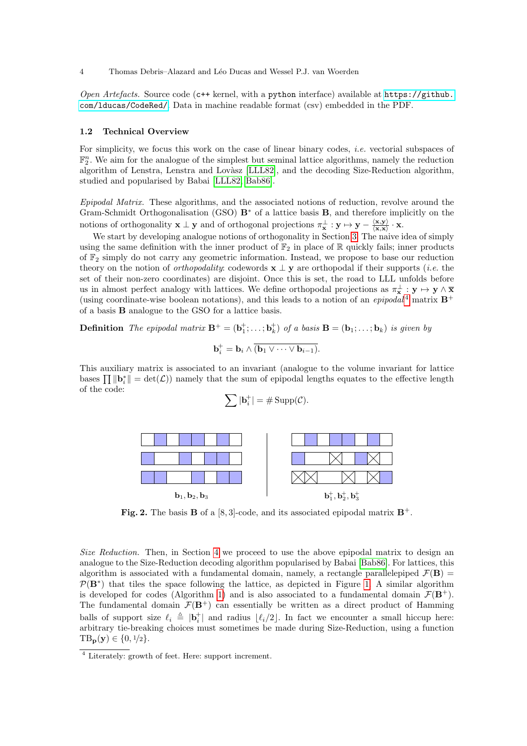*Open Artefacts.* Source code (c++ kernel, with a python interface) available at https://github.com/lducas/CodeRed/. Data in machine readable format (csv) embedded in the PDF.

### 1.2 Technical Overview

For simplicity, we focus this work on the case of linear binary codes, *i.e.* vectorial subspaces of $\mathbb{F}_2^n$. We aim for the analogue of the simplest but seminal lattice algorithms, namely the reduction algorithm of Lenstra, Lenstra and Lovàsz [LLL82], and the decoding Size-Reduction algorithm, studied and popularised by Babai [LLL82, Bab86].

*Epipodal Matrix.* These algorithms, and the associated notions of reduction, revolve around the Gram-Schmidt Orthogonalisation (GSO) $\mathbf{B}^*$ of a lattice basis $\mathbf{B}$, and therefore implicitly on the notions of orthogonality $\mathbf{x} \perp \mathbf{y}$ and of orthogonal projections $\pi_{\mathbf{x}}^{\perp} : \mathbf{y} \mapsto \mathbf{y} - \frac{\langle \mathbf{x}, \mathbf{y} \rangle}{\langle \mathbf{x}, \mathbf{x} \rangle} \cdot \mathbf{x}$.

We start by developing analogue notions of orthogonality in Section 3. The naive idea of simply using the same definition with the inner product of $\mathbb{F}_2$ in place of $\mathbb{R}$ quickly fails; inner products of $\mathbb{F}_2$ simply do not carry any geometric information. Instead, we propose to base our reduction theory on the notion of *orthopodality*: codewords $\mathbf{x} \perp \mathbf{y}$ are orthopodal if their supports (*i.e.* the set of their non-zero coordinates) are disjoint. Once this is set, the road to LLL unfolds before us in almost perfect analogy with lattices. We define orthopodal projections as $\pi_{\mathbf{x}}^{\perp} : \mathbf{y} \mapsto \mathbf{y} \wedge \overline{\mathbf{x}}$ (using coordinate-wise boolean notations), and this leads to a notion of an *epipodal*[4] matrix $\mathbf{B}^+$ of a basis $\mathbf{B}$ analogue to the GSO for a lattice basis.

**Definition** *The epipodal matrix $\mathbf{B}^+ = (\mathbf{b}_1^+; \dots; \mathbf{b}_k^+)$ of a basis $\mathbf{B} = (\mathbf{b}_1; \dots; \mathbf{b}_k)$ is given by*

$$\mathbf{b}_i^+ = \mathbf{b}_i \wedge \overline{(\mathbf{b}_1 \vee \dots \vee \mathbf{b}_{i-1})}.$$

This auxiliary matrix is associated to an invariant (analogue to the volume invariant for lattice bases $\prod \|\mathbf{b}_i^*\| = \det(\mathcal{L})$) namely that the sum of epipodal lengths equates to the effective length of the code:

$$\sum |\mathbf{b}_i^+| = \# \operatorname{Supp}(\mathcal{C}).$$

$\mathbf{b}_1, \mathbf{b}_2, \mathbf{b}_3$ $\qquad$ $\mathbf{b}_1^+, \mathbf{b}_2^+, \mathbf{b}_3^+$

**Fig. 2.** The basis $\mathbf{B}$ of a $[8, 3]$-code, and its associated epipodal matrix $\mathbf{B}^+$.

*Size Reduction.* Then, in Section 4 we proceed to use the above epipodal matrix to design an analogue to the Size-Reduction decoding algorithm popularised by Babai [Bab86]. For lattices, this algorithm is associated with a fundamental domain, namely, a rectangle parallelepiped $\mathcal{F}(\mathbf{B}) = \mathcal{P}(\mathbf{B}^*)$ that tiles the space following the lattice, as depicted in Figure 1. A similar algorithm is developed for codes (Algorithm 1) and is also associated to a fundamental domain $\mathcal{F}(\mathbf{B}^+)$. The fundamental domain $\mathcal{F}(\mathbf{B}^+)$ can essentially be written as a direct product of Hamming balls of support size $\ell_i \triangleq |\mathbf{b}_i^+|$ and radius $\lfloor \ell_i / 2 \rfloor$. In fact we encounter a small hiccup here: arbitrary tie-breaking choices must sometimes be made during Size-Reduction, using a function $\mathrm{TB}_{\mathbf{p}}(\mathbf{y}) \in \{0, 1/2\}$.

[4] Literately: growth of feet. Here: support increment.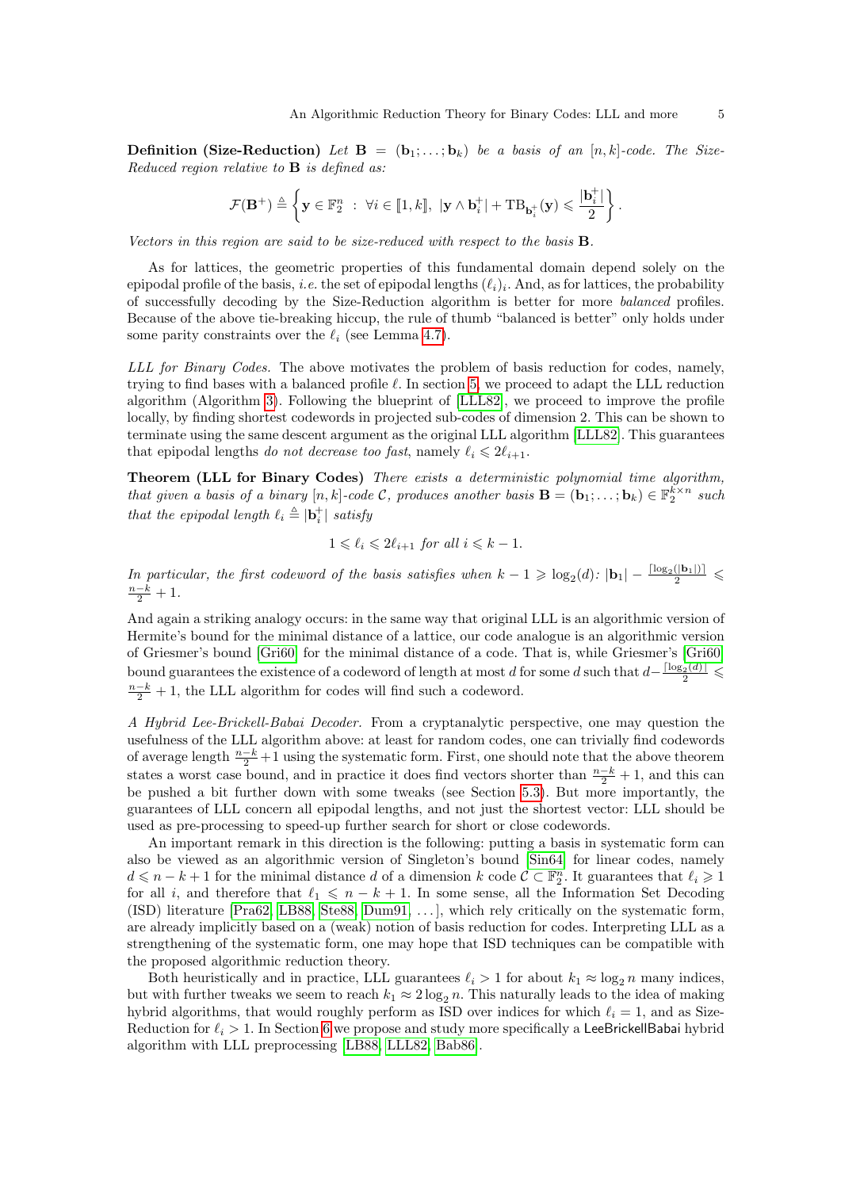**Definition (Size-Reduction)** *Let* $\mathbf{B} = (\mathbf{b}_1; \ldots; \mathbf{b}_k)$ *be a basis of an* $[n,k]$*-code. The Size-Reduced region relative to* $\mathbf{B}$ *is defined as:*

$$\mathcal{F}(\mathbf{B}^+) \triangleq \left\{ \mathbf{y} \in \mathbb{F}_2^n \ : \ \forall i \in [\![1,k]\!], \ |\mathbf{y} \wedge \mathbf{b}_i^+| + \mathrm{TB}_{\mathbf{b}_i^+}(\mathbf{y}) \leqslant \frac{|\mathbf{b}_i^+|}{2} \right\}.$$

*Vectors in this region are said to be size-reduced with respect to the basis* $\mathbf{B}$.

As for lattices, the geometric properties of this fundamental domain depend solely on the epipodal profile of the basis, *i.e.* the set of epipodal lengths $(\ell_i)_i$. And, as for lattices, the probability of successfully decoding by the Size-Reduction algorithm is better for more *balanced* profiles. Because of the above tie-breaking hiccup, the rule of thumb "balanced is better" only holds under some parity constraints over the $\ell_i$ (see Lemma 4.7).

*LLL for Binary Codes.* The above motivates the problem of basis reduction for codes, namely, trying to find bases with a balanced profile $\ell$. In section 5, we proceed to adapt the LLL reduction algorithm (Algorithm 3). Following the blueprint of [LLL82], we proceed to improve the profile locally, by finding shortest codewords in projected sub-codes of dimension 2. This can be shown to terminate using the same descent argument as the original LLL algorithm [LLL82]. This guarantees that epipodal lengths *do not decrease too fast*, namely $\ell_i \leqslant 2\ell_{i+1}$.

**Theorem (LLL for Binary Codes)** *There exists a deterministic polynomial time algorithm, that given a basis of a binary* $[n,k]$*-code* $\mathcal{C}$*, produces another basis* $\mathbf{B} = (\mathbf{b}_1; \ldots; \mathbf{b}_k) \in \mathbb{F}_2^{k\times n}$ *such that the epipodal length* $\ell_i \triangleq |\mathbf{b}_i^+|$ *satisfy*

$$1 \leqslant \ell_i \leqslant 2\ell_{i+1} \text{ for all } i \leqslant k-1.$$

*In particular, the first codeword of the basis satisfies when* $k-1 \geqslant \log_2(d)$*:* $|\mathbf{b}_1| - \frac{\lceil \log_2(|\mathbf{b}_1|) \rceil}{2} \leqslant \frac{n-k}{2} + 1$.

And again a striking analogy occurs: in the same way that original LLL is an algorithmic version of Hermite's bound for the minimal distance of a lattice, our code analogue is an algorithmic version of Griesmer's bound [Gri60] for the minimal distance of a code. That is, while Griesmer's [Gri60] bound guarantees the existence of a codeword of length at most $d$ for some $d$ such that $d - \frac{\lceil \log_2(d) \rceil}{2} \leqslant \frac{n-k}{2} + 1$, the LLL algorithm for codes will find such a codeword.

*A Hybrid Lee-Brickell-Babai Decoder.* From a cryptanalytic perspective, one may question the usefulness of the LLL algorithm above: at least for random codes, one can trivially find codewords of average length $\frac{n-k}{2} + 1$ using the systematic form. First, one should note that the above theorem states a worst case bound, and in practice it does find vectors shorter than $\frac{n-k}{2} + 1$, and this can be pushed a bit further down with some tweaks (see Section 5.3). But more importantly, the guarantees of LLL concern all epipodal lengths, and not just the shortest vector: LLL should be used as pre-processing to speed-up further search for short or close codewords.

An important remark in this direction is the following: putting a basis in systematic form can also be viewed as an algorithmic version of Singleton's bound [Sin64] for linear codes, namely $d \leqslant n - k + 1$ for the minimal distance $d$ of a dimension $k$ code $\mathcal{C} \subset \mathbb{F}_2^n$. It guarantees that $\ell_i \geqslant 1$ for all $i$, and therefore that $\ell_1 \leqslant n - k + 1$. In some sense, all the Information Set Decoding (ISD) literature [Pra62, LB88, Ste88, Dum91, ...], which rely critically on the systematic form, are already implicitly based on a (weak) notion of basis reduction for codes. Interpreting LLL as a strengthening of the systematic form, one may hope that ISD techniques can be compatible with the proposed algorithmic reduction theory.

Both heuristically and in practice, LLL guarantees $\ell_i > 1$ for about $k_1 \approx \log_2 n$ many indices, but with further tweaks we seem to reach $k_1 \approx 2\log_2 n$. This naturally leads to the idea of making hybrid algorithms, that would roughly perform as ISD over indices for which $\ell_i = 1$, and as Size-Reduction for $\ell_i > 1$. In Section 6 we propose and study more specifically a LeeBrickellBabai hybrid algorithm with LLL preprocessing [LB88, LLL82, Bab86].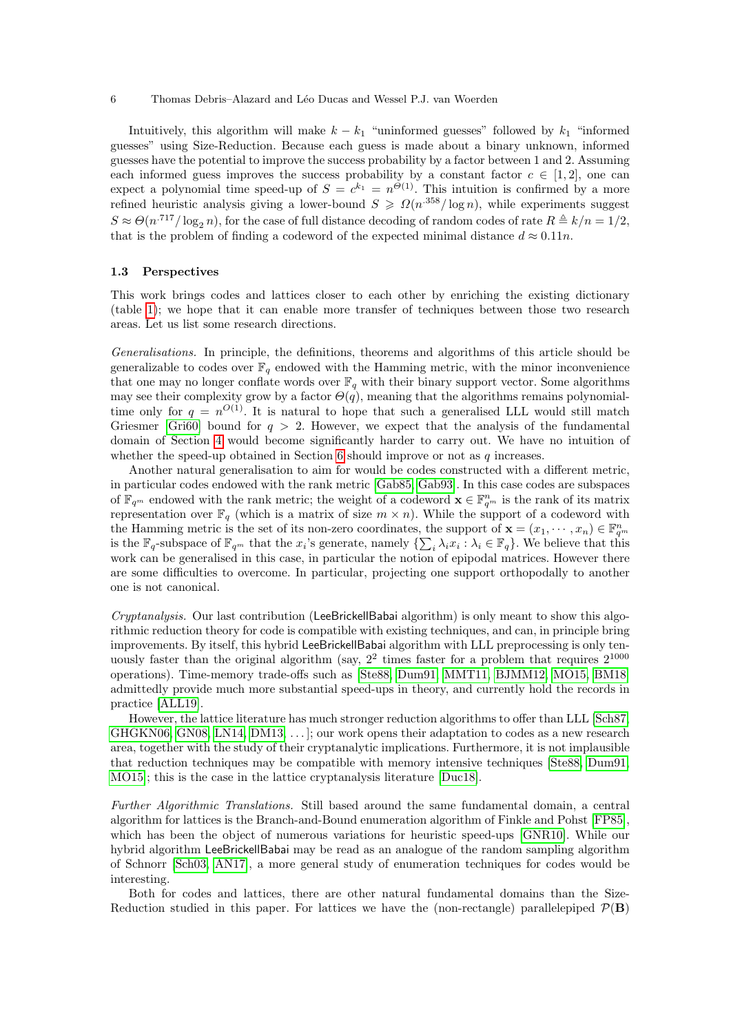Intuitively, this algorithm will make $k - k_1$ "uninformed guesses" followed by $k_1$ "informed guesses" using Size-Reduction. Because each guess is made about a binary unknown, informed guesses have the potential to improve the success probability by a factor between 1 and 2. Assuming each informed guess improves the success probability by a constant factor $c \in [1, 2]$, one can expect a polynomial time speed-up of $S = c^{k_1} = n^{\Theta(1)}$. This intuition is confirmed by a more refined heuristic analysis giving a lower-bound $S \geqslant \Omega(n^{.358}/\log n)$, while experiments suggest $S \approx \Theta(n^{.717}/\log_2 n)$, for the case of full distance decoding of random codes of rate $R \triangleq k/n = 1/2$, that is the problem of finding a codeword of the expected minimal distance $d \approx 0.11n$.

### 1.3 Perspectives

This work brings codes and lattices closer to each other by enriching the existing dictionary (table 1); we hope that it can enable more transfer of techniques between those two research areas. Let us list some research directions.

*Generalisations.* In principle, the definitions, theorems and algorithms of this article should be generalizable to codes over $\mathbb{F}_q$ endowed with the Hamming metric, with the minor inconvenience that one may no longer conflate words over $\mathbb{F}_q$ with their binary support vector. Some algorithms may see their complexity grow by a factor $\Theta(q)$, meaning that the algorithms remains polynomial-time only for $q = n^{O(1)}$. It is natural to hope that such a generalised LLL would still match Griesmer [Gri60] bound for $q > 2$. However, we expect that the analysis of the fundamental domain of Section 4 would become significantly harder to carry out. We have no intuition of whether the speed-up obtained in Section 6 should improve or not as $q$ increases.

Another natural generalisation to aim for would be codes constructed with a different metric, in particular codes endowed with the rank metric [Gab85, Gab93]. In this case codes are subspaces of $\mathbb{F}_{q^m}$ endowed with the rank metric; the weight of a codeword $\mathbf{x} \in \mathbb{F}_{q^m}^n$ is the rank of its matrix representation over $\mathbb{F}_q$ (which is a matrix of size $m \times n$). While the support of a codeword with the Hamming metric is the set of its non-zero coordinates, the support of $\mathbf{x} = (x_1, \cdots, x_n) \in \mathbb{F}_{q^m}^n$ is the $\mathbb{F}_q$-subspace of $\mathbb{F}_{q^m}$ that the $x_i$'s generate, namely $\{\sum_i \lambda_i x_i : \lambda_i \in \mathbb{F}_q\}$. We believe that this work can be generalised in this case, in particular the notion of epipodal matrices. However there are some difficulties to overcome. In particular, projecting one support orthopodally to another one is not canonical.

*Cryptanalysis.* Our last contribution (LeeBrickellBabai algorithm) is only meant to show this algorithmic reduction theory for code is compatible with existing techniques, and can, in principle bring improvements. By itself, this hybrid LeeBrickellBabai algorithm with LLL preprocessing is only tenuously faster than the original algorithm (say, $2^2$ times faster for a problem that requires $2^{1000}$ operations). Time-memory trade-offs such as [Ste88, Dum91, MMT11, BJMM12, MO15, BM18] admittedly provide much more substantial speed-ups in theory, and currently hold the records in practice [ALL19].

However, the lattice literature has much stronger reduction algorithms to offer than LLL [Sch87, GHGKN06, GN08, LN14, DM13, ...]; our work opens their adaptation to codes as a new research area, together with the study of their cryptanalytic implications. Furthermore, it is not implausible that reduction techniques may be compatible with memory intensive techniques [Ste88, Dum91, MO15]; this is the case in the lattice cryptanalysis literature [Duc18].

*Further Algorithmic Translations.* Still based around the same fundamental domain, a central algorithm for lattices is the Branch-and-Bound enumeration algorithm of Finkle and Pohst [FP85], which has been the object of numerous variations for heuristic speed-ups [GNR10]. While our hybrid algorithm LeeBrickellBabai may be read as an analogue of the random sampling algorithm of Schnorr [Sch03, AN17], a more general study of enumeration techniques for codes would be interesting.

Both for codes and lattices, there are other natural fundamental domains than the Size-Reduction studied in this paper. For lattices we have the (non-rectangle) parallelepiped $\mathcal{P}(\mathbf{B})$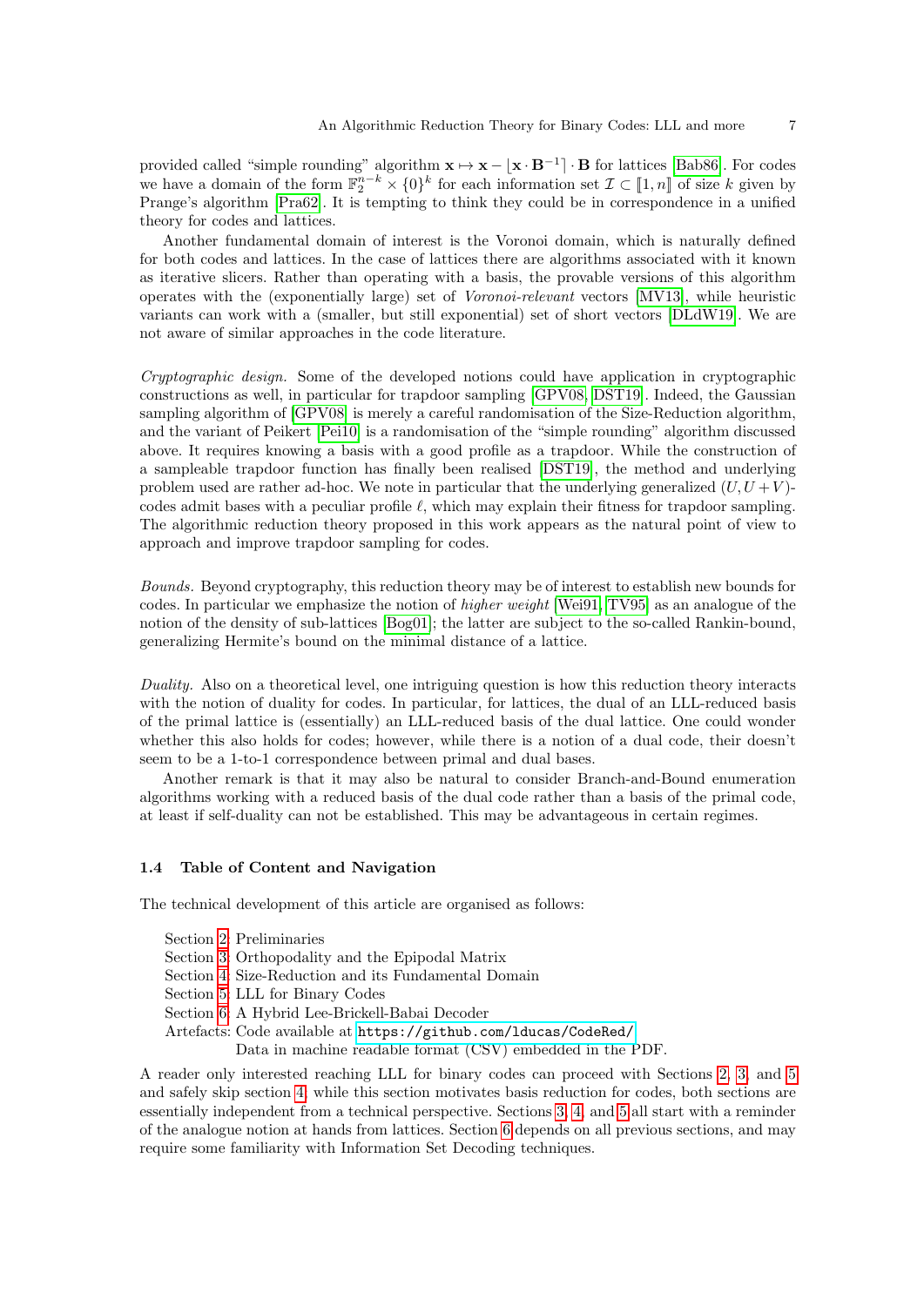provided called "simple rounding" algorithm $\mathbf{x} \mapsto \mathbf{x} - \lfloor \mathbf{x} \cdot \mathbf{B}^{-1} \rceil \cdot \mathbf{B}$ for lattices [Bab86]. For codes we have a domain of the form $\mathbb{F}_2^{n-k} \times \{0\}^k$ for each information set $\mathcal{I} \subset [\![1, n]\!]$ of size $k$ given by Prange's algorithm [Pra62]. It is tempting to think they could be in correspondence in a unified theory for codes and lattices.

Another fundamental domain of interest is the Voronoi domain, which is naturally defined for both codes and lattices. In the case of lattices there are algorithms associated with it known as iterative slicers. Rather than operating with a basis, the provable versions of this algorithm operates with the (exponentially large) set of *Voronoi-relevant* vectors [MV13], while heuristic variants can work with a (smaller, but still exponential) set of short vectors [DLdW19]. We are not aware of similar approaches in the code literature.

*Cryptographic design.* Some of the developed notions could have application in cryptographic constructions as well, in particular for trapdoor sampling [GPV08, DST19]. Indeed, the Gaussian sampling algorithm of [GPV08] is merely a careful randomisation of the Size-Reduction algorithm, and the variant of Peikert [Pei10] is a randomisation of the "simple rounding" algorithm discussed above. It requires knowing a basis with a good profile as a trapdoor. While the construction of a sampleable trapdoor function has finally been realised [DST19], the method and underlying problem used are rather ad-hoc. We note in particular that the underlying generalized $(U, U+V)$-codes admit bases with a peculiar profile $\ell$, which may explain their fitness for trapdoor sampling. The algorithmic reduction theory proposed in this work appears as the natural point of view to approach and improve trapdoor sampling for codes.

*Bounds.* Beyond cryptography, this reduction theory may be of interest to establish new bounds for codes. In particular we emphasize the notion of *higher weight* [Wei91, TV95] as an analogue of the notion of the density of sub-lattices [Bog01]; the latter are subject to the so-called Rankin-bound, generalizing Hermite's bound on the minimal distance of a lattice.

*Duality.* Also on a theoretical level, one intriguing question is how this reduction theory interacts with the notion of duality for codes. In particular, for lattices, the dual of an LLL-reduced basis of the primal lattice is (essentially) an LLL-reduced basis of the dual lattice. One could wonder whether this also holds for codes; however, while there is a notion of a dual code, their doesn't seem to be a 1-to-1 correspondence between primal and dual bases.

Another remark is that it may also be natural to consider Branch-and-Bound enumeration algorithms working with a reduced basis of the dual code rather than a basis of the primal code, at least if self-duality can not be established. This may be advantageous in certain regimes.

### 1.4 Table of Content and Navigation

The technical development of this article are organised as follows:

Section 2: Preliminaries
Section 3: Orthopodality and the Epipodal Matrix
Section 4: Size-Reduction and its Fundamental Domain
Section 5: LLL for Binary Codes
Section 6: A Hybrid Lee-Brickell-Babai Decoder
Artefacts: Code available at https://github.com/lducas/CodeRed/
Data in machine readable format (CSV) embedded in the PDF.

A reader only interested reaching LLL for binary codes can proceed with Sections 2, 3, and 5 and safely skip section 4; while this section motivates basis reduction for codes, both sections are essentially independent from a technical perspective. Sections 3, 4, and 5 all start with a reminder of the analogue notion at hands from lattices. Section 6 depends on all previous sections, and may require some familiarity with Information Set Decoding techniques.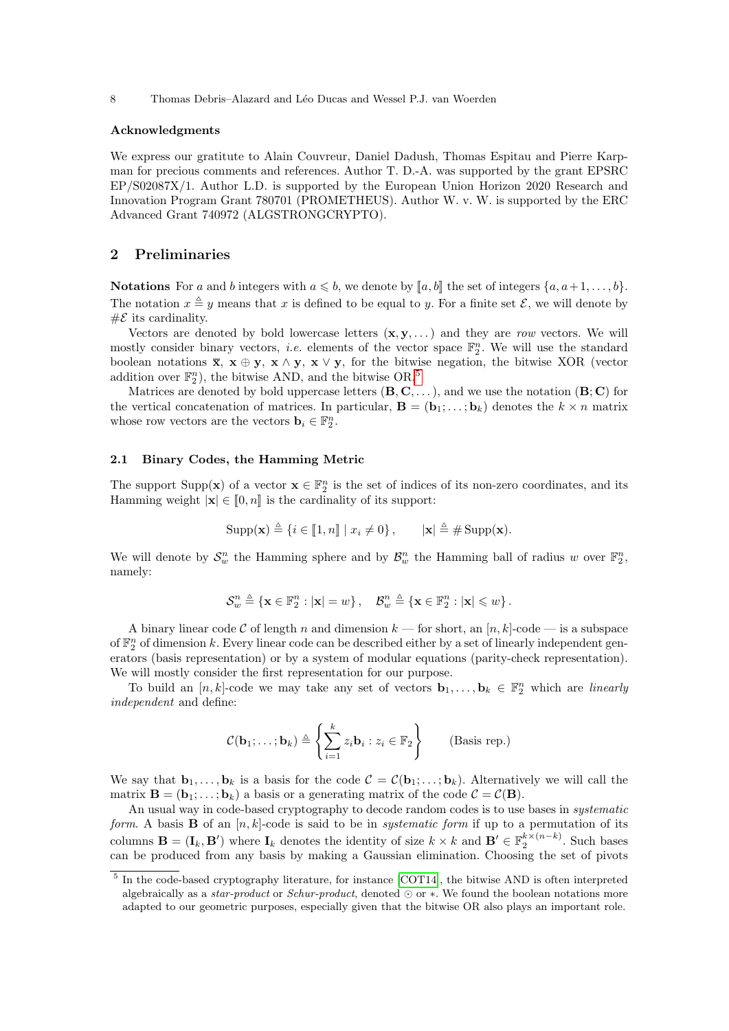#### Acknowledgments

We express our gratitute to Alain Couvreur, Daniel Dadush, Thomas Espitau and Pierre Karpman for precious comments and references. Author T. D.-A. was supported by the grant EPSRC EP/S02087X/1. Author L.D. is supported by the European Union Horizon 2020 Research and Innovation Program Grant 780701 (PROMETHEUS). Author W. v. W. is supported by the ERC Advanced Grant 740972 (ALGSTRONGCRYPTO).

## 2 Preliminaries

**Notations** For $a$ and $b$ integers with $a \leqslant b$, we denote by $[\![a, b]\!]$ the set of integers $\{a, a+1, \ldots, b\}$. The notation $x \triangleq y$ means that $x$ is defined to be equal to $y$. For a finite set $\mathcal{E}$, we will denote by $\#\mathcal{E}$ its cardinality.

Vectors are denoted by bold lowercase letters $(\mathbf{x}, \mathbf{y}, \ldots)$ and they are *row* vectors. We will mostly consider binary vectors, *i.e.* elements of the vector space $\mathbb{F}_2^n$. We will use the standard boolean notations $\overline{\mathbf{x}}$, $\mathbf{x} \oplus \mathbf{y}$, $\mathbf{x} \wedge \mathbf{y}$, $\mathbf{x} \vee \mathbf{y}$, for the bitwise negation, the bitwise XOR (vector addition over $\mathbb{F}_2^n$), the bitwise AND, and the bitwise OR.[5]

Matrices are denoted by bold uppercase letters $(\mathbf{B}, \mathbf{C}, \ldots)$, and we use the notation $(\mathbf{B}; \mathbf{C})$ for the vertical concatenation of matrices. In particular, $\mathbf{B} = (\mathbf{b}_1; \ldots; \mathbf{b}_k)$ denotes the $k \times n$ matrix whose row vectors are the vectors $\mathbf{b}_i \in \mathbb{F}_2^n$.

### 2.1 Binary Codes, the Hamming Metric

The support $\mathrm{Supp}(\mathbf{x})$ of a vector $\mathbf{x} \in \mathbb{F}_2^n$ is the set of indices of its non-zero coordinates, and its Hamming weight $|\mathbf{x}| \in [\![0, n]\!]$ is the cardinality of its support:

$$\mathrm{Supp}(\mathbf{x}) \triangleq \{i \in [\![1, n]\!] \mid x_i \neq 0\}, \qquad |\mathbf{x}| \triangleq \#\,\mathrm{Supp}(\mathbf{x}).$$

We will denote by $\mathcal{S}_w^n$ the Hamming sphere and by $\mathcal{B}_w^n$ the Hamming ball of radius $w$ over $\mathbb{F}_2^n$, namely:

$$\mathcal{S}_w^n \triangleq \{\mathbf{x} \in \mathbb{F}_2^n : |\mathbf{x}| = w\}, \quad \mathcal{B}_w^n \triangleq \{\mathbf{x} \in \mathbb{F}_2^n : |\mathbf{x}| \leqslant w\}.$$

A binary linear code $\mathcal{C}$ of length $n$ and dimension $k$ — for short, an $[n, k]$-code — is a subspace of $\mathbb{F}_2^n$ of dimension $k$. Every linear code can be described either by a set of linearly independent generators (basis representation) or by a system of modular equations (parity-check representation). We will mostly consider the first representation for our purpose.

To build an $[n, k]$-code we may take any set of vectors $\mathbf{b}_1, \ldots, \mathbf{b}_k \in \mathbb{F}_2^n$ which are *linearly independent* and define:

$$\mathcal{C}(\mathbf{b}_1; \ldots; \mathbf{b}_k) \triangleq \left\{ \sum_{i=1}^{k} z_i \mathbf{b}_i : z_i \in \mathbb{F}_2 \right\} \qquad \text{(Basis rep.)}$$

We say that $\mathbf{b}_1, \ldots, \mathbf{b}_k$ is a basis for the code $\mathcal{C} = \mathcal{C}(\mathbf{b}_1; \ldots; \mathbf{b}_k)$. Alternatively we will call the matrix $\mathbf{B} = (\mathbf{b}_1; \ldots; \mathbf{b}_k)$ a basis or a generating matrix of the code $\mathcal{C} = \mathcal{C}(\mathbf{B})$.

An usual way in code-based cryptography to decode random codes is to use bases in *systematic form*. A basis $\mathbf{B}$ of an $[n, k]$-code is said to be in *systematic form* if up to a permutation of its columns $\mathbf{B} = (\mathbf{I}_k, \mathbf{B}')$ where $\mathbf{I}_k$ denotes the identity of size $k \times k$ and $\mathbf{B}' \in \mathbb{F}_2^{k \times (n-k)}$. Such bases can be produced from any basis by making a Gaussian elimination. Choosing the set of pivots

[5] In the code-based cryptography literature, for instance [COT14], the bitwise AND is often interpreted algebraically as a *star-product* or *Schur-product*, denoted $\odot$ or $*$. We found the boolean notations more adapted to our geometric purposes, especially given that the bitwise OR also plays an important role.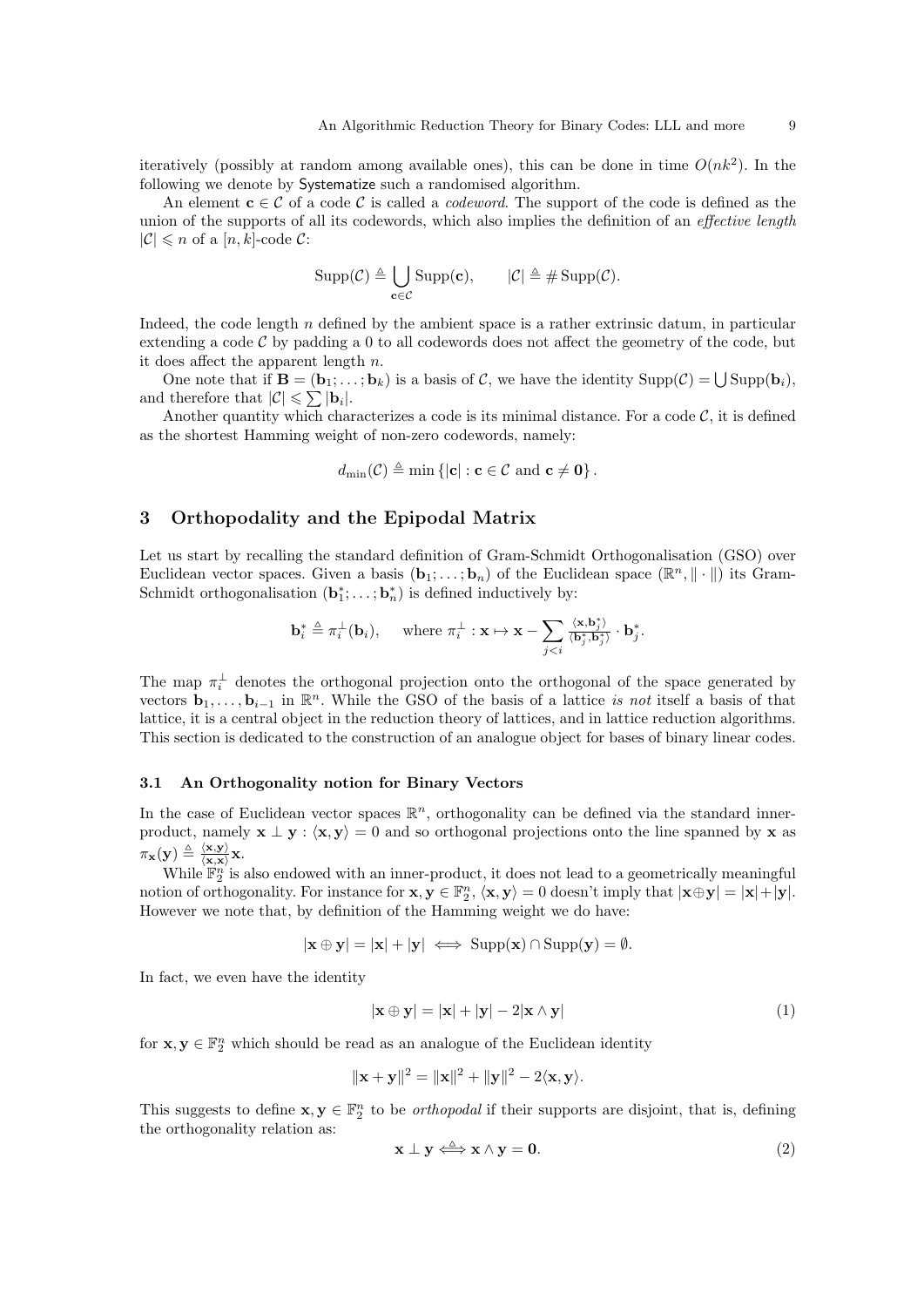iteratively (possibly at random among available ones), this can be done in time $O(nk^2)$. In the following we denote by Systematize such a randomised algorithm.

An element $\mathbf{c} \in \mathcal{C}$ of a code $\mathcal{C}$ is called a *codeword*. The support of the code is defined as the union of the supports of all its codewords, which also implies the definition of an *effective length* $|\mathcal{C}| \leqslant n$ of a $[n, k]$-code $\mathcal{C}$:

$$\mathrm{Supp}(\mathcal{C}) \triangleq \bigcup_{\mathbf{c} \in \mathcal{C}} \mathrm{Supp}(\mathbf{c}), \qquad |\mathcal{C}| \triangleq \# \, \mathrm{Supp}(\mathcal{C}).$$

Indeed, the code length $n$ defined by the ambient space is a rather extrinsic datum, in particular extending a code $\mathcal{C}$ by padding a 0 to all codewords does not affect the geometry of the code, but it does affect the apparent length $n$.

One note that if $\mathbf{B} = (\mathbf{b}_1; \ldots; \mathbf{b}_k)$ is a basis of $\mathcal{C}$, we have the identity $\mathrm{Supp}(\mathcal{C}) = \bigcup \mathrm{Supp}(\mathbf{b}_i)$, and therefore that $|\mathcal{C}| \leqslant \sum |\mathbf{b}_i|$.

Another quantity which characterizes a code is its minimal distance. For a code $\mathcal{C}$, it is defined as the shortest Hamming weight of non-zero codewords, namely:

$$d_{\min}(\mathcal{C}) \triangleq \min \{ |\mathbf{c}| : \mathbf{c} \in \mathcal{C} \text{ and } \mathbf{c} \neq \mathbf{0} \}.$$

## 3 Orthopodality and the Epipodal Matrix

Let us start by recalling the standard definition of Gram-Schmidt Orthogonalisation (GSO) over Euclidean vector spaces. Given a basis $(\mathbf{b}_1; \ldots; \mathbf{b}_n)$ of the Euclidean space $(\mathbb{R}^n, \| \cdot \|)$ its Gram-Schmidt orthogonalisation $(\mathbf{b}_1^*; \ldots; \mathbf{b}_n^*)$ is defined inductively by:

$$\mathbf{b}_i^* \triangleq \pi_i^{\perp}(\mathbf{b}_i), \quad \text{ where } \pi_i^{\perp} : \mathbf{x} \mapsto \mathbf{x} - \sum_{j<i} \frac{\langle \mathbf{x}, \mathbf{b}_j^* \rangle}{\langle \mathbf{b}_j^*, \mathbf{b}_j^* \rangle} \cdot \mathbf{b}_j^*.$$

The map $\pi_i^{\perp}$ denotes the orthogonal projection onto the orthogonal of the space generated by vectors $\mathbf{b}_1, \ldots, \mathbf{b}_{i-1}$ in $\mathbb{R}^n$. While the GSO of the basis of a lattice *is not* itself a basis of that lattice, it is a central object in the reduction theory of lattices, and in lattice reduction algorithms. This section is dedicated to the construction of an analogue object for bases of binary linear codes.

### 3.1 An Orthogonality notion for Binary Vectors

In the case of Euclidean vector spaces $\mathbb{R}^n$, orthogonality can be defined via the standard inner-product, namely $\mathbf{x} \perp \mathbf{y} : \langle \mathbf{x}, \mathbf{y} \rangle = 0$ and so orthogonal projections onto the line spanned by $\mathbf{x}$ as $\pi_{\mathbf{x}}(\mathbf{y}) \triangleq \frac{\langle \mathbf{x}, \mathbf{y} \rangle}{\langle \mathbf{x}, \mathbf{x} \rangle} \mathbf{x}$.

While $\mathbb{F}_2^n$ is also endowed with an inner-product, it does not lead to a geometrically meaningful notion of orthogonality. For instance for $\mathbf{x}, \mathbf{y} \in \mathbb{F}_2^n$, $\langle \mathbf{x}, \mathbf{y} \rangle = 0$ doesn't imply that $|\mathbf{x} \oplus \mathbf{y}| = |\mathbf{x}| + |\mathbf{y}|$. However we note that, by definition of the Hamming weight we do have:

$$|\mathbf{x} \oplus \mathbf{y}| = |\mathbf{x}| + |\mathbf{y}| \iff \mathrm{Supp}(\mathbf{x}) \cap \mathrm{Supp}(\mathbf{y}) = \emptyset.$$

In fact, we even have the identity

$$|\mathbf{x} \oplus \mathbf{y}| = |\mathbf{x}| + |\mathbf{y}| - 2|\mathbf{x} \wedge \mathbf{y}| \tag{1}$$

for $\mathbf{x}, \mathbf{y} \in \mathbb{F}_2^n$ which should be read as an analogue of the Euclidean identity

$$\|\mathbf{x} + \mathbf{y}\|^2 = \|\mathbf{x}\|^2 + \|\mathbf{y}\|^2 - 2\langle \mathbf{x}, \mathbf{y} \rangle.$$

This suggests to define $\mathbf{x}, \mathbf{y} \in \mathbb{F}_2^n$ to be *orthopodal* if their supports are disjoint, that is, defining the orthogonality relation as:

$$\mathbf{x} \perp \mathbf{y} \overset{\triangle}{\iff} \mathbf{x} \wedge \mathbf{y} = \mathbf{0}. \tag{2}$$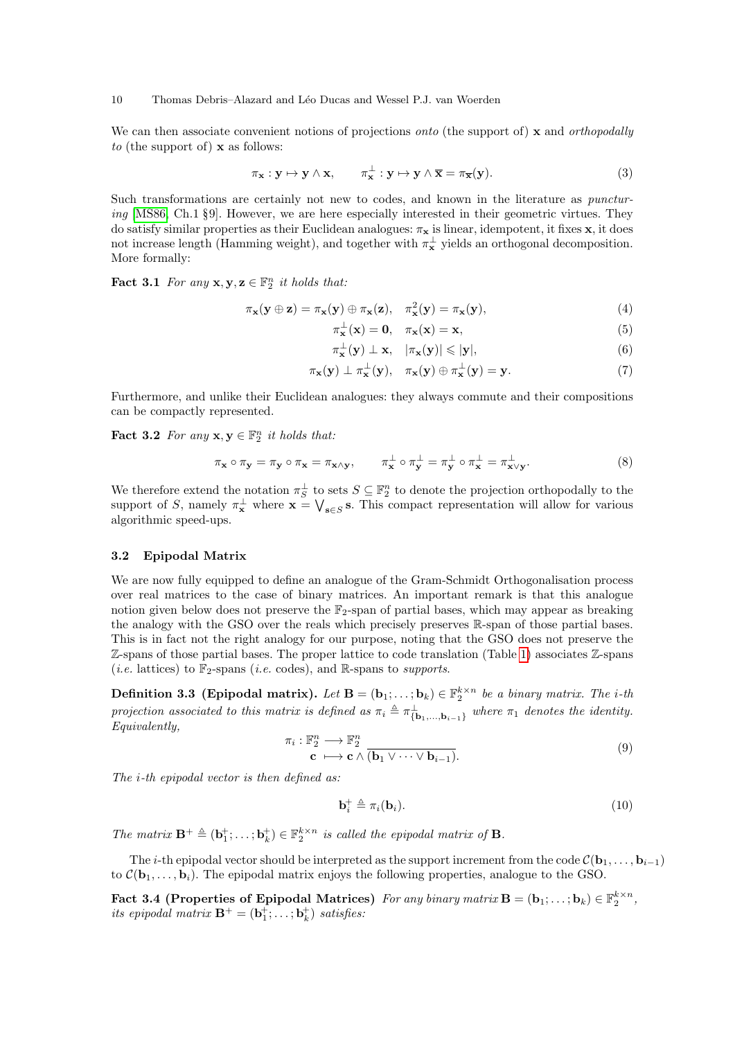We can then associate convenient notions of projections *onto* (the support of) $\mathbf{x}$ and *orthopodally to* (the support of) $\mathbf{x}$ as follows:

$$\pi_{\mathbf{x}} : \mathbf{y} \mapsto \mathbf{y} \wedge \mathbf{x}, \qquad \pi_{\mathbf{x}}^{\perp} : \mathbf{y} \mapsto \mathbf{y} \wedge \overline{\mathbf{x}} = \pi_{\overline{\mathbf{x}}}(\mathbf{y}). \tag{3}$$

Such transformations are certainly not new to codes, and known in the literature as *puncturing* [MS86, Ch.1 §9]. However, we are here especially interested in their geometric virtues. They do satisfy similar properties as their Euclidean analogues: $\pi_{\mathbf{x}}$ is linear, idempotent, it fixes $\mathbf{x}$, it does not increase length (Hamming weight), and together with $\pi_{\mathbf{x}}^{\perp}$ yields an orthogonal decomposition. More formally:

**Fact 3.1** *For any $\mathbf{x}, \mathbf{y}, \mathbf{z} \in \mathbb{F}_2^n$ it holds that:*

$$\pi_{\mathbf{x}}(\mathbf{y} \oplus \mathbf{z}) = \pi_{\mathbf{x}}(\mathbf{y}) \oplus \pi_{\mathbf{x}}(\mathbf{z}), \quad \pi_{\mathbf{x}}^2(\mathbf{y}) = \pi_{\mathbf{x}}(\mathbf{y}), \tag{4}$$

$$\pi_{\mathbf{x}}^{\perp}(\mathbf{x}) = \mathbf{0}, \quad \pi_{\mathbf{x}}(\mathbf{x}) = \mathbf{x}, \tag{5}$$

$$\pi_{\mathbf{x}}^{\perp}(\mathbf{y}) \perp \mathbf{x}, \quad |\pi_{\mathbf{x}}(\mathbf{y})| \leqslant |\mathbf{y}|, \tag{6}$$

$$\pi_{\mathbf{x}}(\mathbf{y}) \perp \pi_{\mathbf{x}}^{\perp}(\mathbf{y}), \quad \pi_{\mathbf{x}}(\mathbf{y}) \oplus \pi_{\mathbf{x}}^{\perp}(\mathbf{y}) = \mathbf{y}. \tag{7}$$

Furthermore, and unlike their Euclidean analogues: they always commute and their compositions can be compactly represented.

**Fact 3.2** *For any $\mathbf{x}, \mathbf{y} \in \mathbb{F}_2^n$ it holds that:*

$$\pi_{\mathbf{x}} \circ \pi_{\mathbf{y}} = \pi_{\mathbf{y}} \circ \pi_{\mathbf{x}} = \pi_{\mathbf{x} \wedge \mathbf{y}}, \qquad \pi_{\mathbf{x}}^{\perp} \circ \pi_{\mathbf{y}}^{\perp} = \pi_{\mathbf{y}}^{\perp} \circ \pi_{\mathbf{x}}^{\perp} = \pi_{\mathbf{x} \vee \mathbf{y}}^{\perp}. \tag{8}$$

We therefore extend the notation $\pi_S^{\perp}$ to sets $S \subseteq \mathbb{F}_2^n$ to denote the projection orthopodally to the support of $S$, namely $\pi_{\mathbf{x}}^{\perp}$ where $\mathbf{x} = \bigvee_{\mathbf{s} \in S} \mathbf{s}$. This compact representation will allow for various algorithmic speed-ups.

### 3.2 Epipodal Matrix

We are now fully equipped to define an analogue of the Gram-Schmidt Orthogonalisation process over real matrices to the case of binary matrices. An important remark is that this analogue notion given below does not preserve the $\mathbb{F}_2$-span of partial bases, which may appear as breaking the analogy with the GSO over the reals which precisely preserves $\mathbb{R}$-span of those partial bases. This is in fact not the right analogy for our purpose, noting that the GSO does not preserve the $\mathbb{Z}$-spans of those partial bases. The proper lattice to code translation (Table 1) associates $\mathbb{Z}$-spans (*i.e.* lattices) to $\mathbb{F}_2$-spans (*i.e.* codes), and $\mathbb{R}$-spans to *supports*.

**Definition 3.3 (Epipodal matrix).** *Let $\mathbf{B} = (\mathbf{b}_1; \ldots; \mathbf{b}_k) \in \mathbb{F}_2^{k \times n}$ be a binary matrix. The $i$-th projection associated to this matrix is defined as $\pi_i \triangleq \pi_{\{\mathbf{b}_1,\ldots,\mathbf{b}_{i-1}\}}^{\perp}$ where $\pi_1$ denotes the identity. Equivalently,*

$$\begin{aligned} \pi_i : \mathbb{F}_2^n &\longrightarrow \mathbb{F}_2^n \\ \mathbf{c} &\longmapsto \mathbf{c} \wedge \overline{(\mathbf{b}_1 \vee \cdots \vee \mathbf{b}_{i-1})}. \end{aligned} \tag{9}$$

*The $i$-th epipodal vector is then defined as:*

$$\mathbf{b}_i^{+} \triangleq \pi_i(\mathbf{b}_i). \tag{10}$$

*The matrix $\mathbf{B}^{+} \triangleq (\mathbf{b}_1^{+}; \ldots; \mathbf{b}_k^{+}) \in \mathbb{F}_2^{k \times n}$ is called the epipodal matrix of $\mathbf{B}$.*

The $i$-th epipodal vector should be interpreted as the support increment from the code $\mathcal{C}(\mathbf{b}_1, \ldots, \mathbf{b}_{i-1})$ to $\mathcal{C}(\mathbf{b}_1, \ldots, \mathbf{b}_i)$. The epipodal matrix enjoys the following properties, analogue to the GSO.

**Fact 3.4 (Properties of Epipodal Matrices)** *For any binary matrix $\mathbf{B} = (\mathbf{b}_1; \ldots; \mathbf{b}_k) \in \mathbb{F}_2^{k \times n}$, its epipodal matrix $\mathbf{B}^{+} = (\mathbf{b}_1^{+}; \ldots; \mathbf{b}_k^{+})$ satisfies:*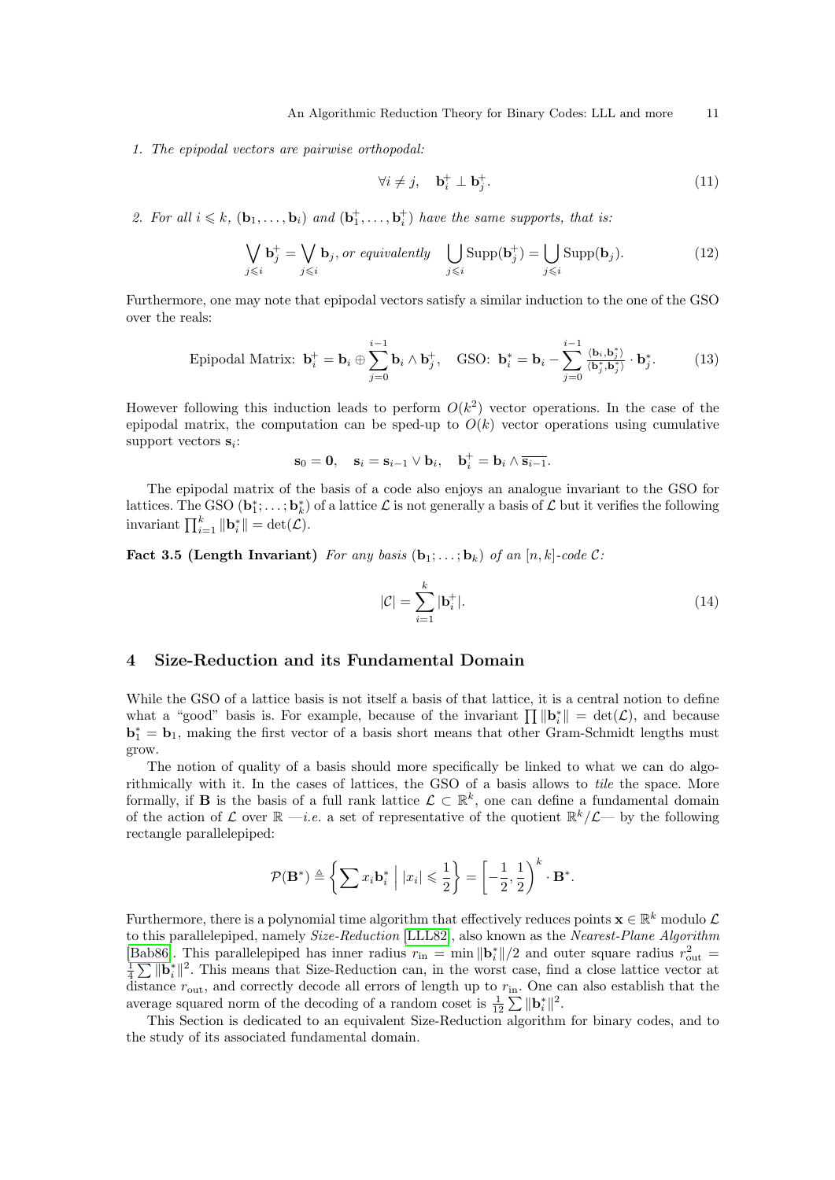1. *The epipodal vectors are pairwise orthopodal:*

$$\forall i \neq j, \quad \mathbf{b}_i^+ \perp \mathbf{b}_j^+. \tag{11}$$

2. *For all $i \leqslant k$, $(\mathbf{b}_1, \ldots, \mathbf{b}_i)$ and $(\mathbf{b}_1^+, \ldots, \mathbf{b}_i^+)$ have the same supports, that is:*

$$\bigvee_{j \leqslant i} \mathbf{b}_j^+ = \bigvee_{j \leqslant i} \mathbf{b}_j, \textit{ or equivalently } \bigcup_{j \leqslant i} \mathrm{Supp}(\mathbf{b}_j^+) = \bigcup_{j \leqslant i} \mathrm{Supp}(\mathbf{b}_j). \tag{12}$$

Furthermore, one may note that epipodal vectors satisfy a similar induction to the one of the GSO over the reals:

$$\text{Epipodal Matrix: } \mathbf{b}_i^+ = \mathbf{b}_i \oplus \sum_{j=0}^{i-1} \mathbf{b}_i \wedge \mathbf{b}_j^+, \quad \text{GSO: } \mathbf{b}_i^* = \mathbf{b}_i - \sum_{j=0}^{i-1} \frac{\langle \mathbf{b}_i, \mathbf{b}_j^* \rangle}{\langle \mathbf{b}_j^*, \mathbf{b}_j^* \rangle} \cdot \mathbf{b}_j^*. \tag{13}$$

However following this induction leads to perform $O(k^2)$ vector operations. In the case of the epipodal matrix, the computation can be sped-up to $O(k)$ vector operations using cumulative support vectors $\mathbf{s}_i$:

$$\mathbf{s}_0 = \mathbf{0}, \quad \mathbf{s}_i = \mathbf{s}_{i-1} \vee \mathbf{b}_i, \quad \mathbf{b}_i^+ = \mathbf{b}_i \wedge \overline{\mathbf{s}_{i-1}}.$$

The epipodal matrix of the basis of a code also enjoys an analogue invariant to the GSO for lattices. The GSO $(\mathbf{b}_1^*; \ldots; \mathbf{b}_k^*)$ of a lattice $\mathcal{L}$ is not generally a basis of $\mathcal{L}$ but it verifies the following invariant $\prod_{i=1}^{k} \|\mathbf{b}_i^*\| = \det(\mathcal{L})$.

**Fact 3.5 (Length Invariant)** *For any basis $(\mathbf{b}_1; \ldots; \mathbf{b}_k)$ of an $[n,k]$-code $\mathcal{C}$:*

$$|\mathcal{C}| = \sum_{i=1}^{k} |\mathbf{b}_i^+|. \tag{14}$$

# 4 Size-Reduction and its Fundamental Domain

While the GSO of a lattice basis is not itself a basis of that lattice, it is a central notion to define what a "good" basis is. For example, because of the invariant $\prod \|\mathbf{b}_i^*\| = \det(\mathcal{L})$, and because $\mathbf{b}_1^* = \mathbf{b}_1$, making the first vector of a basis short means that other Gram-Schmidt lengths must grow.

The notion of quality of a basis should more specifically be linked to what we can do algorithmically with it. In the cases of lattices, the GSO of a basis allows to *tile* the space. More formally, if $\mathbf{B}$ is the basis of a full rank lattice $\mathcal{L} \subset \mathbb{R}^k$, one can define a fundamental domain of the action of $\mathcal{L}$ over $\mathbb{R}$ —*i.e.* a set of representative of the quotient $\mathbb{R}^k/\mathcal{L}$— by the following rectangle parallelepiped:

$$\mathcal{P}(\mathbf{B}^*) \triangleq \left\{ \sum x_i \mathbf{b}_i^* \;\middle|\; |x_i| \leqslant \frac{1}{2} \right\} = \left[ -\frac{1}{2}, \frac{1}{2} \right)^k \cdot \mathbf{B}^*.$$

Furthermore, there is a polynomial time algorithm that effectively reduces points $\mathbf{x} \in \mathbb{R}^k$ modulo $\mathcal{L}$ to this parallelepiped, namely *Size-Reduction* [LLL82], also known as the *Nearest-Plane Algorithm* [Bab86]. This parallelepiped has inner radius $r_{\mathrm{in}} = \min \|\mathbf{b}_i^*\|/2$ and outer square radius $r_{\mathrm{out}}^2 = \frac{1}{4} \sum \|\mathbf{b}_i^*\|^2$. This means that Size-Reduction can, in the worst case, find a close lattice vector at distance $r_{\mathrm{out}}$, and correctly decode all errors of length up to $r_{\mathrm{in}}$. One can also establish that the average squared norm of the decoding of a random coset is $\frac{1}{12} \sum \|\mathbf{b}_i^*\|^2$.

This Section is dedicated to an equivalent Size-Reduction algorithm for binary codes, and to the study of its associated fundamental domain.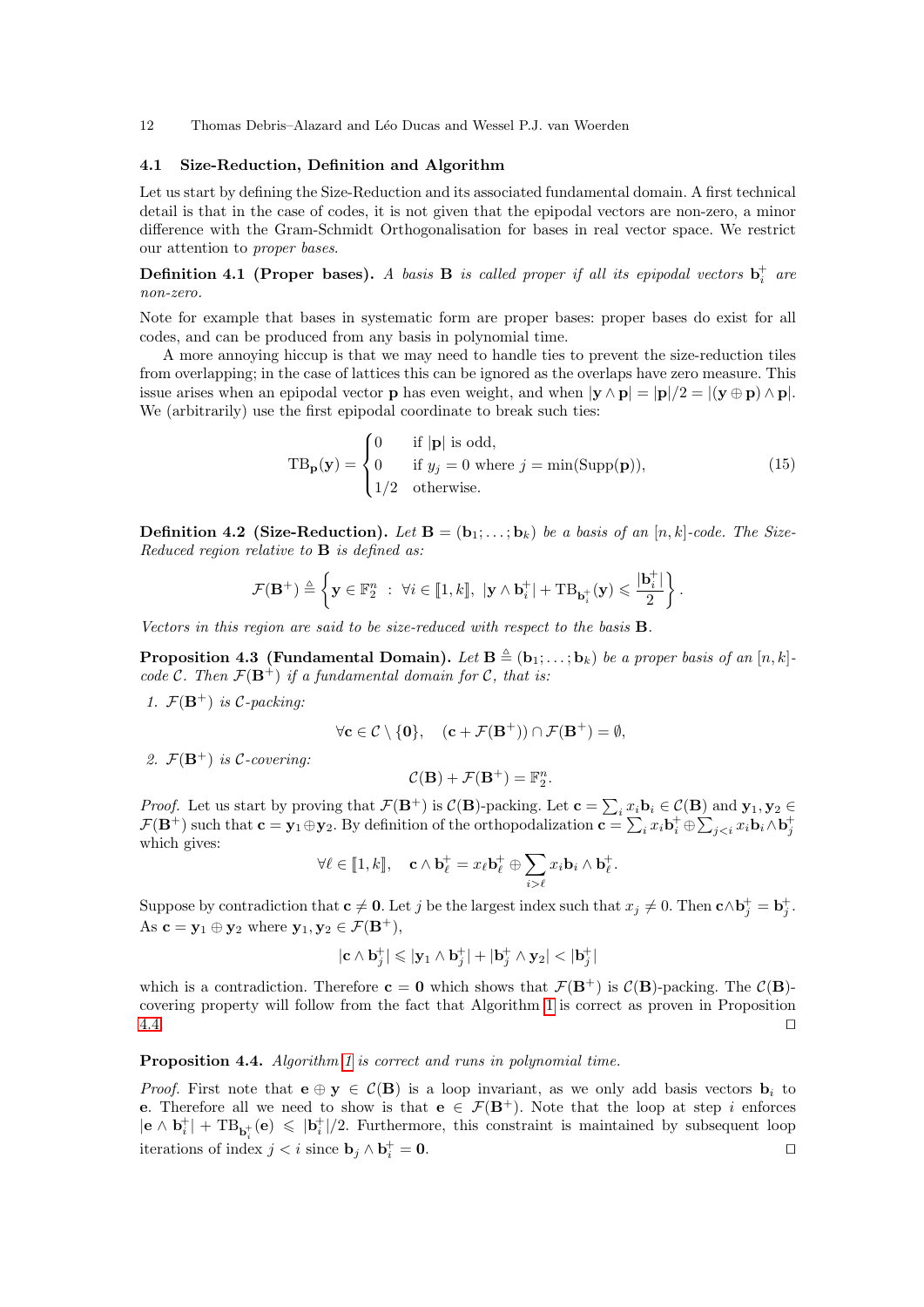### 4.1 Size-Reduction, Definition and Algorithm

Let us start by defining the Size-Reduction and its associated fundamental domain. A first technical detail is that in the case of codes, it is not given that the epipodal vectors are non-zero, a minor difference with the Gram-Schmidt Orthogonalisation for bases in real vector space. We restrict our attention to *proper bases*.

**Definition 4.1 (Proper bases).** *A basis* $\mathbf{B}$ *is called proper if all its epipodal vectors* $\mathbf{b}_i^+$ *are non-zero.*

Note for example that bases in systematic form are proper bases: proper bases do exist for all codes, and can be produced from any basis in polynomial time.

A more annoying hiccup is that we may need to handle ties to prevent the size-reduction tiles from overlapping; in the case of lattices this can be ignored as the overlaps have zero measure. This issue arises when an epipodal vector $\mathbf{p}$ has even weight, and when $|\mathbf{y} \wedge \mathbf{p}| = |\mathbf{p}|/2 = |(\mathbf{y} \oplus \mathbf{p}) \wedge \mathbf{p}|$. We (arbitrarily) use the first epipodal coordinate to break such ties:

$$
\mathrm{TB}_{\mathbf{p}}(\mathbf{y}) = \begin{cases} 0 & \text{if } |\mathbf{p}| \text{ is odd,} \\ 0 & \text{if } y_j = 0 \text{ where } j = \min(\mathrm{Supp}(\mathbf{p})), \\ 1/2 & \text{otherwise.} \end{cases} \tag{15}
$$

**Definition 4.2 (Size-Reduction).** *Let* $\mathbf{B} = (\mathbf{b}_1; \ldots; \mathbf{b}_k)$ *be a basis of an* $[n,k]$*-code. The Size-Reduced region relative to* $\mathbf{B}$ *is defined as:*

$$
\mathcal{F}(\mathbf{B}^+) \triangleq \left\{ \mathbf{y} \in \mathbb{F}_2^n \ : \ \forall i \in [\![1,k]\!],\ |\mathbf{y} \wedge \mathbf{b}_i^+| + \mathrm{TB}_{\mathbf{b}_i^+}(\mathbf{y}) \leqslant \frac{|\mathbf{b}_i^+|}{2} \right\}.
$$

*Vectors in this region are said to be size-reduced with respect to the basis* $\mathbf{B}$.

**Proposition 4.3 (Fundamental Domain).** *Let* $\mathbf{B} \triangleq (\mathbf{b}_1; \ldots; \mathbf{b}_k)$ *be a proper basis of an* $[n,k]$*-code* $\mathcal{C}$. *Then* $\mathcal{F}(\mathbf{B}^+)$ *if a fundamental domain for* $\mathcal{C}$*, that is:*

1. $\mathcal{F}(\mathbf{B}^+)$ *is* $\mathcal{C}$*-packing:*
$$
\forall \mathbf{c} \in \mathcal{C} \setminus \{\mathbf{0}\}, \quad (\mathbf{c} + \mathcal{F}(\mathbf{B}^+)) \cap \mathcal{F}(\mathbf{B}^+) = \emptyset,
$$
2. $\mathcal{F}(\mathbf{B}^+)$ *is* $\mathcal{C}$*-covering:*
$$
\mathcal{C}(\mathbf{B}) + \mathcal{F}(\mathbf{B}^+) = \mathbb{F}_2^n.
$$

*Proof.* Let us start by proving that $\mathcal{F}(\mathbf{B}^+)$ is $\mathcal{C}(\mathbf{B})$-packing. Let $\mathbf{c} = \sum_i x_i \mathbf{b}_i \in \mathcal{C}(\mathbf{B})$ and $\mathbf{y}_1, \mathbf{y}_2 \in \mathcal{F}(\mathbf{B}^+)$ such that $\mathbf{c} = \mathbf{y}_1 \oplus \mathbf{y}_2$. By definition of the orthopodalization $\mathbf{c} = \sum_i x_i \mathbf{b}_i^+ \oplus \sum_{j<i} x_i \mathbf{b}_i \wedge \mathbf{b}_j^+$ which gives:

$$
\forall \ell \in [\![1,k]\!], \quad \mathbf{c} \wedge \mathbf{b}_\ell^+ = x_\ell \mathbf{b}_\ell^+ \oplus \sum_{i>\ell} x_i \mathbf{b}_i \wedge \mathbf{b}_\ell^+.
$$

Suppose by contradiction that $\mathbf{c} \neq \mathbf{0}$. Let $j$ be the largest index such that $x_j \neq 0$. Then $\mathbf{c} \wedge \mathbf{b}_j^+ = \mathbf{b}_j^+$. As $\mathbf{c} = \mathbf{y}_1 \oplus \mathbf{y}_2$ where $\mathbf{y}_1, \mathbf{y}_2 \in \mathcal{F}(\mathbf{B}^+)$,

$$
|\mathbf{c} \wedge \mathbf{b}_j^+| \leqslant |\mathbf{y}_1 \wedge \mathbf{b}_j^+| + |\mathbf{b}_j^+ \wedge \mathbf{y}_2| < |\mathbf{b}_j^+|
$$

which is a contradiction. Therefore $\mathbf{c} = \mathbf{0}$ which shows that $\mathcal{F}(\mathbf{B}^+)$ is $\mathcal{C}(\mathbf{B})$-packing. The $\mathcal{C}(\mathbf{B})$-covering property will follow from the fact that Algorithm 1 is correct as proven in Proposition 4.4. $\square$

**Proposition 4.4.** *Algorithm 1 is correct and runs in polynomial time.*

*Proof.* First note that $\mathbf{e} \oplus \mathbf{y} \in \mathcal{C}(\mathbf{B})$ is a loop invariant, as we only add basis vectors $\mathbf{b}_i$ to $\mathbf{e}$. Therefore all we need to show is that $\mathbf{e} \in \mathcal{F}(\mathbf{B}^+)$. Note that the loop at step $i$ enforces $|\mathbf{e} \wedge \mathbf{b}_i^+| + \mathrm{TB}_{\mathbf{b}_i^+}(\mathbf{e}) \leqslant |\mathbf{b}_i^+|/2$. Furthermore, this constraint is maintained by subsequent loop iterations of index $j < i$ since $\mathbf{b}_j \wedge \mathbf{b}_i^+ = \mathbf{0}$. $\square$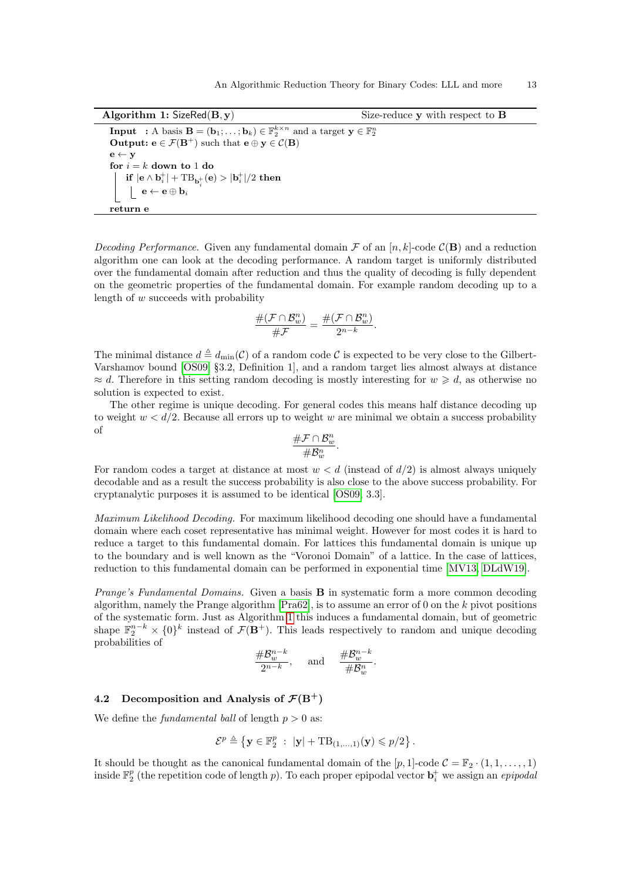**Algorithm 1:** $\mathsf{SizeRed}(\mathbf{B}, \mathbf{y})$ — Size-reduce $\mathbf{y}$ with respect to $\mathbf{B}$

```
Input  : A basis B = (b_1; ... ; b_k) ∈ F_2^{k×n} and a target y ∈ F_2^n
Output: e ∈ F(B^+) such that e ⊕ y ∈ C(B)
e ← y
for i = k down to 1 do
    if |e ∧ b_i^+| + TB_{b_i^+}(e) > |b_i^+|/2 then
        e ← e ⊕ b_i
return e
```

*Decoding Performance.* Given any fundamental domain $\mathcal{F}$ of an $[n, k]$-code $\mathcal{C}(\mathbf{B})$ and a reduction algorithm one can look at the decoding performance. A random target is uniformly distributed over the fundamental domain after reduction and thus the quality of decoding is fully dependent on the geometric properties of the fundamental domain. For example random decoding up to a length of $w$ succeeds with probability

$$\frac{\#(\mathcal{F} \cap \mathcal{B}_w^n)}{\#\mathcal{F}} = \frac{\#(\mathcal{F} \cap \mathcal{B}_w^n)}{2^{n-k}}.$$

The minimal distance $d \triangleq d_{\min}(\mathcal{C})$ of a random code $\mathcal{C}$ is expected to be very close to the Gilbert-Varshamov bound [OS09] §3.2, Definition 1], and a random target lies almost always at distance $\approx d$. Therefore in this setting random decoding is mostly interesting for $w \geqslant d$, as otherwise no solution is expected to exist.

The other regime is unique decoding. For general codes this means half distance decoding up to weight $w < d/2$. Because all errors up to weight $w$ are minimal we obtain a success probability of

$$\frac{\#\mathcal{F} \cap \mathcal{B}_w^n}{\#\mathcal{B}_w^n}.$$

For random codes a target at distance at most $w < d$ (instead of $d/2$) is almost always uniquely decodable and as a result the success probability is also close to the above success probability. For cryptanalytic purposes it is assumed to be identical [OS09, 3.3].

*Maximum Likelihood Decoding.* For maximum likelihood decoding one should have a fundamental domain where each coset representative has minimal weight. However for most codes it is hard to reduce a target to this fundamental domain. For lattices this fundamental domain is unique up to the boundary and is well known as the "Voronoi Domain" of a lattice. In the case of lattices, reduction to this fundamental domain can be performed in exponential time [MV13, DLdW19].

*Prange's Fundamental Domains.* Given a basis $\mathbf{B}$ in systematic form a more common decoding algorithm, namely the Prange algorithm [Pra62], is to assume an error of 0 on the $k$ pivot positions of the systematic form. Just as Algorithm 1 this induces a fundamental domain, but of geometric shape $\mathbb{F}_2^{n-k} \times \{0\}^k$ instead of $\mathcal{F}(\mathbf{B}^+)$. This leads respectively to random and unique decoding probabilities of

$$\frac{\#\mathcal{B}_w^{n-k}}{2^{n-k}}, \quad \text{and} \quad \frac{\#\mathcal{B}_w^{n-k}}{\#\mathcal{B}_w^n}.$$

### 4.2 Decomposition and Analysis of $\mathcal{F}(\mathbf{B}^+)$

We define the *fundamental ball* of length $p > 0$ as:

$$\mathcal{E}^p \triangleq \left\{ \mathbf{y} \in \mathbb{F}_2^p \ : \ |\mathbf{y}| + \mathrm{TB}_{(1,\ldots,1)}(\mathbf{y}) \leqslant p/2 \right\}.$$

It should be thought as the canonical fundamental domain of the $[p, 1]$-code $\mathcal{C} = \mathbb{F}_2 \cdot (1, 1, \ldots, 1)$ inside $\mathbb{F}_2^p$ (the repetition code of length $p$). To each proper epipodal vector $\mathbf{b}_i^+$ we assign an *epipodal*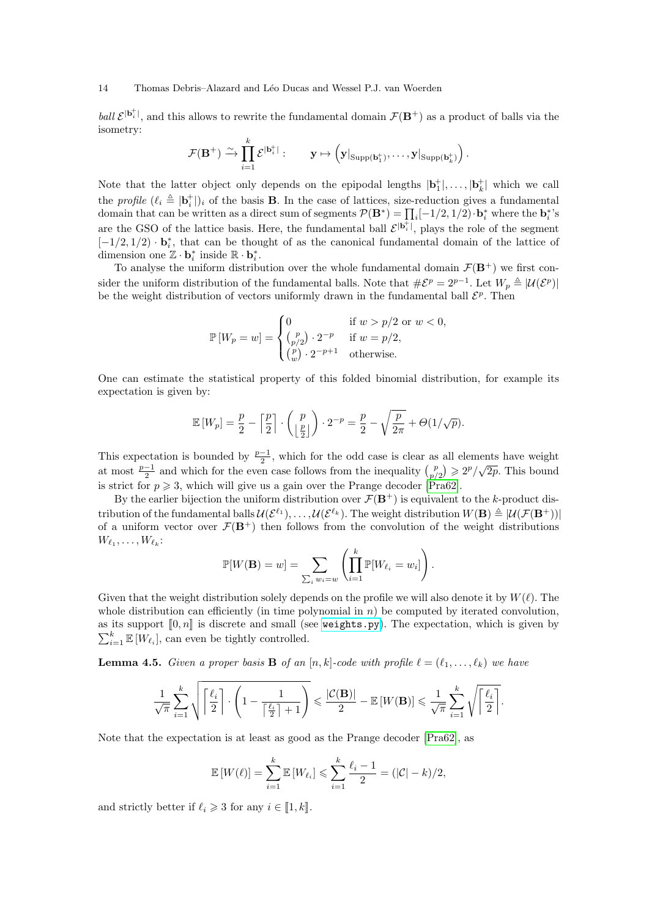*ball* $\mathcal{E}^{|\mathbf{b}_i^+|}$, and this allows to rewrite the fundamental domain $\mathcal{F}(\mathbf{B}^+)$ as a product of balls via the isometry:

$$\mathcal{F}(\mathbf{B}^+) \xrightarrow{\sim} \prod_{i=1}^{k} \mathcal{E}^{|\mathbf{b}_i^+|} : \qquad \mathbf{y} \mapsto \left(\mathbf{y}|_{\mathrm{Supp}(\mathbf{b}_1^+)}, \ldots, \mathbf{y}|_{\mathrm{Supp}(\mathbf{b}_k^+)}\right).$$

Note that the latter object only depends on the epipodal lengths $|\mathbf{b}_1^+|, \ldots, |\mathbf{b}_k^+|$ which we call the *profile* $(\ell_i \triangleq |\mathbf{b}_i^+|)_i$ of the basis $\mathbf{B}$. In the case of lattices, size-reduction gives a fundamental domain that can be written as a direct sum of segments $\mathcal{P}(\mathbf{B}^*) = \prod_i [-1/2, 1/2) \cdot \mathbf{b}_i^*$ where the $\mathbf{b}_i^*$'s are the GSO of the lattice basis. Here, the fundamental ball $\mathcal{E}^{|\mathbf{b}_i^+|}$, plays the role of the segment $[-1/2, 1/2) \cdot \mathbf{b}_i^*$, that can be thought of as the canonical fundamental domain of the lattice of dimension one $\mathbb{Z} \cdot \mathbf{b}_i^*$ inside $\mathbb{R} \cdot \mathbf{b}_i^*$.

To analyse the uniform distribution over the whole fundamental domain $\mathcal{F}(\mathbf{B}^+)$ we first consider the uniform distribution of the fundamental balls. Note that $\#\mathcal{E}^p = 2^{p-1}$. Let $W_p \triangleq |\mathcal{U}(\mathcal{E}^p)|$ be the weight distribution of vectors uniformly drawn in the fundamental ball $\mathcal{E}^p$. Then

$$\mathbb{P}\left[W_p = w\right] = \begin{cases} 0 & \text{if } w > p/2 \text{ or } w < 0, \\ \binom{p}{p/2} \cdot 2^{-p} & \text{if } w = p/2, \\ \binom{p}{w} \cdot 2^{-p+1} & \text{otherwise.} \end{cases}$$

One can estimate the statistical property of this folded binomial distribution, for example its expectation is given by:

$$\mathbb{E}\left[W_p\right] = \frac{p}{2} - \left\lceil \frac{p}{2} \right\rceil \cdot \binom{p}{\lfloor \frac{p}{2} \rfloor} \cdot 2^{-p} = \frac{p}{2} - \sqrt{\frac{p}{2\pi}} + \Theta(1/\sqrt{p}).$$

This expectation is bounded by $\frac{p-1}{2}$, which for the odd case is clear as all elements have weight at most $\frac{p-1}{2}$ and which for the even case follows from the inequality $\binom{p}{p/2} \geqslant 2^p/\sqrt{2p}$. This bound is strict for $p \geqslant 3$, which will give us a gain over the Prange decoder [Pra62].

By the earlier bijection the uniform distribution over $\mathcal{F}(\mathbf{B}^+)$ is equivalent to the $k$-product distribution of the fundamental balls $\mathcal{U}(\mathcal{E}^{\ell_1}), \ldots, \mathcal{U}(\mathcal{E}^{\ell_k})$. The weight distribution $W(\mathbf{B}) \triangleq |\mathcal{U}(\mathcal{F}(\mathbf{B}^+))|$ of a uniform vector over $\mathcal{F}(\mathbf{B}^+)$ then follows from the convolution of the weight distributions $W_{\ell_1}, \ldots, W_{\ell_k}$:

$$\mathbb{P}[W(\mathbf{B}) = w] = \sum_{\sum_i w_i = w} \left(\prod_{i=1}^{k} \mathbb{P}[W_{\ell_i} = w_i]\right).$$

Given that the weight distribution solely depends on the profile we will also denote it by $W(\ell)$. The whole distribution can efficiently (in time polynomial in $n$) be computed by iterated convolution, as its support $[\![0, n]\!]$ is discrete and small (see `weights.py`). The expectation, which is given by $\sum_{i=1}^{k} \mathbb{E}\left[W_{\ell_i}\right]$, can even be tightly controlled.

**Lemma 4.5.** *Given a proper basis $\mathbf{B}$ of an $[n, k]$-code with profile $\ell = (\ell_1, \ldots, \ell_k)$ we have*

$$\frac{1}{\sqrt{\pi}} \sum_{i=1}^{k} \sqrt{\left\lceil \frac{\ell_i}{2} \right\rceil \cdot \left(1 - \frac{1}{\left\lceil \frac{\ell_i}{2} \right\rceil + 1}\right)} \leqslant \frac{|\mathcal{C}(\mathbf{B})|}{2} - \mathbb{E}\left[W(\mathbf{B})\right] \leqslant \frac{1}{\sqrt{\pi}} \sum_{i=1}^{k} \sqrt{\left\lceil \frac{\ell_i}{2} \right\rceil}.$$

Note that the expectation is at least as good as the Prange decoder [Pra62], as

$$\mathbb{E}\left[W(\ell)\right] = \sum_{i=1}^{k} \mathbb{E}\left[W_{\ell_i}\right] \leqslant \sum_{i=1}^{k} \frac{\ell_i - 1}{2} = (|\mathcal{C}| - k)/2,$$

and strictly better if $\ell_i \geqslant 3$ for any $i \in [\![1, k]\!]$.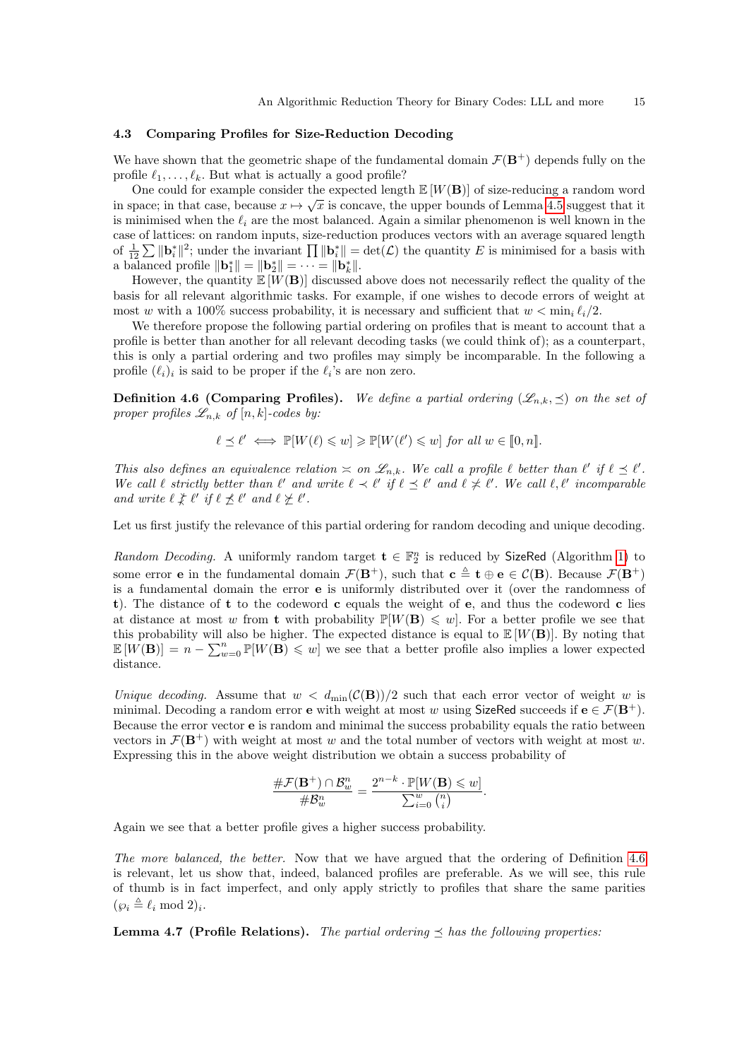### 4.3 Comparing Profiles for Size-Reduction Decoding

We have shown that the geometric shape of the fundamental domain $\mathcal{F}(\mathbf{B}^+)$ depends fully on the profile $\ell_1, \ldots, \ell_k$. But what is actually a good profile?

One could for example consider the expected length $\mathbb{E}[W(\mathbf{B})]$ of size-reducing a random word in space; in that case, because $x \mapsto \sqrt{x}$ is concave, the upper bounds of Lemma 4.5 suggest that it is minimised when the $\ell_i$ are the most balanced. Again a similar phenomenon is well known in the case of lattices: on random inputs, size-reduction produces vectors with an average squared length of $\frac{1}{12}\sum \|\mathbf{b}_i^*\|^2$; under the invariant $\prod \|\mathbf{b}_i^*\| = \det(\mathcal{L})$ the quantity $E$ is minimised for a basis with a balanced profile $\|\mathbf{b}_1^*\| = \|\mathbf{b}_2^*\| = \cdots = \|\mathbf{b}_k^*\|$.

However, the quantity $\mathbb{E}[W(\mathbf{B})]$ discussed above does not necessarily reflect the quality of the basis for all relevant algorithmic tasks. For example, if one wishes to decode errors of weight at most $w$ with a 100% success probability, it is necessary and sufficient that $w < \min_i \ell_i/2$.

We therefore propose the following partial ordering on profiles that is meant to account that a profile is better than another for all relevant decoding tasks (we could think of); as a counterpart, this is only a partial ordering and two profiles may simply be incomparable. In the following a profile $(\ell_i)_i$ is said to be proper if the $\ell_i$'s are non zero.

**Definition 4.6 (Comparing Profiles).** *We define a partial ordering $(\mathscr{L}_{n,k}, \preceq)$ on the set of proper profiles $\mathscr{L}_{n,k}$ of $[n,k]$-codes by:*

$$\ell \preceq \ell' \iff \mathbb{P}[W(\ell) \leqslant w] \geqslant \mathbb{P}[W(\ell') \leqslant w] \text{ for all } w \in [\![0, n]\!].$$

*This also defines an equivalence relation $\asymp$ on $\mathscr{L}_{n,k}$. We call a profile $\ell$ better than $\ell'$ if $\ell \preceq \ell'$. We call $\ell$ strictly better than $\ell'$ and write $\ell \prec \ell'$ if $\ell \preceq \ell'$ and $\ell \not\asymp \ell'$. We call $\ell, \ell'$ incomparable and write $\ell \not\asymp \ell'$ if $\ell \not\preceq \ell'$ and $\ell \not\succeq \ell'$.*

Let us first justify the relevance of this partial ordering for random decoding and unique decoding.

*Random Decoding.* A uniformly random target $\mathbf{t} \in \mathbb{F}_2^n$ is reduced by SizeRed (Algorithm 1) to some error $\mathbf{e}$ in the fundamental domain $\mathcal{F}(\mathbf{B}^+)$, such that $\mathbf{c} \triangleq \mathbf{t} \oplus \mathbf{e} \in \mathcal{C}(\mathbf{B})$. Because $\mathcal{F}(\mathbf{B}^+)$ is a fundamental domain the error $\mathbf{e}$ is uniformly distributed over it (over the randomness of $\mathbf{t}$). The distance of $\mathbf{t}$ to the codeword $\mathbf{c}$ equals the weight of $\mathbf{e}$, and thus the codeword $\mathbf{c}$ lies at distance at most $w$ from $\mathbf{t}$ with probability $\mathbb{P}[W(\mathbf{B}) \leqslant w]$. For a better profile we see that this probability will also be higher. The expected distance is equal to $\mathbb{E}[W(\mathbf{B})]$. By noting that $\mathbb{E}[W(\mathbf{B})] = n - \sum_{w=0}^{n} \mathbb{P}[W(\mathbf{B}) \leqslant w]$ we see that a better profile also implies a lower expected distance.

*Unique decoding.* Assume that $w < d_{\min}(\mathcal{C}(\mathbf{B}))/2$ such that each error vector of weight $w$ is minimal. Decoding a random error $\mathbf{e}$ with weight at most $w$ using SizeRed succeeds if $\mathbf{e} \in \mathcal{F}(\mathbf{B}^+)$. Because the error vector $\mathbf{e}$ is random and minimal the success probability equals the ratio between vectors in $\mathcal{F}(\mathbf{B}^+)$ with weight at most $w$ and the total number of vectors with weight at most $w$. Expressing this in the above weight distribution we obtain a success probability of

$$\frac{\#\mathcal{F}(\mathbf{B}^+) \cap \mathcal{B}_w^n}{\#\mathcal{B}_w^n} = \frac{2^{n-k} \cdot \mathbb{P}[W(\mathbf{B}) \leqslant w]}{\sum_{i=0}^{w} \binom{n}{i}}.$$

Again we see that a better profile gives a higher success probability.

*The more balanced, the better.* Now that we have argued that the ordering of Definition 4.6 is relevant, let us show that, indeed, balanced profiles are preferable. As we will see, this rule of thumb is in fact imperfect, and only apply strictly to profiles that share the same parities $(\wp_i \triangleq \ell_i \bmod 2)_i$.

**Lemma 4.7 (Profile Relations).** *The partial ordering $\preceq$ has the following properties:*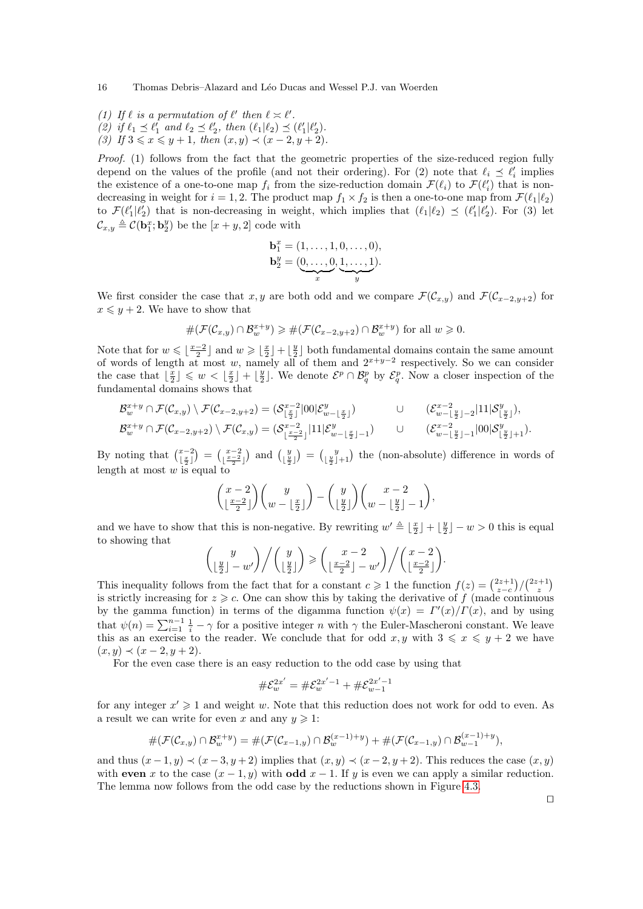(1) *If $\ell$ is a permutation of $\ell'$ then $\ell \asymp \ell'$.*
(2) *if $\ell_1 \preceq \ell_1'$ and $\ell_2 \preceq \ell_2'$, then $(\ell_1|\ell_2) \preceq (\ell_1'|\ell_2')$.*
(3) *If $3 \leqslant x \leqslant y+1$, then $(x,y) \prec (x-2, y+2)$.*

*Proof.* (1) follows from the fact that the geometric properties of the size-reduced region fully depend on the values of the profile (and not their ordering). For (2) note that $\ell_i \preceq \ell_i'$ implies the existence of a one-to-one map $f_i$ from the size-reduction domain $\mathcal{F}(\ell_i)$ to $\mathcal{F}(\ell_i')$ that is non-decreasing in weight for $i = 1, 2$. The product map $f_1 \times f_2$ is then a one-to-one map from $\mathcal{F}(\ell_1|\ell_2)$ to $\mathcal{F}(\ell_1'|\ell_2')$ that is non-decreasing in weight, which implies that $(\ell_1|\ell_2) \preceq (\ell_1'|\ell_2')$. For (3) let $\mathcal{C}_{x,y} \triangleq \mathcal{C}(\mathbf{b}_1^x; \mathbf{b}_2^y)$ be the $[x+y, 2]$ code with

$$
\begin{aligned}
\mathbf{b}_1^x &= (1, \ldots, 1, 0, \ldots, 0), \\
\mathbf{b}_2^y &= (\underbrace{0, \ldots, 0}_{x}, \underbrace{1, \ldots, 1}_{y}).
\end{aligned}
$$

We first consider the case that $x, y$ are both odd and we compare $\mathcal{F}(\mathcal{C}_{x,y})$ and $\mathcal{F}(\mathcal{C}_{x-2,y+2})$ for $x \leqslant y+2$. We have to show that

$$
\#(\mathcal{F}(\mathcal{C}_{x,y}) \cap \mathcal{B}_w^{x+y}) \geqslant \#(\mathcal{F}(\mathcal{C}_{x-2,y+2}) \cap \mathcal{B}_w^{x+y}) \text{ for all } w \geqslant 0.
$$

Note that for $w \leqslant \lfloor \frac{x-2}{2} \rfloor$ and $w \geqslant \lfloor \frac{x}{2} \rfloor + \lfloor \frac{y}{2} \rfloor$ both fundamental domains contain the same amount of words of length at most $w$, namely all of them and $2^{x+y-2}$ respectively. So we can consider the case that $\lfloor \frac{x}{2} \rfloor \leqslant w < \lfloor \frac{x}{2} \rfloor + \lfloor \frac{y}{2} \rfloor$. We denote $\mathcal{E}^p \cap \mathcal{B}_q^p$ by $\mathcal{E}_q^p$. Now a closer inspection of the fundamental domains shows that

$$
\begin{aligned}
\mathcal{B}_w^{x+y} \cap \mathcal{F}(\mathcal{C}_{x,y}) \setminus \mathcal{F}(\mathcal{C}_{x-2,y+2}) &= (\mathcal{S}^{x-2}_{\lfloor \frac{x}{2} \rfloor} | 00 | \mathcal{E}^y_{w - \lfloor \frac{x}{2} \rfloor}) &\quad \cup \quad& (\mathcal{E}^{x-2}_{w - \lfloor \frac{y}{2} \rfloor - 2} | 11 | \mathcal{S}^y_{\lfloor \frac{y}{2} \rfloor}), \\
\mathcal{B}_w^{x+y} \cap \mathcal{F}(\mathcal{C}_{x-2,y+2}) \setminus \mathcal{F}(\mathcal{C}_{x,y}) &= (\mathcal{S}^{x-2}_{\lfloor \frac{x-2}{2} \rfloor} | 11 | \mathcal{E}^y_{w - \lfloor \frac{x}{2} \rfloor - 1}) &\quad \cup \quad& (\mathcal{E}^{x-2}_{w - \lfloor \frac{y}{2} \rfloor - 1} | 00 | \mathcal{S}^y_{\lfloor \frac{y}{2} \rfloor + 1}).
\end{aligned}
$$

By noting that $\binom{x-2}{\lfloor \frac{x}{2} \rfloor} = \binom{x-2}{\lfloor \frac{x-2}{2} \rfloor}$ and $\binom{y}{\lfloor \frac{y}{2} \rfloor} = \binom{y}{\lfloor \frac{y}{2} \rfloor + 1}$ the (non-absolute) difference in words of length at most $w$ is equal to

$$
\binom{x-2}{\lfloor \frac{x-2}{2} \rfloor} \binom{y}{w - \lfloor \frac{x}{2} \rfloor} - \binom{y}{\lfloor \frac{y}{2} \rfloor} \binom{x-2}{w - \lfloor \frac{y}{2} \rfloor - 1},
$$

and we have to show that this is non-negative. By rewriting $w' \triangleq \lfloor \frac{x}{2} \rfloor + \lfloor \frac{y}{2} \rfloor - w > 0$ this is equal to showing that

$$
\binom{y}{\lfloor \frac{y}{2} \rfloor - w'} \Big/ \binom{y}{\lfloor \frac{y}{2} \rfloor} \geqslant \binom{x-2}{\lfloor \frac{x-2}{2} \rfloor - w'} \Big/ \binom{x-2}{\lfloor \frac{x-2}{2} \rfloor}.
$$

This inequality follows from the fact that for a constant $c \geqslant 1$ the function $f(z) = \binom{2z+1}{z-c} / \binom{2z+1}{z}$ is strictly increasing for $z \geqslant c$. One can show this by taking the derivative of $f$ (made continuous by the gamma function) in terms of the digamma function $\psi(x) = \Gamma'(x)/\Gamma(x)$, and by using that $\psi(n) = \sum_{i=1}^{n-1} \frac{1}{i} - \gamma$ for a positive integer $n$ with $\gamma$ the Euler-Mascheroni constant. We leave this as an exercise to the reader. We conclude that for odd $x, y$ with $3 \leqslant x \leqslant y+2$ we have $(x,y) \prec (x-2, y+2)$.

For the even case there is an easy reduction to the odd case by using that

$$
\#\mathcal{E}_w^{2x'} = \#\mathcal{E}_w^{2x'-1} + \#\mathcal{E}_{w-1}^{2x'-1}
$$

for any integer $x' \geqslant 1$ and weight $w$. Note that this reduction does not work for odd to even. As a result we can write for even $x$ and any $y \geqslant 1$:

$$
\#(\mathcal{F}(\mathcal{C}_{x,y}) \cap \mathcal{B}_w^{x+y}) = \#(\mathcal{F}(\mathcal{C}_{x-1,y}) \cap \mathcal{B}_w^{(x-1)+y}) + \#(\mathcal{F}(\mathcal{C}_{x-1,y}) \cap \mathcal{B}_{w-1}^{(x-1)+y}),
$$

and thus $(x-1, y) \prec (x-3, y+2)$ implies that $(x,y) \prec (x-2, y+2)$. This reduces the case $(x,y)$ with **even** $x$ to the case $(x-1, y)$ with **odd** $x-1$. If $y$ is even we can apply a similar reduction. The lemma now follows from the odd case by the reductions shown in Figure 4.3. $\square$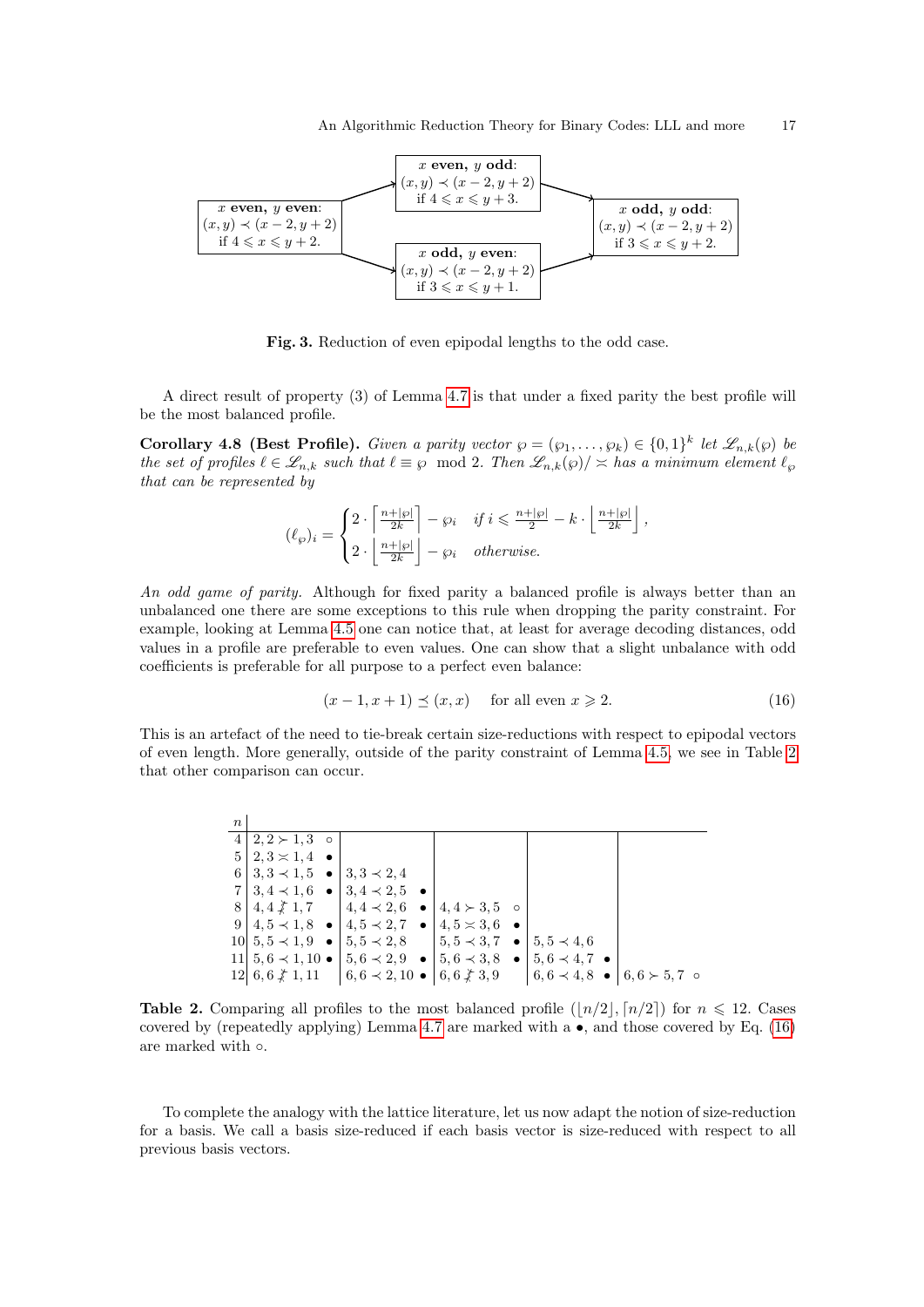**x even, y even:** $(x,y) \prec (x-2, y+2)$ if $4 \leqslant x \leqslant y+2$.
→ **x even, y odd:** $(x,y) \prec (x-2, y+2)$ if $4 \leqslant x \leqslant y+3$.
→ **x odd, y even:** $(x,y) \prec (x-2, y+2)$ if $3 \leqslant x \leqslant y+1$.
→ **x odd, y odd:** $(x,y) \prec (x-2, y+2)$ if $3 \leqslant x \leqslant y+2$.

**Fig. 3.** Reduction of even epipodal lengths to the odd case.

A direct result of property (3) of Lemma 4.7 is that under a fixed parity the best profile will be the most balanced profile.

**Corollary 4.8 (Best Profile).** *Given a parity vector $\wp = (\wp_1, \ldots, \wp_k) \in \{0,1\}^k$ let $\mathscr{L}_{n,k}(\wp)$ be the set of profiles $\ell \in \mathscr{L}_{n,k}$ such that $\ell \equiv \wp \mod 2$. Then $\mathscr{L}_{n,k}(\wp)/\asymp$ has a minimum element $\ell_\wp$ that can be represented by*

$$(\ell_\wp)_i = \begin{cases} 2 \cdot \left\lceil \frac{n+|\wp|}{2k} \right\rceil - \wp_i & \text{if } i \leqslant \frac{n+|\wp|}{2} - k \cdot \left\lfloor \frac{n+|\wp|}{2k} \right\rfloor, \\ 2 \cdot \left\lfloor \frac{n+|\wp|}{2k} \right\rfloor - \wp_i & \text{otherwise.} \end{cases}$$

*An odd game of parity.* Although for fixed parity a balanced profile is always better than an unbalanced one there are some exceptions to this rule when dropping the parity constraint. For example, looking at Lemma 4.5 one can notice that, at least for average decoding distances, odd values in a profile are preferable to even values. One can show that a slight unbalance with odd coefficients is preferable for all purpose to a perfect even balance:

$$(x-1, x+1) \preceq (x, x) \quad \text{for all even } x \geqslant 2. \tag{16}$$

This is an artefact of the need to tie-break certain size-reductions with respect to epipodal vectors of even length. More generally, outside of the parity constraint of Lemma 4.5, we see in Table 2 that other comparison can occur.

| $n$ | | | | | |
|---|---|---|---|---|---|
| 4 | $2,2 \succ 1,3$ ○ | | | | |
| 5 | $2,3 \asymp 1,4$ • | | | | |
| 6 | $3,3 \prec 1,5$ • | $3,3 \prec 2,4$ | | | |
| 7 | $3,4 \prec 1,6$ • | $3,4 \prec 2,5$ • | | | |
| 8 | $4,4 \not\succeq 1,7$ | $4,4 \prec 2,6$ • | $4,4 \succ 3,5$ ○ | | |
| 9 | $4,5 \prec 1,8$ • | $4,5 \prec 2,7$ • | $4,5 \asymp 3,6$ • | | |
| 10 | $5,5 \prec 1,9$ • | $5,5 \prec 2,8$ | $5,5 \prec 3,7$ • | $5,5 \prec 4,6$ | |
| 11 | $5,6 \prec 1,10$ • | $5,6 \prec 2,9$ • | $5,6 \prec 3,8$ • | $5,6 \prec 4,7$ • | |
| 12 | $6,6 \not\succeq 1,11$ | $6,6 \prec 2,10$ • | $6,6 \not\succeq 3,9$ | $6,6 \prec 4,8$ • | $6,6 \succ 5,7$ ○ |

**Table 2.** Comparing all profiles to the most balanced profile $(\lfloor n/2 \rfloor, \lceil n/2 \rceil)$ for $n \leqslant 12$. Cases covered by (repeatedly applying) Lemma 4.7 are marked with a •, and those covered by Eq. (16) are marked with ○.

To complete the analogy with the lattice literature, let us now adapt the notion of size-reduction for a basis. We call a basis size-reduced if each basis vector is size-reduced with respect to all previous basis vectors.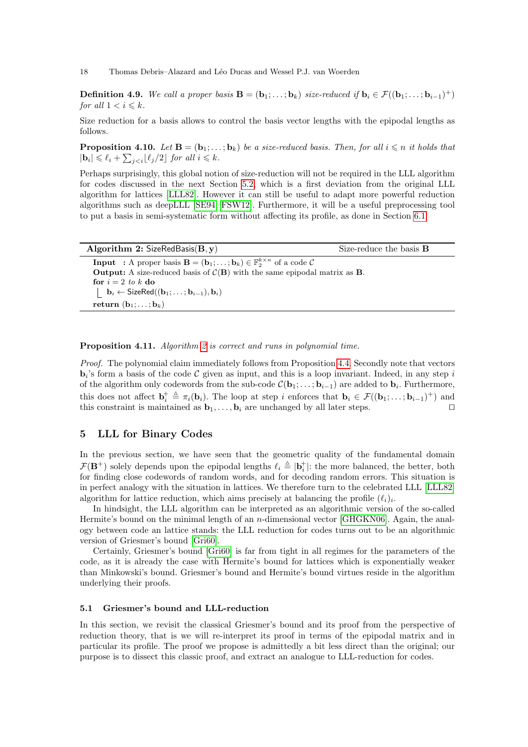**Definition 4.9.** *We call a proper basis $\mathbf{B} = (\mathbf{b}_1; \ldots; \mathbf{b}_k)$ size-reduced if $\mathbf{b}_i \in \mathcal{F}((\mathbf{b}_1; \ldots; \mathbf{b}_{i-1})^+)$ for all $1 < i \leqslant k$.*

Size reduction for a basis allows to control the basis vector lengths with the epipodal lengths as follows.

**Proposition 4.10.** *Let $\mathbf{B} = (\mathbf{b}_1; \ldots; \mathbf{b}_k)$ be a size-reduced basis. Then, for all $i \leqslant n$ it holds that $|\mathbf{b}_i| \leqslant \ell_i + \sum_{j<i} \lfloor \ell_j/2 \rfloor$ for all $i \leqslant k$.*

Perhaps surprisingly, this global notion of size-reduction will not be required in the LLL algorithm for codes discussed in the next Section 5.2, which is a first deviation from the original LLL algorithm for lattices [LLL82]. However it can still be useful to adapt more powerful reduction algorithms such as deepLLL [SE94, FSW12]. Furthermore, it will be a useful preprocessing tool to put a basis in semi-systematic form without affecting its profile, as done in Section 6.1.

```
Algorithm 2: SizeRedBasis(B, y)                         Size-reduce the basis B
  Input  : A proper basis B = (b_1; ...; b_k) ∈ F_2^{k×n} of a code C
  Output: A size-reduced basis of C(B) with the same epipodal matrix as B.
  for i = 2 to k do
      b_i ← SizeRed((b_1; ...; b_{i-1}), b_i)
  return (b_1; ...; b_k)
```

**Proposition 4.11.** *Algorithm 2 is correct and runs in polynomial time.*

*Proof.* The polynomial claim immediately follows from Proposition 4.4. Secondly note that vectors $\mathbf{b}_i$'s form a basis of the code $\mathcal{C}$ given as input, and this is a loop invariant. Indeed, in any step $i$ of the algorithm only codewords from the sub-code $\mathcal{C}(\mathbf{b}_1; \ldots; \mathbf{b}_{i-1})$ are added to $\mathbf{b}_i$. Furthermore, this does not affect $\mathbf{b}_i^+ \triangleq \pi_i(\mathbf{b}_i)$. The loop at step $i$ enforces that $\mathbf{b}_i \in \mathcal{F}((\mathbf{b}_1; \ldots; \mathbf{b}_{i-1})^+)$ and this constraint is maintained as $\mathbf{b}_1, \ldots, \mathbf{b}_i$ are unchanged by all later steps. ☐

## 5 LLL for Binary Codes

In the previous section, we have seen that the geometric quality of the fundamental domain $\mathcal{F}(\mathbf{B}^+)$ solely depends upon the epipodal lengths $\ell_i \triangleq |\mathbf{b}_i^+|$: the more balanced, the better, both for finding close codewords of random words, and for decoding random errors. This situation is in perfect analogy with the situation in lattices. We therefore turn to the celebrated LLL [LLL82] algorithm for lattice reduction, which aims precisely at balancing the profile $(\ell_i)_i$.

In hindsight, the LLL algorithm can be interpreted as an algorithmic version of the so-called Hermite's bound on the minimal length of an $n$-dimensional vector [GHGKN06]. Again, the analogy between code an lattice stands: the LLL reduction for codes turns out to be an algorithmic version of Griesmer's bound [Gri60].

Certainly, Griesmer's bound [Gri60] is far from tight in all regimes for the parameters of the code, as it is already the case with Hermite's bound for lattices which is exponentially weaker than Minkowski's bound. Griesmer's bound and Hermite's bound virtues reside in the algorithm underlying their proofs.

### 5.1 Griesmer's bound and LLL-reduction

In this section, we revisit the classical Griesmer's bound and its proof from the perspective of reduction theory, that is we will re-interpret its proof in terms of the epipodal matrix and in particular its profile. The proof we propose is admittedly a bit less direct than the original; our purpose is to dissect this classic proof, and extract an analogue to LLL-reduction for codes.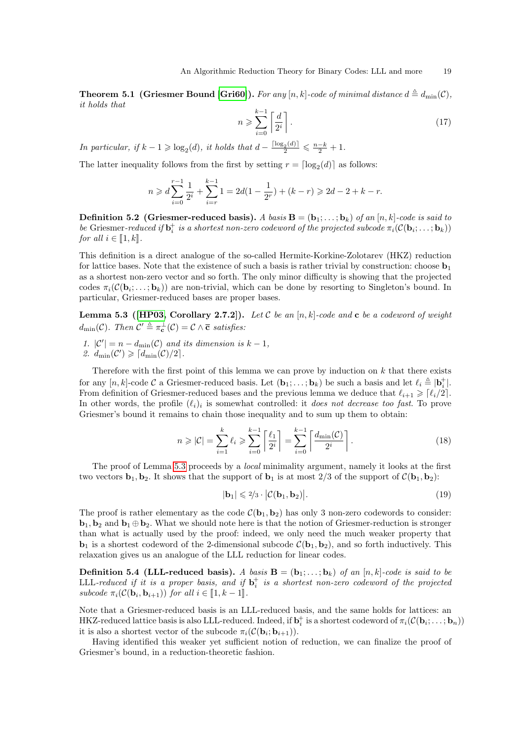**Theorem 5.1 (Griesmer Bound [Gri60]).** *For any $[n,k]$-code of minimal distance $d \triangleq d_{\min}(\mathcal{C})$, it holds that*

$$n \geqslant \sum_{i=0}^{k-1} \left\lceil \frac{d}{2^i} \right\rceil . \tag{17}$$

*In particular, if $k-1 \geqslant \log_2(d)$, it holds that $d - \frac{\lceil \log_2(d) \rceil}{2} \leqslant \frac{n-k}{2} + 1$.*

The latter inequality follows from the first by setting $r = \lceil \log_2(d) \rceil$ as follows:

$$n \geqslant d \sum_{i=0}^{r-1} \frac{1}{2^i} + \sum_{i=r}^{k-1} 1 = 2d(1 - \frac{1}{2^r}) + (k-r) \geqslant 2d - 2 + k - r.$$

**Definition 5.2 (Griesmer-reduced basis).** *A basis $\mathbf{B} = (\mathbf{b}_1; \ldots; \mathbf{b}_k)$ of an $[n,k]$-code is said to be* Griesmer*-reduced if $\mathbf{b}_i^+$ is a shortest non-zero codeword of the projected subcode $\pi_i(\mathcal{C}(\mathbf{b}_i; \ldots; \mathbf{b}_k))$ for all $i \in [\![1,k]\!]$.*

This definition is a direct analogue of the so-called Hermite-Korkine-Zolotarev (HKZ) reduction for lattice bases. Note that the existence of such a basis is rather trivial by construction: choose $\mathbf{b}_1$ as a shortest non-zero vector and so forth. The only minor difficulty is showing that the projected codes $\pi_i(\mathcal{C}(\mathbf{b}_i; \ldots; \mathbf{b}_k))$ are non-trivial, which can be done by resorting to Singleton's bound. In particular, Griesmer-reduced bases are proper bases.

**Lemma 5.3 ([HP03, Corollary 2.7.2]).** *Let $\mathcal{C}$ be an $[n,k]$-code and $\mathbf{c}$ be a codeword of weight $d_{\min}(\mathcal{C})$. Then $\mathcal{C}' \triangleq \pi_{\mathbf{c}}^{\perp}(\mathcal{C}) = \mathcal{C} \wedge \overline{\mathbf{c}}$ satisfies:*

1. *$|\mathcal{C}'| = n - d_{\min}(\mathcal{C})$ and its dimension is $k-1$,*
2. *$d_{\min}(\mathcal{C}') \geqslant \lceil d_{\min}(\mathcal{C})/2 \rceil$.*

Therefore with the first point of this lemma we can prove by induction on $k$ that there exists for any $[n,k]$-code $\mathcal{C}$ a Griesmer-reduced basis. Let $(\mathbf{b}_1; \ldots; \mathbf{b}_k)$ be such a basis and let $\ell_i \triangleq |\mathbf{b}_i^+|$. From definition of Griesmer-reduced bases and the previous lemma we deduce that $\ell_{i+1} \geqslant \lceil \ell_i/2 \rceil$. In other words, the profile $(\ell_i)_i$ is somewhat controlled: it *does not decrease too fast*. To prove Griesmer's bound it remains to chain those inequality and to sum up them to obtain:

$$n \geqslant |\mathcal{C}| = \sum_{i=1}^{k} \ell_i \geqslant \sum_{i=0}^{k-1} \left\lceil \frac{\ell_1}{2^i} \right\rceil = \sum_{i=0}^{k-1} \left\lceil \frac{d_{\min}(\mathcal{C})}{2^i} \right\rceil . \tag{18}$$

The proof of Lemma 5.3 proceeds by a *local* minimality argument, namely it looks at the first two vectors $\mathbf{b}_1, \mathbf{b}_2$. It shows that the support of $\mathbf{b}_1$ is at most $2/3$ of the support of $\mathcal{C}(\mathbf{b}_1, \mathbf{b}_2)$:

$$|\mathbf{b}_1| \leqslant 2/3 \cdot \left|\mathcal{C}(\mathbf{b}_1, \mathbf{b}_2)\right|. \tag{19}$$

The proof is rather elementary as the code $\mathcal{C}(\mathbf{b}_1, \mathbf{b}_2)$ has only 3 non-zero codewords to consider: $\mathbf{b}_1, \mathbf{b}_2$ and $\mathbf{b}_1 \oplus \mathbf{b}_2$. What we should note here is that the notion of Griesmer-reduction is stronger than what is actually used by the proof: indeed, we only need the much weaker property that $\mathbf{b}_1$ is a shortest codeword of the 2-dimensional subcode $\mathcal{C}(\mathbf{b}_1, \mathbf{b}_2)$, and so forth inductively. This relaxation gives us an analogue of the LLL reduction for linear codes.

**Definition 5.4 (LLL-reduced basis).** *A basis $\mathbf{B} = (\mathbf{b}_1; \ldots; \mathbf{b}_k)$ of an $[n,k]$-code is said to be* LLL*-reduced if it is a proper basis, and if $\mathbf{b}_i^+$ is a shortest non-zero codeword of the projected subcode $\pi_i(\mathcal{C}(\mathbf{b}_i, \mathbf{b}_{i+1}))$ for all $i \in [\![1, k-1]\!]$.*

Note that a Griesmer-reduced basis is an LLL-reduced basis, and the same holds for lattices: an HKZ-reduced lattice basis is also LLL-reduced. Indeed, if $\mathbf{b}_i^+$ is a shortest codeword of $\pi_i(\mathcal{C}(\mathbf{b}_i; \ldots; \mathbf{b}_n))$ it is also a shortest vector of the subcode $\pi_i(\mathcal{C}(\mathbf{b}_i; \mathbf{b}_{i+1}))$.

Having identified this weaker yet sufficient notion of reduction, we can finalize the proof of Griesmer's bound, in a reduction-theoretic fashion.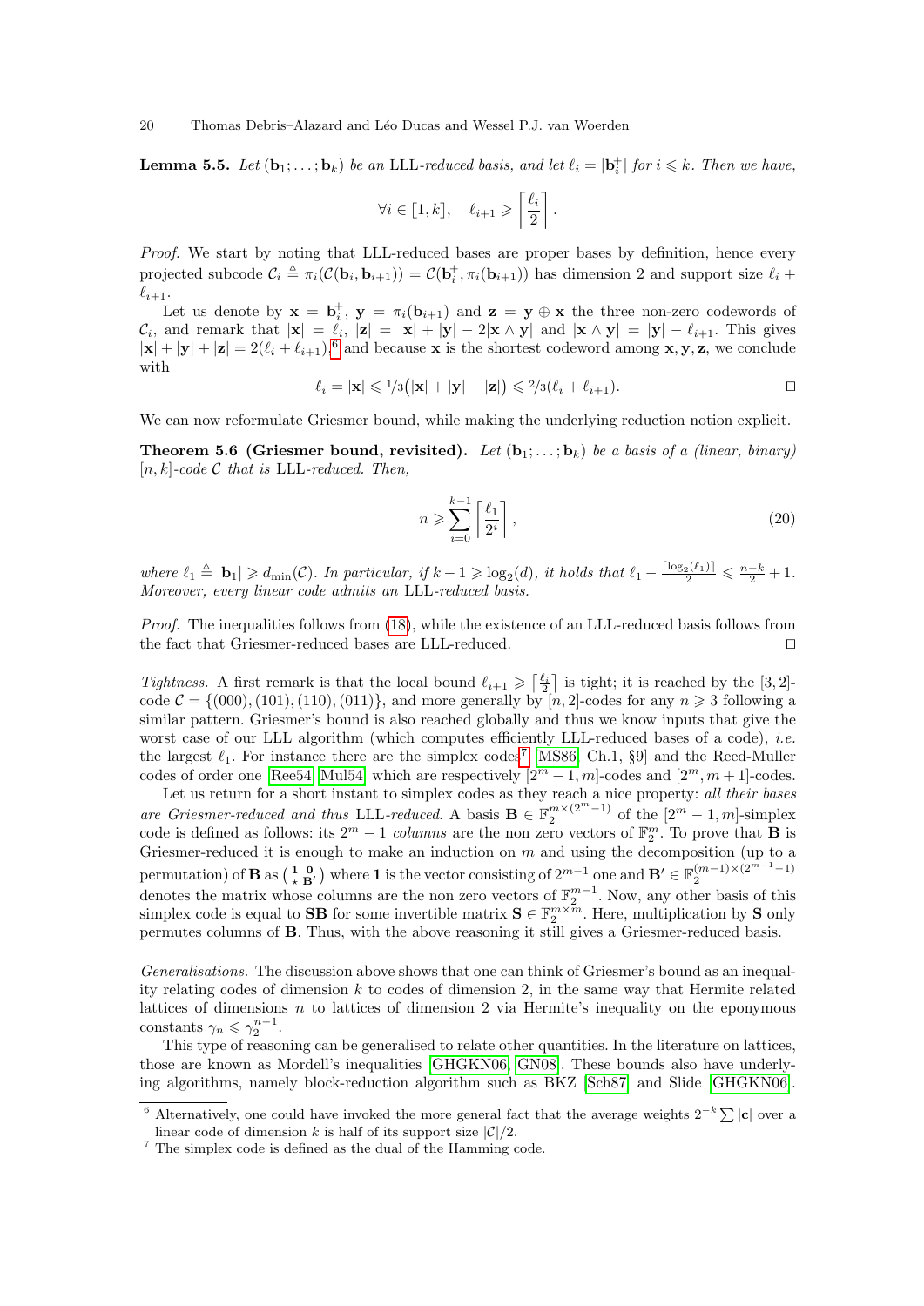**Lemma 5.5.** *Let* $(\mathbf{b}_1;\ldots;\mathbf{b}_k)$ *be an* LLL*-reduced basis, and let* $\ell_i = |\mathbf{b}_i^+|$ *for* $i \leqslant k$*. Then we have,*

$$\forall i \in [\![1,k]\!], \quad \ell_{i+1} \geqslant \left\lceil \frac{\ell_i}{2} \right\rceil.$$

*Proof.* We start by noting that LLL-reduced bases are proper bases by definition, hence every projected subcode $\mathcal{C}_i \triangleq \pi_i(\mathcal{C}(\mathbf{b}_i, \mathbf{b}_{i+1})) = \mathcal{C}(\mathbf{b}_i^+, \pi_i(\mathbf{b}_{i+1}))$ has dimension 2 and support size $\ell_i + \ell_{i+1}$.

Let us denote by $\mathbf{x} = \mathbf{b}_i^+$, $\mathbf{y} = \pi_i(\mathbf{b}_{i+1})$ and $\mathbf{z} = \mathbf{y} \oplus \mathbf{x}$ the three non-zero codewords of $\mathcal{C}_i$, and remark that $|\mathbf{x}| = \ell_i$, $|\mathbf{z}| = |\mathbf{x}| + |\mathbf{y}| - 2|\mathbf{x} \wedge \mathbf{y}|$ and $|\mathbf{x} \wedge \mathbf{y}| = |\mathbf{y}| - \ell_{i+1}$. This gives $|\mathbf{x}| + |\mathbf{y}| + |\mathbf{z}| = 2(\ell_i + \ell_{i+1})$,[6] and because $\mathbf{x}$ is the shortest codeword among $\mathbf{x}, \mathbf{y}, \mathbf{z}$, we conclude with

$$\ell_i = |\mathbf{x}| \leqslant 1/3\big(|\mathbf{x}| + |\mathbf{y}| + |\mathbf{z}|\big) \leqslant 2/3(\ell_i + \ell_{i+1}).$$ ◻

We can now reformulate Griesmer bound, while making the underlying reduction notion explicit.

**Theorem 5.6 (Griesmer bound, revisited).** *Let* $(\mathbf{b}_1;\ldots;\mathbf{b}_k)$ *be a basis of a (linear, binary)* $[n,k]$*-code* $\mathcal{C}$ *that is* LLL*-reduced. Then,*

$$n \geqslant \sum_{i=0}^{k-1} \left\lceil \frac{\ell_1}{2^i} \right\rceil, \tag{20}$$

*where* $\ell_1 \triangleq |\mathbf{b}_1| \geqslant d_{\min}(\mathcal{C})$*. In particular, if* $k-1 \geqslant \log_2(d)$*, it holds that* $\ell_1 - \frac{\lceil \log_2(\ell_1) \rceil}{2} \leqslant \frac{n-k}{2} + 1$*. Moreover, every linear code admits an* LLL*-reduced basis.*

*Proof.* The inequalities follows from (18), while the existence of an LLL-reduced basis follows from the fact that Griesmer-reduced bases are LLL-reduced. ◻

*Tightness.* A first remark is that the local bound $\ell_{i+1} \geqslant \left\lceil \frac{\ell_i}{2} \right\rceil$ is tight; it is reached by the $[3,2]$-code $\mathcal{C} = \{(000),(101),(110),(011)\}$, and more generally by $[n,2]$-codes for any $n \geqslant 3$ following a similar pattern. Griesmer's bound is also reached globally and thus we know inputs that give the worst case of our LLL algorithm (which computes efficiently LLL-reduced bases of a code), *i.e.* the largest $\ell_1$. For instance there are the simplex codes[7] [MS86, Ch.1, §9] and the Reed-Muller codes of order one [Ree54, Mul54] which are respectively $[2^m-1, m]$-codes and $[2^m, m+1]$-codes.

Let us return for a short instant to simplex codes as they reach a nice property: *all their bases are Griesmer-reduced and thus* LLL*-reduced.* A basis $\mathbf{B} \in \mathbb{F}_2^{m \times (2^m - 1)}$ of the $[2^m-1, m]$-simplex code is defined as follows: its $2^m - 1$ *columns* are the non zero vectors of $\mathbb{F}_2^m$. To prove that $\mathbf{B}$ is Griesmer-reduced it is enough to make an induction on $m$ and using the decomposition (up to a permutation) of $\mathbf{B}$ as $\left(\begin{smallmatrix} \mathbf{1} & \mathbf{0} \\ \star & \mathbf{B}' \end{smallmatrix}\right)$ where $\mathbf{1}$ is the vector consisting of $2^{m-1}$ one and $\mathbf{B}' \in \mathbb{F}_2^{(m-1) \times (2^{m-1}-1)}$ denotes the matrix whose columns are the non zero vectors of $\mathbb{F}_2^{m-1}$. Now, any other basis of this simplex code is equal to $\mathbf{SB}$ for some invertible matrix $\mathbf{S} \in \mathbb{F}_2^{m \times m}$. Here, multiplication by $\mathbf{S}$ only permutes columns of $\mathbf{B}$. Thus, with the above reasoning it still gives a Griesmer-reduced basis.

*Generalisations.* The discussion above shows that one can think of Griesmer's bound as an inequality relating codes of dimension $k$ to codes of dimension 2, in the same way that Hermite related lattices of dimensions $n$ to lattices of dimension 2 via Hermite's inequality on the eponymous constants $\gamma_n \leqslant \gamma_2^{n-1}$.

This type of reasoning can be generalised to relate other quantities. In the literature on lattices, those are known as Mordell's inequalities [GHGKN06, GN08]. These bounds also have underlying algorithms, namely block-reduction algorithm such as BKZ [Sch87] and Slide [GHGKN06].

[6] Alternatively, one could have invoked the more general fact that the average weights $2^{-k} \sum |\mathbf{c}|$ over a linear code of dimension $k$ is half of its support size $|\mathcal{C}|/2$.

[7] The simplex code is defined as the dual of the Hamming code.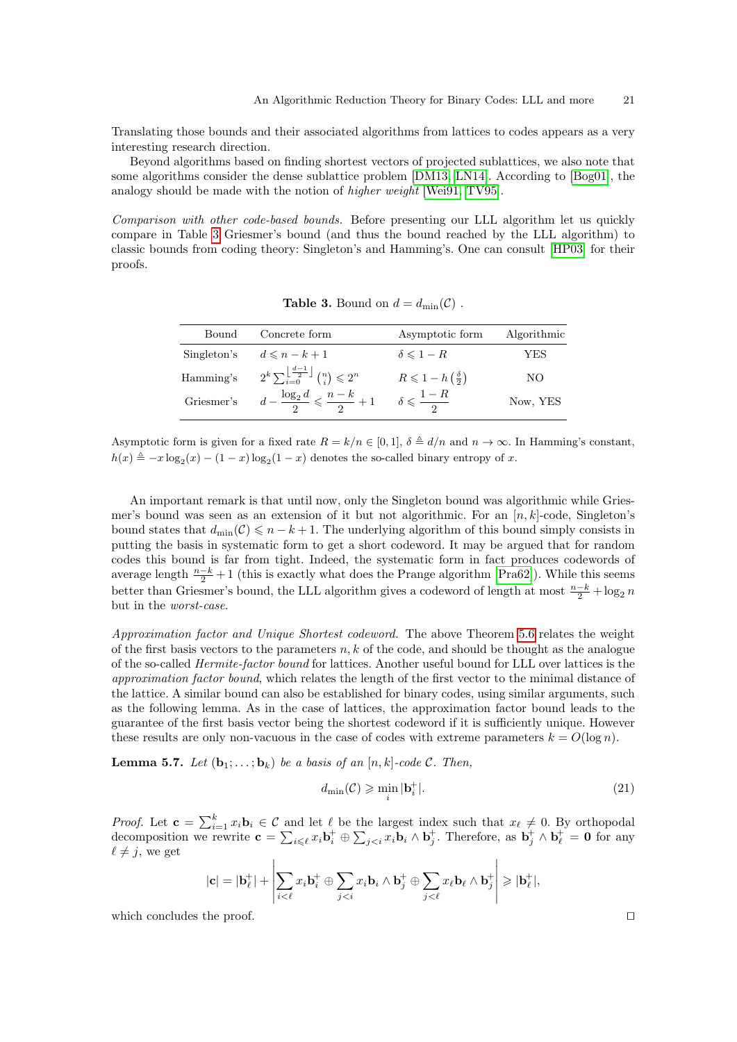Translating those bounds and their associated algorithms from lattices to codes appears as a very interesting research direction.

Beyond algorithms based on finding shortest vectors of projected sublattices, we also note that some algorithms consider the dense sublattice problem [DM13, LN14]. According to [Bog01], the analogy should be made with the notion of *higher weight* [Wei91, TV95].

*Comparison with other code-based bounds.* Before presenting our LLL algorithm let us quickly compare in Table 3 Griesmer's bound (and thus the bound reached by the LLL algorithm) to classic bounds from coding theory: Singleton's and Hamming's. One can consult [HP03] for their proofs.

**Table 3.** Bound on $d = d_{\min}(\mathcal{C})$ .

| Bound | Concrete form | Asymptotic form | Algorithmic |
|---|---|---|---|
| Singleton's | $d \leqslant n - k + 1$ | $\delta \leqslant 1 - R$ | YES |
| Hamming's | $2^k \sum_{i=0}^{\left\lfloor \frac{d-1}{2} \right\rfloor} \binom{n}{i} \leqslant 2^n$ | $R \leqslant 1 - h\left(\frac{\delta}{2}\right)$ | NO |
| Griesmer's | $d - \dfrac{\log_2 d}{2} \leqslant \dfrac{n-k}{2} + 1$ | $\delta \leqslant \dfrac{1-R}{2}$ | Now, YES |

Asymptotic form is given for a fixed rate $R = k/n \in [0, 1]$, $\delta \triangleq d/n$ and $n \to \infty$. In Hamming's constant, $h(x) \triangleq -x \log_2(x) - (1-x)\log_2(1-x)$ denotes the so-called binary entropy of $x$.

An important remark is that until now, only the Singleton bound was algorithmic while Griesmer's bound was seen as an extension of it but not algorithmic. For an $[n, k]$-code, Singleton's bound states that $d_{\min}(\mathcal{C}) \leqslant n - k + 1$. The underlying algorithm of this bound simply consists in putting the basis in systematic form to get a short codeword. It may be argued that for random codes this bound is far from tight. Indeed, the systematic form in fact produces codewords of average length $\frac{n-k}{2} + 1$ (this is exactly what does the Prange algorithm [Pra62]). While this seems better than Griesmer's bound, the LLL algorithm gives a codeword of length at most $\frac{n-k}{2} + \log_2 n$ but in the *worst-case*.

*Approximation factor and Unique Shortest codeword.* The above Theorem 5.6 relates the weight of the first basis vectors to the parameters $n, k$ of the code, and should be thought as the analogue of the so-called *Hermite-factor bound* for lattices. Another useful bound for LLL over lattices is the *approximation factor bound*, which relates the length of the first vector to the minimal distance of the lattice. A similar bound can also be established for binary codes, using similar arguments, such as the following lemma. As in the case of lattices, the approximation factor bound leads to the guarantee of the first basis vector being the shortest codeword if it is sufficiently unique. However these results are only non-vacuous in the case of codes with extreme parameters $k = O(\log n)$.

**Lemma 5.7.** *Let* $(\mathbf{b}_1; \ldots; \mathbf{b}_k)$ *be a basis of an* $[n, k]$*-code* $\mathcal{C}$*. Then,*

$$d_{\min}(\mathcal{C}) \geqslant \min_i |\mathbf{b}_i^+|. \tag{21}$$

*Proof.* Let $\mathbf{c} = \sum_{i=1}^{k} x_i \mathbf{b}_i \in \mathcal{C}$ and let $\ell$ be the largest index such that $x_\ell \neq 0$. By orthopodal decomposition we rewrite $\mathbf{c} = \sum_{i \leqslant \ell} x_i \mathbf{b}_i^+ \oplus \sum_{j<i} x_i \mathbf{b}_i \wedge \mathbf{b}_j^+$. Therefore, as $\mathbf{b}_j^+ \wedge \mathbf{b}_\ell^+ = \mathbf{0}$ for any $\ell \neq j$, we get

$$|\mathbf{c}| = |\mathbf{b}_\ell^+| + \left| \sum_{i<\ell} x_i \mathbf{b}_i^+ \oplus \sum_{j<i} x_i \mathbf{b}_i \wedge \mathbf{b}_j^+ \oplus \sum_{j<\ell} x_\ell \mathbf{b}_\ell \wedge \mathbf{b}_j^+ \right| \geqslant |\mathbf{b}_\ell^+|,$$

which concludes the proof. $\square$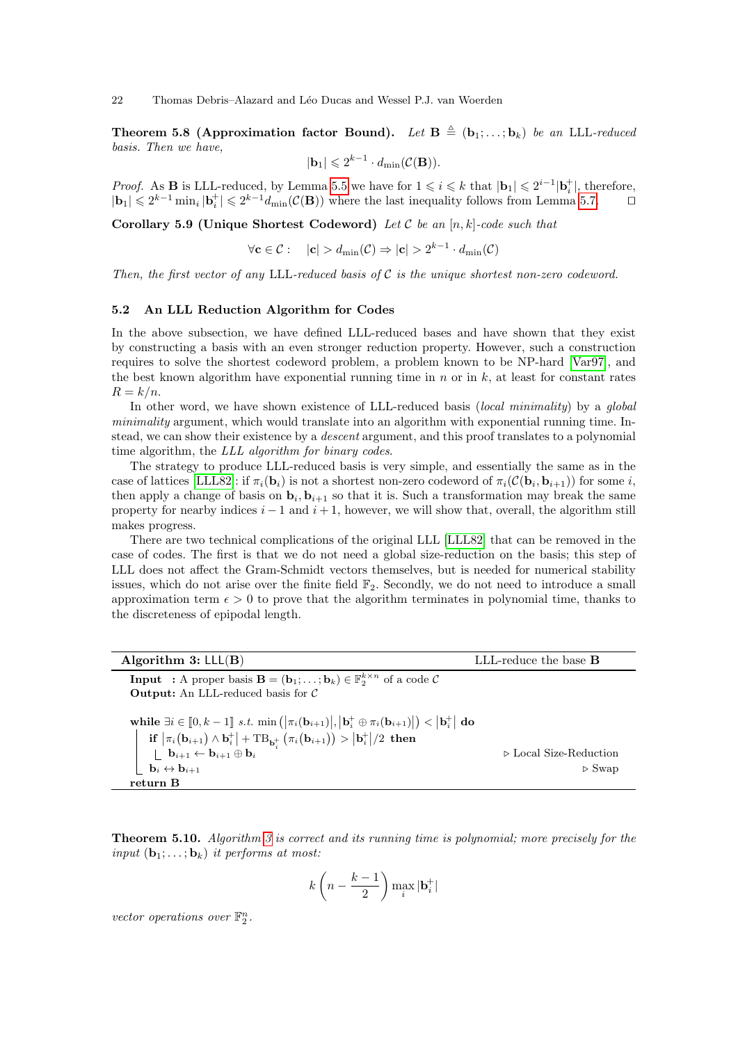**Theorem 5.8 (Approximation factor Bound).** *Let $\mathbf{B} \triangleq (\mathbf{b}_1; \dots; \mathbf{b}_k)$ be an* LLL*-reduced basis. Then we have,*

$$|\mathbf{b}_1| \leqslant 2^{k-1} \cdot d_{\min}(\mathcal{C}(\mathbf{B})).$$

*Proof.* As $\mathbf{B}$ is LLL-reduced, by Lemma 5.5 we have for $1 \leqslant i \leqslant k$ that $|\mathbf{b}_1| \leqslant 2^{i-1}|\mathbf{b}_i^+|$, therefore, $|\mathbf{b}_1| \leqslant 2^{k-1} \min_i |\mathbf{b}_i^+| \leqslant 2^{k-1} d_{\min}(\mathcal{C}(\mathbf{B}))$ where the last inequality follows from Lemma 5.7. $\square$

**Corollary 5.9 (Unique Shortest Codeword)** *Let $\mathcal{C}$ be an $[n,k]$-code such that*

$$\forall \mathbf{c} \in \mathcal{C}: \quad |\mathbf{c}| > d_{\min}(\mathcal{C}) \Rightarrow |\mathbf{c}| > 2^{k-1} \cdot d_{\min}(\mathcal{C})$$

*Then, the first vector of any* LLL*-reduced basis of $\mathcal{C}$ is the unique shortest non-zero codeword.*

### 5.2 An LLL Reduction Algorithm for Codes

In the above subsection, we have defined LLL-reduced bases and have shown that they exist by constructing a basis with an even stronger reduction property. However, such a construction requires to solve the shortest codeword problem, a problem known to be NP-hard [Var97], and the best known algorithm have exponential running time in $n$ or in $k$, at least for constant rates $R = k/n$.

In other word, we have shown existence of LLL-reduced basis (*local minimality*) by a *global minimality* argument, which would translate into an algorithm with exponential running time. Instead, we can show their existence by a *descent* argument, and this proof translates to a polynomial time algorithm, the *LLL algorithm for binary codes*.

The strategy to produce LLL-reduced basis is very simple, and essentially the same as in the case of lattices [LLL82]: if $\pi_i(\mathbf{b}_i)$ is not a shortest non-zero codeword of $\pi_i(\mathcal{C}(\mathbf{b}_i, \mathbf{b}_{i+1}))$ for some $i$, then apply a change of basis on $\mathbf{b}_i, \mathbf{b}_{i+1}$ so that it is. Such a transformation may break the same property for nearby indices $i-1$ and $i+1$, however, we will show that, overall, the algorithm still makes progress.

There are two technical complications of the original LLL [LLL82] that can be removed in the case of codes. The first is that we do not need a global size-reduction on the basis; this step of LLL does not affect the Gram-Schmidt vectors themselves, but is needed for numerical stability issues, which do not arise over the finite field $\mathbb{F}_2$. Secondly, we do not need to introduce a small approximation term $\epsilon > 0$ to prove that the algorithm terminates in polynomial time, thanks to the discreteness of epipodal length.

```
Algorithm 3: LLL(B)                                          LLL-reduce the base B
Input  : A proper basis B = (b_1; ...; b_k) ∈ F_2^{k×n} of a code C
Output: An LLL-reduced basis for C

while ∃i ∈ [[0, k−1]] s.t. min(|π_i(b_{i+1})|, |b_i^+ ⊕ π_i(b_{i+1})|) < |b_i^+| do
    if |π_i(b_{i+1}) ∧ b_i^+| + TB_{b_i^+}(π_i(b_{i+1})) > |b_i^+|/2 then
        b_{i+1} ← b_{i+1} ⊕ b_i                               ▷ Local Size-Reduction
    b_i ↔ b_{i+1}                                             ▷ Swap
return B
```

**Theorem 5.10.** *Algorithm 3 is correct and its running time is polynomial; more precisely for the input $(\mathbf{b}_1; \dots; \mathbf{b}_k)$ it performs at most:*

$$k\left(n - \frac{k-1}{2}\right) \max_i |\mathbf{b}_i^+|$$

*vector operations over $\mathbb{F}_2^n$.*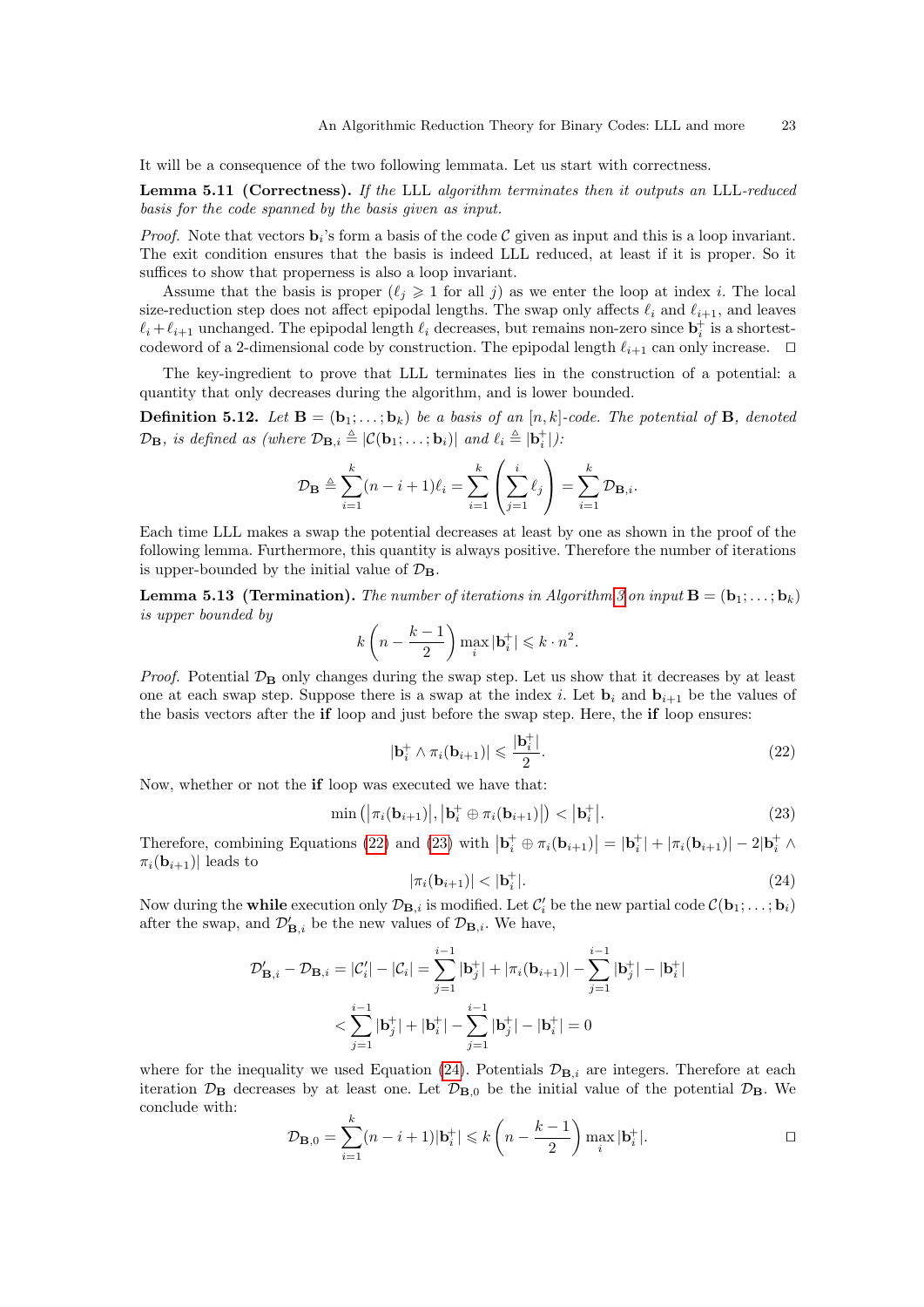It will be a consequence of the two following lemmata. Let us start with correctness.

**Lemma 5.11 (Correctness).** *If the* LLL *algorithm terminates then it outputs an* LLL*-reduced basis for the code spanned by the basis given as input.*

*Proof.* Note that vectors $\mathbf{b}_i$'s form a basis of the code $\mathcal{C}$ given as input and this is a loop invariant. The exit condition ensures that the basis is indeed LLL reduced, at least if it is proper. So it suffices to show that properness is also a loop invariant.

Assume that the basis is proper ($\ell_j \geqslant 1$ for all $j$) as we enter the loop at index $i$. The local size-reduction step does not affect epipodal lengths. The swap only affects $\ell_i$ and $\ell_{i+1}$, and leaves $\ell_i + \ell_{i+1}$ unchanged. The epipodal length $\ell_i$ decreases, but remains non-zero since $\mathbf{b}_i^+$ is a shortest-codeword of a 2-dimensional code by construction. The epipodal length $\ell_{i+1}$ can only increase. □

The key-ingredient to prove that LLL terminates lies in the construction of a potential: a quantity that only decreases during the algorithm, and is lower bounded.

**Definition 5.12.** *Let $\mathbf{B} = (\mathbf{b}_1; \ldots; \mathbf{b}_k)$ be a basis of an $[n,k]$-code. The potential of $\mathbf{B}$, denoted $\mathcal{D}_{\mathbf{B}}$, is defined as (where $\mathcal{D}_{\mathbf{B},i} \triangleq |\mathcal{C}(\mathbf{b}_1; \ldots; \mathbf{b}_i)|$ and $\ell_i \triangleq |\mathbf{b}_i^+|$):*

$$\mathcal{D}_{\mathbf{B}} \triangleq \sum_{i=1}^{k} (n-i+1)\ell_i = \sum_{i=1}^{k} \left( \sum_{j=1}^{i} \ell_j \right) = \sum_{i=1}^{k} \mathcal{D}_{\mathbf{B},i}.$$

Each time LLL makes a swap the potential decreases at least by one as shown in the proof of the following lemma. Furthermore, this quantity is always positive. Therefore the number of iterations is upper-bounded by the initial value of $\mathcal{D}_{\mathbf{B}}$.

**Lemma 5.13 (Termination).** *The number of iterations in Algorithm 3 on input $\mathbf{B} = (\mathbf{b}_1; \ldots; \mathbf{b}_k)$ is upper bounded by*

$$k \left( n - \frac{k-1}{2} \right) \max_i |\mathbf{b}_i^+| \leqslant k \cdot n^2.$$

*Proof.* Potential $\mathcal{D}_{\mathbf{B}}$ only changes during the swap step. Let us show that it decreases by at least one at each swap step. Suppose there is a swap at the index $i$. Let $\mathbf{b}_i$ and $\mathbf{b}_{i+1}$ be the values of the basis vectors after the **if** loop and just before the swap step. Here, the **if** loop ensures:

$$|\mathbf{b}_i^+ \wedge \pi_i(\mathbf{b}_{i+1})| \leqslant \frac{|\mathbf{b}_i^+|}{2}. \tag{22}$$

Now, whether or not the **if** loop was executed we have that:

$$\min\left(\left|\pi_i(\mathbf{b}_{i+1})\right|, \left|\mathbf{b}_i^+ \oplus \pi_i(\mathbf{b}_{i+1})\right|\right) < \left|\mathbf{b}_i^+\right|. \tag{23}$$

Therefore, combining Equations (22) and (23) with $\left|\mathbf{b}_i^+ \oplus \pi_i(\mathbf{b}_{i+1})\right| = |\mathbf{b}_i^+| + |\pi_i(\mathbf{b}_{i+1})| - 2|\mathbf{b}_i^+ \wedge \pi_i(\mathbf{b}_{i+1})|$ leads to

$$|\pi_i(\mathbf{b}_{i+1})| < |\mathbf{b}_i^+|. \tag{24}$$

Now during the **while** execution only $\mathcal{D}_{\mathbf{B},i}$ is modified. Let $\mathcal{C}'_i$ be the new partial code $\mathcal{C}(\mathbf{b}_1; \ldots; \mathbf{b}_i)$ after the swap, and $\mathcal{D}'_{\mathbf{B},i}$ be the new values of $\mathcal{D}_{\mathbf{B},i}$. We have,

$$\begin{aligned}
\mathcal{D}'_{\mathbf{B},i} - \mathcal{D}_{\mathbf{B},i} = |\mathcal{C}'_i| - |\mathcal{C}_i| &= \sum_{j=1}^{i-1} |\mathbf{b}_j^+| + |\pi_i(\mathbf{b}_{i+1})| - \sum_{j=1}^{i-1} |\mathbf{b}_j^+| - |\mathbf{b}_i^+| \\
&< \sum_{j=1}^{i-1} |\mathbf{b}_j^+| + |\mathbf{b}_i^+| - \sum_{j=1}^{i-1} |\mathbf{b}_j^+| - |\mathbf{b}_i^+| = 0
\end{aligned}$$

where for the inequality we used Equation (24). Potentials $\mathcal{D}_{\mathbf{B},i}$ are integers. Therefore at each iteration $\mathcal{D}_{\mathbf{B}}$ decreases by at least one. Let $\mathcal{D}_{\mathbf{B},0}$ be the initial value of the potential $\mathcal{D}_{\mathbf{B}}$. We conclude with:

$$\mathcal{D}_{\mathbf{B},0} = \sum_{i=1}^{k} (n-i+1)|\mathbf{b}_i^+| \leqslant k \left( n - \frac{k-1}{2} \right) \max_i |\mathbf{b}_i^+|.$$

□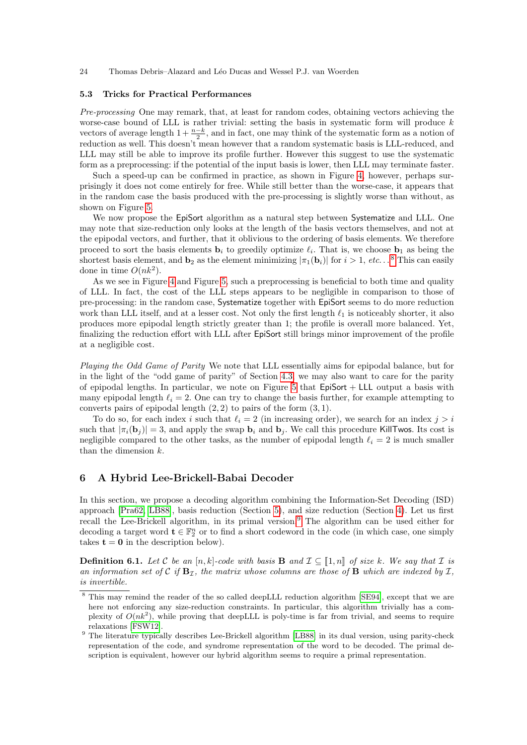### 5.3 Tricks for Practical Performances

*Pre-processing* One may remark, that, at least for random codes, obtaining vectors achieving the worse-case bound of LLL is rather trivial: setting the basis in systematic form will produce $k$ vectors of average length $1 + \frac{n-k}{2}$, and in fact, one may think of the systematic form as a notion of reduction as well. This doesn't mean however that a random systematic basis is LLL-reduced, and LLL may still be able to improve its profile further. However this suggest to use the systematic form as a preprocessing: if the potential of the input basis is lower, then LLL may terminate faster.

Such a speed-up can be confirmed in practice, as shown in Figure 4, however, perhaps surprisingly it does not come entirely for free. While still better than the worse-case, it appears that in the random case the basis produced with the pre-processing is slightly worse than without, as shown on Figure 5.

We now propose the EpiSort algorithm as a natural step between Systematize and LLL. One may note that size-reduction only looks at the length of the basis vectors themselves, and not at the epipodal vectors, and further, that it oblivious to the ordering of basis elements. We therefore proceed to sort the basis elements $\mathbf{b}_i$ to greedily optimize $\ell_i$. That is, we choose $\mathbf{b}_1$ as being the shortest basis element, and $\mathbf{b}_2$ as the element minimizing $|\pi_1(\mathbf{b}_i)|$ for $i > 1$, *etc.*.. [8] This can easily done in time $O(nk^2)$.

As we see in Figure 4 and Figure 5, such a preprocessing is beneficial to both time and quality of LLL. In fact, the cost of the LLL steps appears to be negligible in comparison to those of pre-processing: in the random case, Systematize together with EpiSort seems to do more reduction work than LLL itself, and at a lesser cost. Not only the first length $\ell_1$ is noticeably shorter, it also produces more epipodal length strictly greater than 1; the profile is overall more balanced. Yet, finalizing the reduction effort with LLL after EpiSort still brings minor improvement of the profile at a negligible cost.

*Playing the Odd Game of Parity* We note that LLL essentially aims for epipodal balance, but for in the light of the "odd game of parity" of Section 4.3, we may also want to care for the parity of epipodal lengths. In particular, we note on Figure 5 that EpiSort + LLL output a basis with many epipodal length $\ell_i = 2$. One can try to change the basis further, for example attempting to converts pairs of epipodal length $(2, 2)$ to pairs of the form $(3, 1)$.

To do so, for each index $i$ such that $\ell_i = 2$ (in increasing order), we search for an index $j > i$ such that $|\pi_i(\mathbf{b}_j)| = 3$, and apply the swap $\mathbf{b}_i$ and $\mathbf{b}_j$. We call this procedure KillTwos. Its cost is negligible compared to the other tasks, as the number of epipodal length $\ell_i = 2$ is much smaller than the dimension $k$.

## 6 A Hybrid Lee-Brickell-Babai Decoder

In this section, we propose a decoding algorithm combining the Information-Set Decoding (ISD) approach [Pra62, LB88], basis reduction (Section 5), and size reduction (Section 4). Let us first recall the Lee-Brickell algorithm, in its primal version. [9] The algorithm can be used either for decoding a target word $\mathbf{t} \in \mathbb{F}_2^n$ or to find a short codeword in the code (in which case, one simply takes $\mathbf{t} = \mathbf{0}$ in the description below).

**Definition 6.1.** *Let $\mathcal{C}$ be an $[n, k]$-code with basis $\mathbf{B}$ and $\mathcal{I} \subseteq [\![1, n]\!]$ of size $k$. We say that $\mathcal{I}$ is an information set of $\mathcal{C}$ if $\mathbf{B}_{\mathcal{I}}$, the matrix whose columns are those of $\mathbf{B}$ which are indexed by $\mathcal{I}$, is invertible.*

---

[8] This may remind the reader of the so called deepLLL reduction algorithm [SE94], except that we are here not enforcing any size-reduction constraints. In particular, this algorithm trivially has a complexity of $O(nk^2)$, while proving that deepLLL is poly-time is far from trivial, and seems to require relaxations [FSW12].

[9] The literature typically describes Lee-Brickell algorithm [LB88] in its dual version, using parity-check representation of the code, and syndrome representation of the word to be decoded. The primal description is equivalent, however our hybrid algorithm seems to require a primal representation.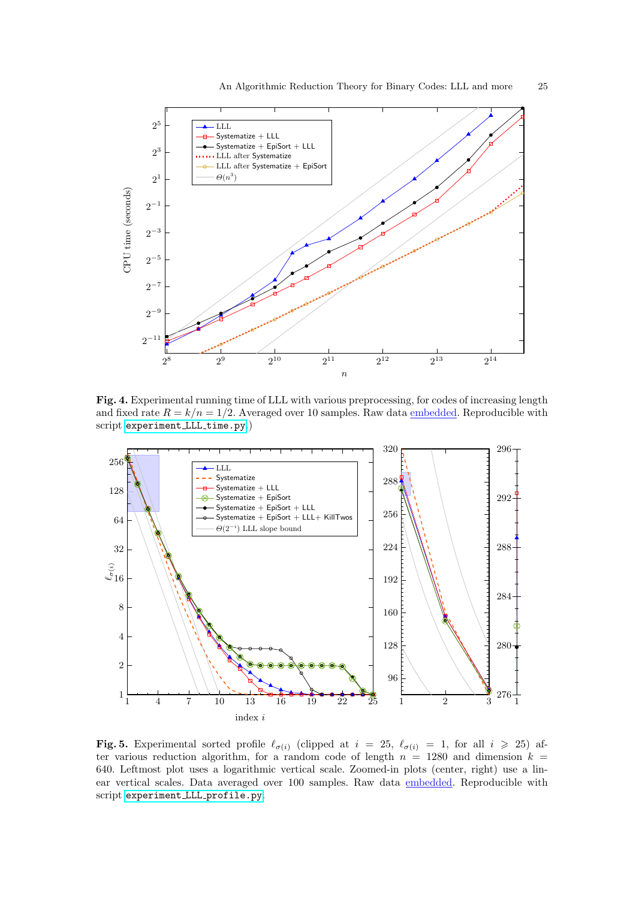**Fig. 4.** Experimental running time of LLL with various preprocessing, for codes of increasing length and fixed rate $R = k/n = 1/2$. Averaged over 10 samples. Raw data embedded. Reproducible with script `experiment_LLL_time.py`.)

**Fig. 5.** Experimental sorted profile $\ell_{\sigma(i)}$ (clipped at $i = 25$, $\ell_{\sigma(i)} = 1$, for all $i \geqslant 25$) after various reduction algorithm, for a random code of length $n = 1280$ and dimension $k = 640$. Leftmost plot uses a logarithmic vertical scale. Zoomed-in plots (center, right) use a linear vertical scales. Data averaged over 100 samples. Raw data embedded. Reproducible with script `experiment_LLL_profile.py`.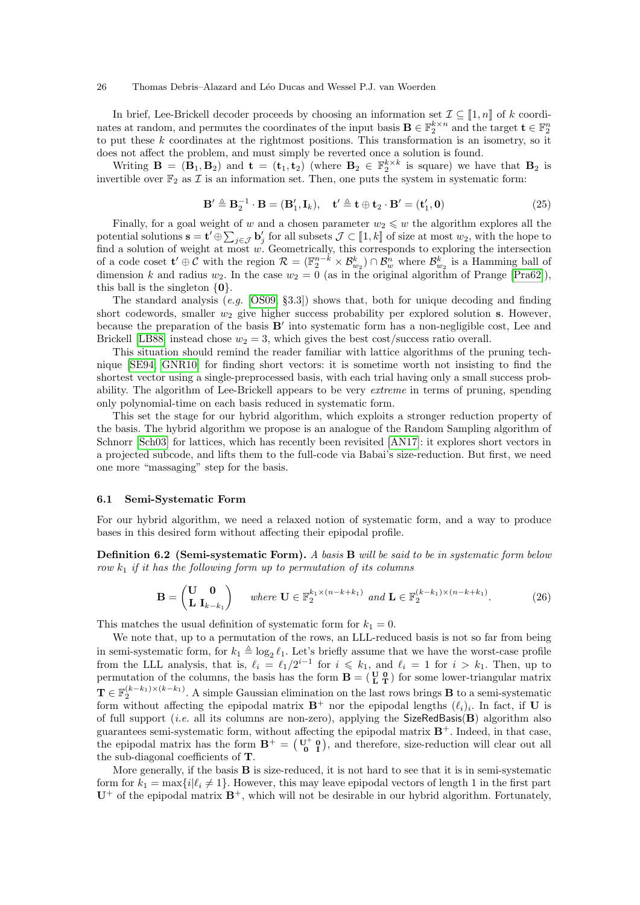In brief, Lee-Brickell decoder proceeds by choosing an information set $\mathcal{I} \subseteq [\![1, n]\!]$ of $k$ coordinates at random, and permutes the coordinates of the input basis $\mathbf{B} \in \mathbb{F}_2^{k \times n}$ and the target $\mathbf{t} \in \mathbb{F}_2^n$ to put these $k$ coordinates at the rightmost positions. This transformation is an isometry, so it does not affect the problem, and must simply be reverted once a solution is found.

Writing $\mathbf{B} = (\mathbf{B}_1, \mathbf{B}_2)$ and $\mathbf{t} = (\mathbf{t}_1, \mathbf{t}_2)$ (where $\mathbf{B}_2 \in \mathbb{F}_2^{k \times k}$ is square) we have that $\mathbf{B}_2$ is invertible over $\mathbb{F}_2$ as $\mathcal{I}$ is an information set. Then, one puts the system in systematic form:

$$\mathbf{B}' \triangleq \mathbf{B}_2^{-1} \cdot \mathbf{B} = (\mathbf{B}'_1, \mathbf{I}_k), \quad \mathbf{t}' \triangleq \mathbf{t} \oplus \mathbf{t}_2 \cdot \mathbf{B}' = (\mathbf{t}'_1, \mathbf{0}) \tag{25}$$

Finally, for a goal weight of $w$ and a chosen parameter $w_2 \leqslant w$ the algorithm explores all the potential solutions $\mathbf{s} = \mathbf{t}' \oplus \sum_{j \in \mathcal{J}} \mathbf{b}'_j$ for all subsets $\mathcal{J} \subset [\![1, k]\!]$ of size at most $w_2$, with the hope to find a solution of weight at most $w$. Geometrically, this corresponds to exploring the intersection of a code coset $\mathbf{t}' \oplus \mathcal{C}$ with the region $\mathcal{R} = (\mathbb{F}_2^{n-k} \times \mathcal{B}_{w_2}^k) \cap \mathcal{B}_w^n$ where $\mathcal{B}_{w_2}^k$ is a Hamming ball of dimension $k$ and radius $w_2$. In the case $w_2 = 0$ (as in the original algorithm of Prange [Pra62]), this ball is the singleton $\{\mathbf{0}\}$.

The standard analysis (*e.g.* [OS09, §3.3]) shows that, both for unique decoding and finding short codewords, smaller $w_2$ give higher success probability per explored solution $\mathbf{s}$. However, because the preparation of the basis $\mathbf{B}'$ into systematic form has a non-negligible cost, Lee and Brickell [LB88] instead chose $w_2 = 3$, which gives the best cost/success ratio overall.

This situation should remind the reader familiar with lattice algorithms of the pruning technique [SE94, GNR10] for finding short vectors: it is sometime worth not insisting to find the shortest vector using a single-preprocessed basis, with each trial having only a small success probability. The algorithm of Lee-Brickell appears to be very *extreme* in terms of pruning, spending only polynomial-time on each basis reduced in systematic form.

This set the stage for our hybrid algorithm, which exploits a stronger reduction property of the basis. The hybrid algorithm we propose is an analogue of the Random Sampling algorithm of Schnorr [Sch03] for lattices, which has recently been revisited [AN17]: it explores short vectors in a projected subcode, and lifts them to the full-code via Babai's size-reduction. But first, we need one more "massaging" step for the basis.

### 6.1 Semi-Systematic Form

For our hybrid algorithm, we need a relaxed notion of systematic form, and a way to produce bases in this desired form without affecting their epipodal profile.

**Definition 6.2 (Semi-systematic Form).** *A basis* $\mathbf{B}$ *will be said to be in systematic form below row* $k_1$ *if it has the following form up to permutation of its columns*

$$\mathbf{B} = \begin{pmatrix} \mathbf{U} & \mathbf{0} \\ \mathbf{L} & \mathbf{I}_{k-k_1} \end{pmatrix} \qquad \textit{where } \mathbf{U} \in \mathbb{F}_2^{k_1 \times (n-k+k_1)} \textit{ and } \mathbf{L} \in \mathbb{F}_2^{(k-k_1) \times (n-k+k_1)}. \tag{26}$$

This matches the usual definition of systematic form for $k_1 = 0$.

We note that, up to a permutation of the rows, an LLL-reduced basis is not so far from being in semi-systematic form, for $k_1 \triangleq \log_2 \ell_1$. Let's briefly assume that we have the worst-case profile from the LLL analysis, that is, $\ell_i = \ell_1 / 2^{i-1}$ for $i \leqslant k_1$, and $\ell_i = 1$ for $i > k_1$. Then, up to permutation of the columns, the basis has the form $\mathbf{B} = \left(\begin{smallmatrix} \mathbf{U} & \mathbf{0} \\ \mathbf{L} & \mathbf{T} \end{smallmatrix}\right)$ for some lower-triangular matrix $\mathbf{T} \in \mathbb{F}_2^{(k-k_1) \times (k-k_1)}$. A simple Gaussian elimination on the last rows brings $\mathbf{B}$ to a semi-systematic form without affecting the epipodal matrix $\mathbf{B}^+$ nor the epipodal lengths $(\ell_i)_i$. In fact, if $\mathbf{U}$ is of full support (*i.e.* all its columns are non-zero), applying the $\mathsf{SizeRedBasis}(\mathbf{B})$ algorithm also guarantees semi-systematic form, without affecting the epipodal matrix $\mathbf{B}^+$. Indeed, in that case, the epipodal matrix has the form $\mathbf{B}^+ = \left(\begin{smallmatrix} \mathbf{U}^+ & \mathbf{0} \\ \mathbf{0} & \mathbf{I} \end{smallmatrix}\right)$, and therefore, size-reduction will clear out all the sub-diagonal coefficients of $\mathbf{T}$.

More generally, if the basis $\mathbf{B}$ is size-reduced, it is not hard to see that it is in semi-systematic form for $k_1 = \max\{i | \ell_i \neq 1\}$. However, this may leave epipodal vectors of length 1 in the first part $\mathbf{U}^+$ of the epipodal matrix $\mathbf{B}^+$, which will not be desirable in our hybrid algorithm. Fortunately,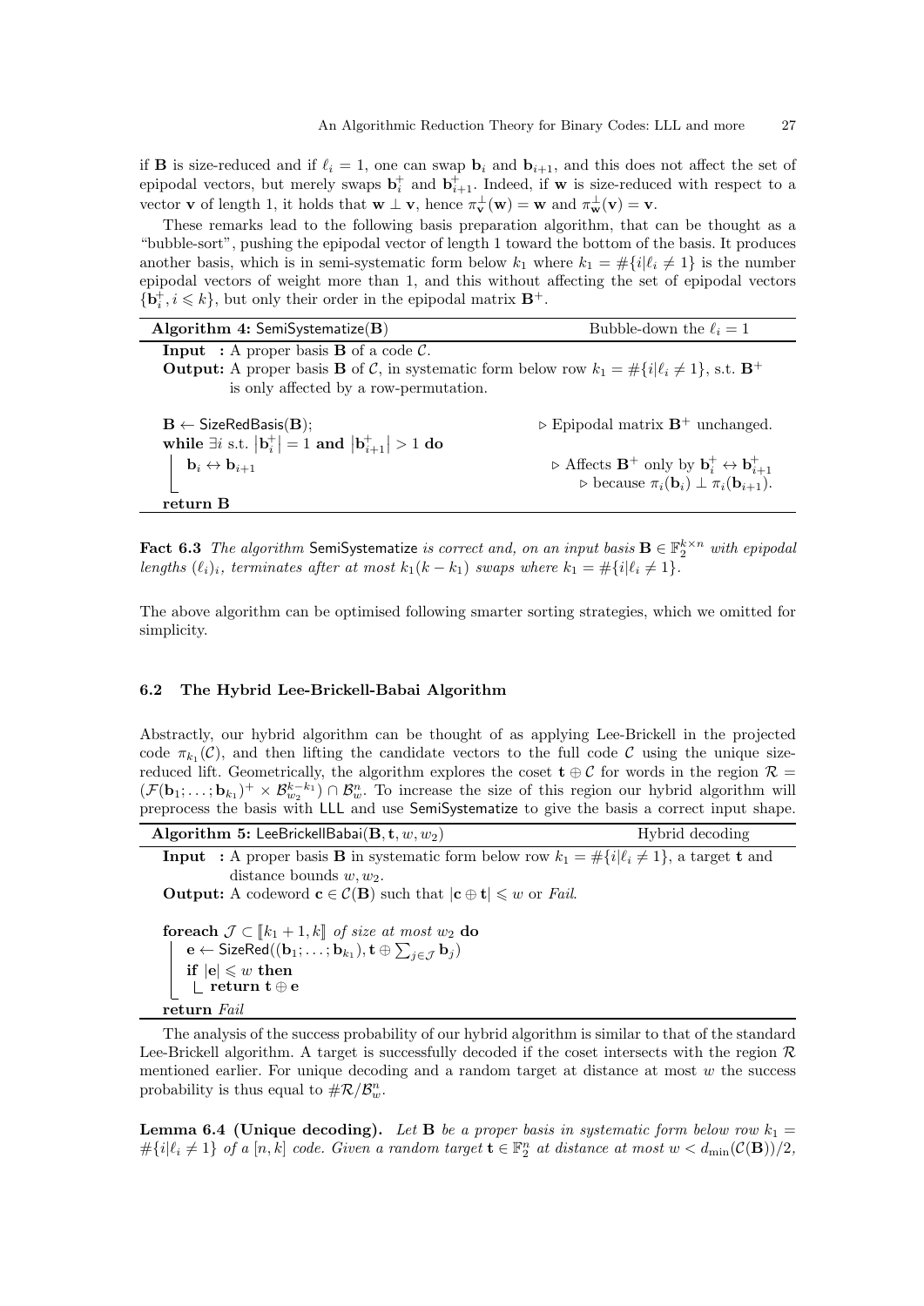if $\mathbf{B}$ is size-reduced and if $\ell_i = 1$, one can swap $\mathbf{b}_i$ and $\mathbf{b}_{i+1}$, and this does not affect the set of epipodal vectors, but merely swaps $\mathbf{b}_i^+$ and $\mathbf{b}_{i+1}^+$. Indeed, if $\mathbf{w}$ is size-reduced with respect to a vector $\mathbf{v}$ of length 1, it holds that $\mathbf{w} \perp \mathbf{v}$, hence $\pi_{\mathbf{v}}^{\perp}(\mathbf{w}) = \mathbf{w}$ and $\pi_{\mathbf{w}}^{\perp}(\mathbf{v}) = \mathbf{v}$.

These remarks lead to the following basis preparation algorithm, that can be thought as a "bubble-sort", pushing the epipodal vector of length 1 toward the bottom of the basis. It produces another basis, which is in semi-systematic form below $k_1$ where $k_1 = \#\{i | \ell_i \neq 1\}$ is the number epipodal vectors of weight more than 1, and this without affecting the set of epipodal vectors $\{\mathbf{b}_i^+, i \leqslant k\}$, but only their order in the epipodal matrix $\mathbf{B}^+$.

```
Algorithm 4: SemiSystematize(B)                                    Bubble-down the ℓ_i = 1
Input  : A proper basis B of a code C.
Output: A proper basis B of C, in systematic form below row k_1 = #{i|ℓ_i ≠ 1}, s.t. B^+
        is only affected by a row-permutation.

B ← SizeRedBasis(B);                                    ▷ Epipodal matrix B^+ unchanged.
while ∃i s.t. |b_i^+| = 1 and |b_{i+1}^+| > 1 do
    b_i ↔ b_{i+1}                                        ▷ Affects B^+ only by b_i^+ ↔ b_{i+1}^+
                                                         ▷ because π_i(b_i) ⊥ π_i(b_{i+1}).
return B
```

**Fact 6.3** *The algorithm* SemiSystematize *is correct and, on an input basis* $\mathbf{B} \in \mathbb{F}_2^{k \times n}$ *with epipodal lengths* $(\ell_i)_i$*, terminates after at most* $k_1(k - k_1)$ *swaps where* $k_1 = \#\{i | \ell_i \neq 1\}$*.*

The above algorithm can be optimised following smarter sorting strategies, which we omitted for simplicity.

### 6.2 The Hybrid Lee-Brickell-Babai Algorithm

Abstractly, our hybrid algorithm can be thought of as applying Lee-Brickell in the projected code $\pi_{k_1}(\mathcal{C})$, and then lifting the candidate vectors to the full code $\mathcal{C}$ using the unique size-reduced lift. Geometrically, the algorithm explores the coset $\mathbf{t} \oplus \mathcal{C}$ for words in the region $\mathcal{R} = (\mathcal{F}(\mathbf{b}_1; \ldots; \mathbf{b}_{k_1})^+ \times \mathcal{B}_{w_2}^{k-k_1}) \cap \mathcal{B}_w^n$. To increase the size of this region our hybrid algorithm will preprocess the basis with LLL and use SemiSystematize to give the basis a correct input shape.

```
Algorithm 5: LeeBrickellBabai(B, t, w, w_2)                                Hybrid decoding
Input  : A proper basis B in systematic form below row k_1 = #{i|ℓ_i ≠ 1}, a target t and
        distance bounds w, w_2.
Output: A codeword c ∈ C(B) such that |c ⊕ t| ⩽ w or Fail.

foreach J ⊂ ⟦k_1 + 1, k⟧ of size at most w_2 do
    e ← SizeRed((b_1; ... ; b_{k_1}), t ⊕ Σ_{j∈J} b_j)
    if |e| ⩽ w then
        return t ⊕ e
return Fail
```

The analysis of the success probability of our hybrid algorithm is similar to that of the standard Lee-Brickell algorithm. A target is successfully decoded if the coset intersects with the region $\mathcal{R}$ mentioned earlier. For unique decoding and a random target at distance at most $w$ the success probability is thus equal to $\#\mathcal{R}/\mathcal{B}_w^n$.

**Lemma 6.4 (Unique decoding).** *Let* $\mathbf{B}$ *be a proper basis in systematic form below row* $k_1 = \#\{i | \ell_i \neq 1\}$ *of a* $[n, k]$ *code. Given a random target* $\mathbf{t} \in \mathbb{F}_2^n$ *at distance at most* $w < d_{\min}(\mathcal{C}(\mathbf{B}))/2$*,*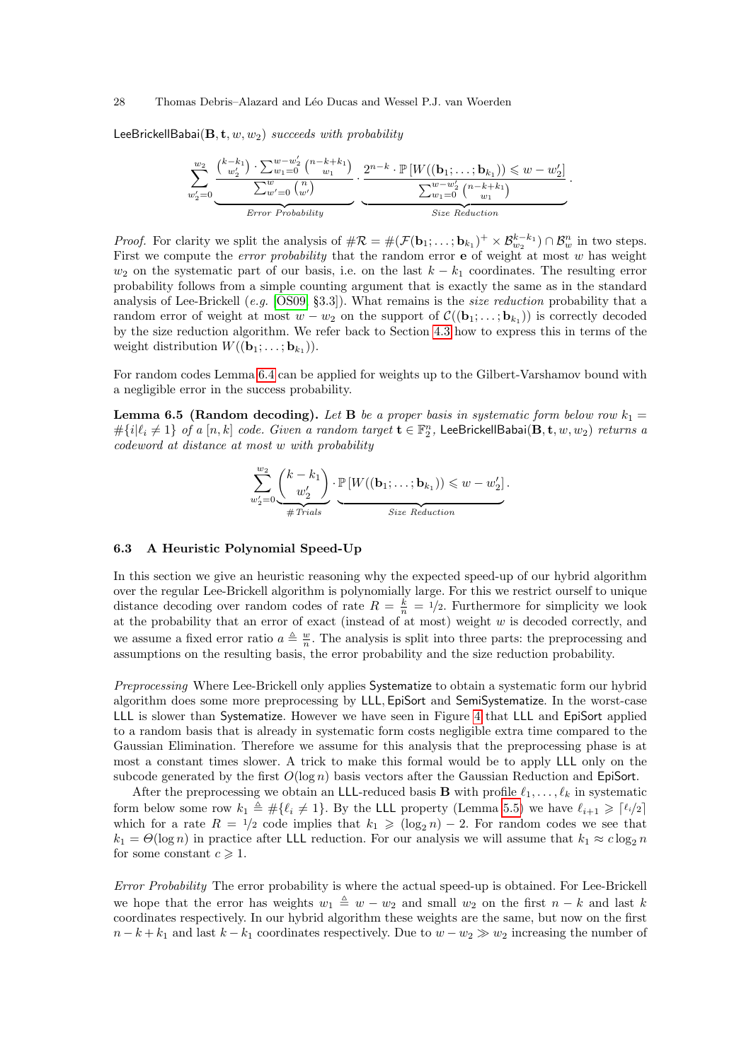LeeBrickellBabai$(\mathbf{B}, \mathbf{t}, w, w_2)$ *succeeds with probability*

$$\sum_{w_2'=0}^{w_2} \underbrace{\frac{\binom{k-k_1}{w_2'} \cdot \sum_{w_1=0}^{w-w_2'} \binom{n-k+k_1}{w_1}}{\sum_{w'=0}^{w} \binom{n}{w'}}}_{\textit{Error Probability}} \cdot \underbrace{\frac{2^{n-k} \cdot \mathbb{P}\left[W((\mathbf{b}_1; \ldots; \mathbf{b}_{k_1})) \leqslant w - w_2'\right]}{\sum_{w_1=0}^{w-w_2'} \binom{n-k+k_1}{w_1}}}_{\textit{Size Reduction}}.$$

*Proof.* For clarity we split the analysis of $\#\mathcal{R} = \#(\mathcal{F}(\mathbf{b}_1; \ldots; \mathbf{b}_{k_1})^+ \times \mathcal{B}_{w_2}^{k-k_1}) \cap \mathcal{B}_w^n$ in two steps. First we compute the *error probability* that the random error $\mathbf{e}$ of weight at most $w$ has weight $w_2$ on the systematic part of our basis, i.e. on the last $k - k_1$ coordinates. The resulting error probability follows from a simple counting argument that is exactly the same as in the standard analysis of Lee-Brickell (*e.g.* [OS09, §3.3]). What remains is the *size reduction* probability that a random error of weight at most $w - w_2$ on the support of $\mathcal{C}((\mathbf{b}_1; \ldots; \mathbf{b}_{k_1}))$ is correctly decoded by the size reduction algorithm. We refer back to Section 4.3 how to express this in terms of the weight distribution $W((\mathbf{b}_1; \ldots; \mathbf{b}_{k_1}))$.

For random codes Lemma 6.4 can be applied for weights up to the Gilbert-Varshamov bound with a negligible error in the success probability.

**Lemma 6.5 (Random decoding).** *Let* $\mathbf{B}$ *be a proper basis in systematic form below row* $k_1 = \#\{i | \ell_i \neq 1\}$ *of a* $[n, k]$ *code. Given a random target* $\mathbf{t} \in \mathbb{F}_2^n$, LeeBrickellBabai$(\mathbf{B}, \mathbf{t}, w, w_2)$ *returns a codeword at distance at most* $w$ *with probability*

$$\sum_{w_2'=0}^{w_2} \underbrace{\binom{k-k_1}{w_2'}}_{\#\textit{Trials}} \cdot \underbrace{\mathbb{P}\left[W((\mathbf{b}_1; \ldots; \mathbf{b}_{k_1})) \leqslant w - w_2'\right]}_{\textit{Size Reduction}}.$$

### 6.3 A Heuristic Polynomial Speed-Up

In this section we give an heuristic reasoning why the expected speed-up of our hybrid algorithm over the regular Lee-Brickell algorithm is polynomially large. For this we restrict ourself to unique distance decoding over random codes of rate $R = \frac{k}{n} = 1/2$. Furthermore for simplicity we look at the probability that an error of exact (instead of at most) weight $w$ is decoded correctly, and we assume a fixed error ratio $a \triangleq \frac{w}{n}$. The analysis is split into three parts: the preprocessing and assumptions on the resulting basis, the error probability and the size reduction probability.

*Preprocessing* Where Lee-Brickell only applies Systematize to obtain a systematic form our hybrid algorithm does some more preprocessing by LLL, EpiSort and SemiSystematize. In the worst-case LLL is slower than Systematize. However we have seen in Figure 4 that LLL and EpiSort applied to a random basis that is already in systematic form costs negligible extra time compared to the Gaussian Elimination. Therefore we assume for this analysis that the preprocessing phase is at most a constant times slower. A trick to make this formal would be to apply LLL only on the subcode generated by the first $O(\log n)$ basis vectors after the Gaussian Reduction and EpiSort.

After the preprocessing we obtain an LLL-reduced basis $\mathbf{B}$ with profile $\ell_1, \ldots, \ell_k$ in systematic form below some row $k_1 \triangleq \#\{\ell_i \neq 1\}$. By the LLL property (Lemma 5.5) we have $\ell_{i+1} \geqslant \lceil \ell_i/2 \rceil$ which for a rate $R = 1/2$ code implies that $k_1 \geqslant (\log_2 n) - 2$. For random codes we see that $k_1 = \Theta(\log n)$ in practice after LLL reduction. For our analysis we will assume that $k_1 \approx c \log_2 n$ for some constant $c \geqslant 1$.

*Error Probability* The error probability is where the actual speed-up is obtained. For Lee-Brickell we hope that the error has weights $w_1 \triangleq w - w_2$ and small $w_2$ on the first $n - k$ and last $k$ coordinates respectively. In our hybrid algorithm these weights are the same, but now on the first $n - k + k_1$ and last $k - k_1$ coordinates respectively. Due to $w - w_2 \gg w_2$ increasing the number of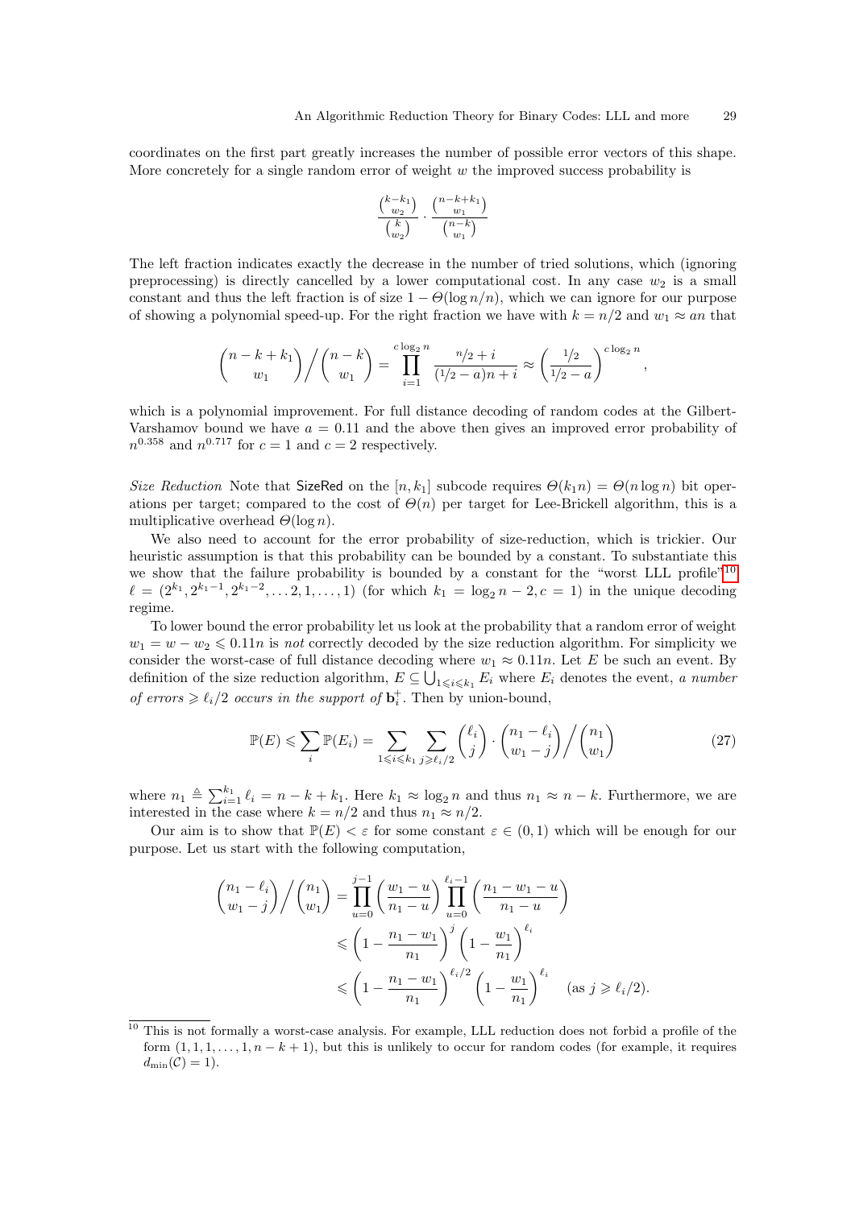coordinates on the first part greatly increases the number of possible error vectors of this shape. More concretely for a single random error of weight $w$ the improved success probability is

$$\frac{\binom{k-k_1}{w_2}}{\binom{k}{w_2}} \cdot \frac{\binom{n-k+k_1}{w_1}}{\binom{n-k}{w_1}}$$

The left fraction indicates exactly the decrease in the number of tried solutions, which (ignoring preprocessing) is directly cancelled by a lower computational cost. In any case $w_2$ is a small constant and thus the left fraction is of size $1 - \Theta(\log n/n)$, which we can ignore for our purpose of showing a polynomial speed-up. For the right fraction we have with $k = n/2$ and $w_1 \approx an$ that

$$\binom{n-k+k_1}{w_1} \Big/ \binom{n-k}{w_1} = \prod_{i=1}^{c \log_2 n} \frac{n/2 + i}{(1/2 - a)n + i} \approx \left( \frac{1/2}{1/2 - a} \right)^{c \log_2 n},$$

which is a polynomial improvement. For full distance decoding of random codes at the Gilbert-Varshamov bound we have $a = 0.11$ and the above then gives an improved error probability of $n^{0.358}$ and $n^{0.717}$ for $c = 1$ and $c = 2$ respectively.

*Size Reduction* Note that SizeRed on the $[n, k_1]$ subcode requires $\Theta(k_1 n) = \Theta(n \log n)$ bit operations per target; compared to the cost of $\Theta(n)$ per target for Lee-Brickell algorithm, this is a multiplicative overhead $\Theta(\log n)$.

We also need to account for the error probability of size-reduction, which is trickier. Our heuristic assumption is that this probability can be bounded by a constant. To substantiate this we show that the failure probability is bounded by a constant for the "worst LLL profile"[10] $\ell = (2^{k_1}, 2^{k_1 - 1}, 2^{k_1 - 2}, \dots 2, 1, \dots, 1)$ (for which $k_1 = \log_2 n - 2, c = 1$) in the unique decoding regime.

To lower bound the error probability let us look at the probability that a random error of weight $w_1 = w - w_2 \leqslant 0.11n$ is *not* correctly decoded by the size reduction algorithm. For simplicity we consider the worst-case of full distance decoding where $w_1 \approx 0.11n$. Let $E$ be such an event. By definition of the size reduction algorithm, $E \subseteq \bigcup_{1 \leqslant i \leqslant k_1} E_i$ where $E_i$ denotes the event, *a number of errors* $\geqslant \ell_i/2$ *occurs in the support of* $\mathbf{b}_i^+$. Then by union-bound,

$$\mathbb{P}(E) \leqslant \sum_i \mathbb{P}(E_i) = \sum_{1 \leqslant i \leqslant k_1} \sum_{j \geqslant \ell_i/2} \binom{\ell_i}{j} \cdot \binom{n_1 - \ell_i}{w_1 - j} \Big/ \binom{n_1}{w_1} \tag{27}$$

where $n_1 \triangleq \sum_{i=1}^{k_1} \ell_i = n - k + k_1$. Here $k_1 \approx \log_2 n$ and thus $n_1 \approx n - k$. Furthermore, we are interested in the case where $k = n/2$ and thus $n_1 \approx n/2$.

Our aim is to show that $\mathbb{P}(E) < \varepsilon$ for some constant $\varepsilon \in (0,1)$ which will be enough for our purpose. Let us start with the following computation,

$$\begin{aligned}
\binom{n_1 - \ell_i}{w_1 - j} \Big/ \binom{n_1}{w_1} &= \prod_{u=0}^{j-1} \left( \frac{w_1 - u}{n_1 - u} \right) \prod_{u=0}^{\ell_i - 1} \left( \frac{n_1 - w_1 - u}{n_1 - u} \right) \\
&\leqslant \left( 1 - \frac{n_1 - w_1}{n_1} \right)^j \left( 1 - \frac{w_1}{n_1} \right)^{\ell_i} \\
&\leqslant \left( 1 - \frac{n_1 - w_1}{n_1} \right)^{\ell_i/2} \left( 1 - \frac{w_1}{n_1} \right)^{\ell_i} \quad (\text{as } j \geqslant \ell_i/2).
\end{aligned}$$

[10] This is not formally a worst-case analysis. For example, LLL reduction does not forbid a profile of the form $(1, 1, 1, \dots, 1, n - k + 1)$, but this is unlikely to occur for random codes (for example, it requires $d_{\min}(\mathcal{C}) = 1$).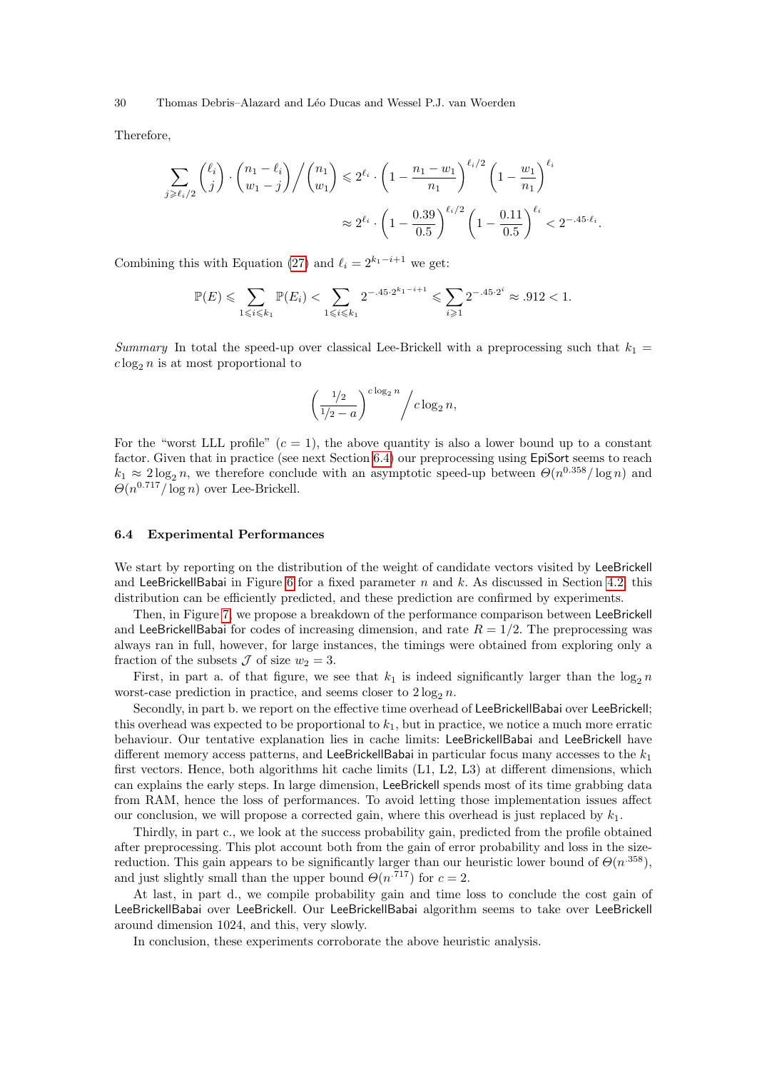Therefore,

$$\sum_{j \geqslant \ell_i/2} \binom{\ell_i}{j} \cdot \binom{n_1 - \ell_i}{w_1 - j} \Big/ \binom{n_1}{w_1} \leqslant 2^{\ell_i} \cdot \left(1 - \frac{n_1 - w_1}{n_1}\right)^{\ell_i/2} \left(1 - \frac{w_1}{n_1}\right)^{\ell_i}$$

$$\approx 2^{\ell_i} \cdot \left(1 - \frac{0.39}{0.5}\right)^{\ell_i/2} \left(1 - \frac{0.11}{0.5}\right)^{\ell_i} < 2^{-.45 \cdot \ell_i}.$$

Combining this with Equation (27) and $\ell_i = 2^{k_1 - i + 1}$ we get:

$$\mathbb{P}(E) \leqslant \sum_{1 \leqslant i \leqslant k_1} \mathbb{P}(E_i) < \sum_{1 \leqslant i \leqslant k_1} 2^{-.45 \cdot 2^{k_1 - i + 1}} \leqslant \sum_{i \geqslant 1} 2^{-.45 \cdot 2^i} \approx .912 < 1.$$

*Summary* In total the speed-up over classical Lee-Brickell with a preprocessing such that $k_1 = c \log_2 n$ is at most proportional to

$$\left(\frac{1/2}{1/2 - a}\right)^{c \log_2 n} \Big/ c \log_2 n,$$

For the "worst LLL profile" ($c = 1$), the above quantity is also a lower bound up to a constant factor. Given that in practice (see next Section 6.4) our preprocessing using EpiSort seems to reach $k_1 \approx 2 \log_2 n$, we therefore conclude with an asymptotic speed-up between $\Theta(n^{0.358}/\log n)$ and $\Theta(n^{0.717}/\log n)$ over Lee-Brickell.

### 6.4 Experimental Performances

We start by reporting on the distribution of the weight of candidate vectors visited by LeeBrickell and LeeBrickellBabai in Figure 6 for a fixed parameter $n$ and $k$. As discussed in Section 4.2, this distribution can be efficiently predicted, and these prediction are confirmed by experiments.

Then, in Figure 7, we propose a breakdown of the performance comparison between LeeBrickell and LeeBrickellBabai for codes of increasing dimension, and rate $R = 1/2$. The preprocessing was always ran in full, however, for large instances, the timings were obtained from exploring only a fraction of the subsets $\mathcal{J}$ of size $w_2 = 3$.

First, in part a. of that figure, we see that $k_1$ is indeed significantly larger than the $\log_2 n$ worst-case prediction in practice, and seems closer to $2 \log_2 n$.

Secondly, in part b. we report on the effective time overhead of LeeBrickellBabai over LeeBrickell; this overhead was expected to be proportional to $k_1$, but in practice, we notice a much more erratic behaviour. Our tentative explanation lies in cache limits: LeeBrickellBabai and LeeBrickell have different memory access patterns, and LeeBrickellBabai in particular focus many accesses to the $k_1$ first vectors. Hence, both algorithms hit cache limits (L1, L2, L3) at different dimensions, which can explains the early steps. In large dimension, LeeBrickell spends most of its time grabbing data from RAM, hence the loss of performances. To avoid letting those implementation issues affect our conclusion, we will propose a corrected gain, where this overhead is just replaced by $k_1$.

Thirdly, in part c., we look at the success probability gain, predicted from the profile obtained after preprocessing. This plot account both from the gain of error probability and loss in the size-reduction. This gain appears to be significantly larger than our heuristic lower bound of $\Theta(n^{.358})$, and just slightly small than the upper bound $\Theta(n^{.717})$ for $c = 2$.

At last, in part d., we compile probability gain and time loss to conclude the cost gain of LeeBrickellBabai over LeeBrickell. Our LeeBrickellBabai algorithm seems to take over LeeBrickell around dimension 1024, and this, very slowly.

In conclusion, these experiments corroborate the above heuristic analysis.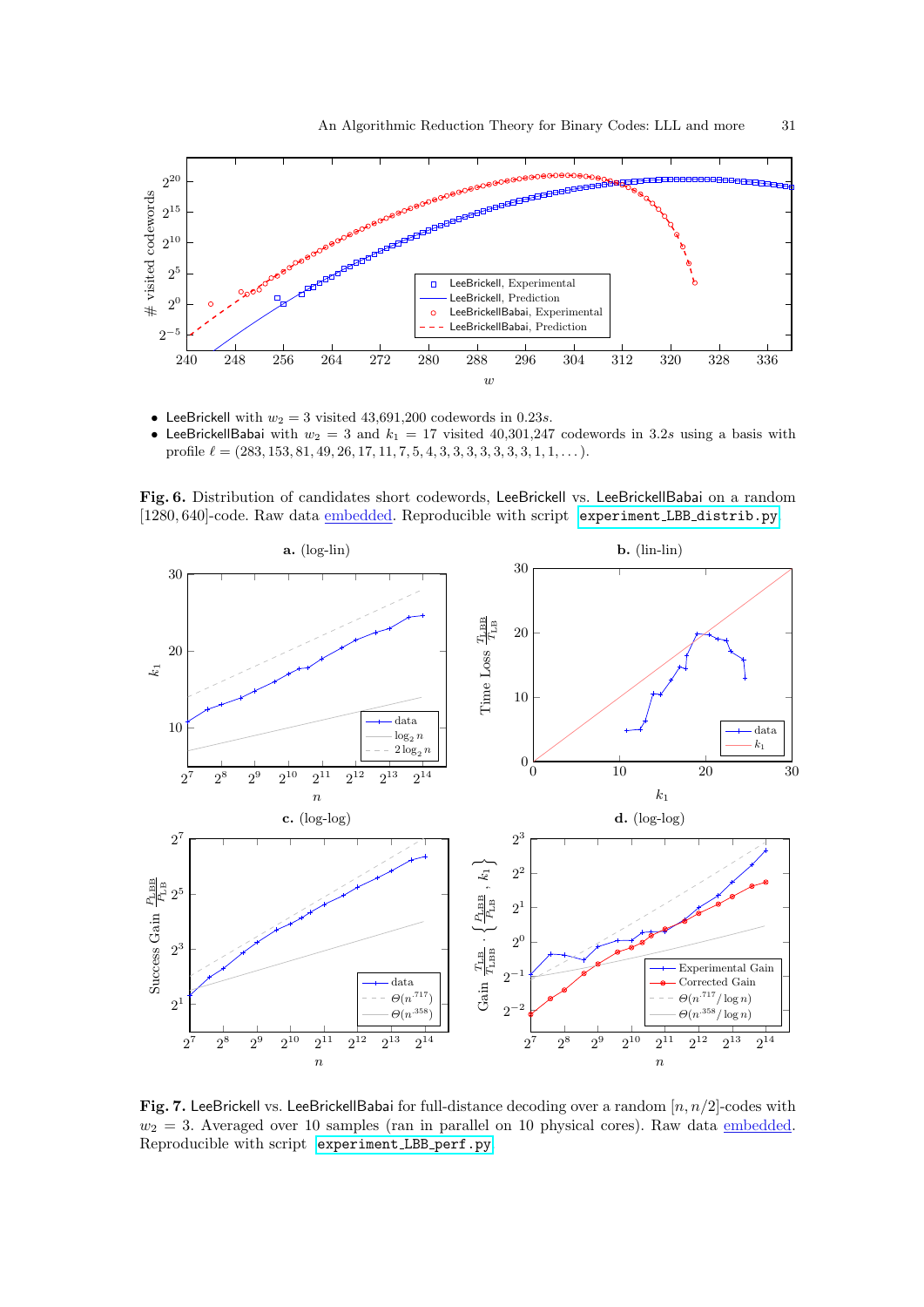- LeeBrickell with $w_2 = 3$ visited 43,691,200 codewords in 0.23$s$.
- LeeBrickellBabai with $w_2 = 3$ and $k_1 = 17$ visited 40,301,247 codewords in 3.2$s$ using a basis with profile $\ell = (283, 153, 81, 49, 26, 17, 11, 7, 5, 4, 3, 3, 3, 3, 3, 3, 3, 1, 1, \dots)$.

**Fig. 6.** Distribution of candidates short codewords, LeeBrickell vs. LeeBrickellBabai on a random $[1280, 640]$-code. Raw data embedded. Reproducible with script `experiment_LBB_distrib.py`.

**Fig. 7.** LeeBrickell vs. LeeBrickellBabai for full-distance decoding over a random $[n, n/2]$-codes with $w_2 = 3$. Averaged over 10 samples (ran in parallel on 10 physical cores). Raw data embedded. Reproducible with script `experiment_LBB_perf.py`.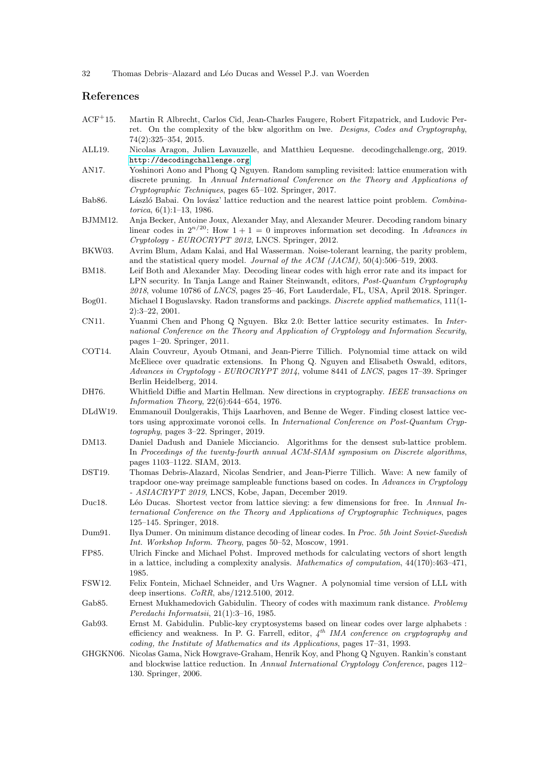## References

ACF+15. Martin R Albrecht, Carlos Cid, Jean-Charles Faugere, Robert Fitzpatrick, and Ludovic Perret. On the complexity of the bkw algorithm on lwe. *Designs, Codes and Cryptography*, 74(2):325–354, 2015.

ALL19. Nicolas Aragon, Julien Lavauzelle, and Matthieu Lequesne. decodingchallenge.org, 2019. http://decodingchallenge.org

AN17. Yoshinori Aono and Phong Q Nguyen. Random sampling revisited: lattice enumeration with discrete pruning. In *Annual International Conference on the Theory and Applications of Cryptographic Techniques*, pages 65–102. Springer, 2017.

Bab86. László Babai. On lovász' lattice reduction and the nearest lattice point problem. *Combinatorica*, 6(1):1–13, 1986.

BJMM12. Anja Becker, Antoine Joux, Alexander May, and Alexander Meurer. Decoding random binary linear codes in $2^{n/20}$: How $1 + 1 = 0$ improves information set decoding. In *Advances in Cryptology - EUROCRYPT 2012*, LNCS. Springer, 2012.

BKW03. Avrim Blum, Adam Kalai, and Hal Wasserman. Noise-tolerant learning, the parity problem, and the statistical query model. *Journal of the ACM (JACM)*, 50(4):506–519, 2003.

BM18. Leif Both and Alexander May. Decoding linear codes with high error rate and its impact for LPN security. In Tanja Lange and Rainer Steinwandt, editors, *Post-Quantum Cryptography 2018*, volume 10786 of *LNCS*, pages 25–46, Fort Lauderdale, FL, USA, April 2018. Springer.

Bog01. Michael I Boguslavsky. Radon transforms and packings. *Discrete applied mathematics*, 111(1-2):3–22, 2001.

CN11. Yuanmi Chen and Phong Q Nguyen. Bkz 2.0: Better lattice security estimates. In *International Conference on the Theory and Application of Cryptology and Information Security*, pages 1–20. Springer, 2011.

COT14. Alain Couvreur, Ayoub Otmani, and Jean-Pierre Tillich. Polynomial time attack on wild McEliece over quadratic extensions. In Phong Q. Nguyen and Elisabeth Oswald, editors, *Advances in Cryptology - EUROCRYPT 2014*, volume 8441 of *LNCS*, pages 17–39. Springer Berlin Heidelberg, 2014.

DH76. Whitfield Diffie and Martin Hellman. New directions in cryptography. *IEEE transactions on Information Theory*, 22(6):644–654, 1976.

DLdW19. Emmanouil Doulgerakis, Thijs Laarhoven, and Benne de Weger. Finding closest lattice vectors using approximate voronoi cells. In *International Conference on Post-Quantum Cryptography*, pages 3–22. Springer, 2019.

DM13. Daniel Dadush and Daniele Micciancio. Algorithms for the densest sub-lattice problem. In *Proceedings of the twenty-fourth annual ACM-SIAM symposium on Discrete algorithms*, pages 1103–1122. SIAM, 2013.

DST19. Thomas Debris-Alazard, Nicolas Sendrier, and Jean-Pierre Tillich. Wave: A new family of trapdoor one-way preimage sampleable functions based on codes. In *Advances in Cryptology - ASIACRYPT 2019*, LNCS, Kobe, Japan, December 2019.

Duc18. Léo Ducas. Shortest vector from lattice sieving: a few dimensions for free. In *Annual International Conference on the Theory and Applications of Cryptographic Techniques*, pages 125–145. Springer, 2018.

Dum91. Ilya Dumer. On minimum distance decoding of linear codes. In *Proc. 5th Joint Soviet-Swedish Int. Workshop Inform. Theory*, pages 50–52, Moscow, 1991.

FP85. Ulrich Fincke and Michael Pohst. Improved methods for calculating vectors of short length in a lattice, including a complexity analysis. *Mathematics of computation*, 44(170):463–471, 1985.

FSW12. Felix Fontein, Michael Schneider, and Urs Wagner. A polynomial time version of LLL with deep insertions. *CoRR*, abs/1212.5100, 2012.

Gab85. Ernest Mukhamedovich Gabidulin. Theory of codes with maximum rank distance. *Problemy Peredachi Informatsii*, 21(1):3–16, 1985.

Gab93. Ernst M. Gabidulin. Public-key cryptosystems based on linear codes over large alphabets : efficiency and weakness. In P. G. Farrell, editor, *$4^{th}$ IMA conference on cryptography and coding, the Institute of Mathematics and its Applications*, pages 17–31, 1993.

GHGKN06. Nicolas Gama, Nick Howgrave-Graham, Henrik Koy, and Phong Q Nguyen. Rankin's constant and blockwise lattice reduction. In *Annual International Cryptology Conference*, pages 112–130. Springer, 2006.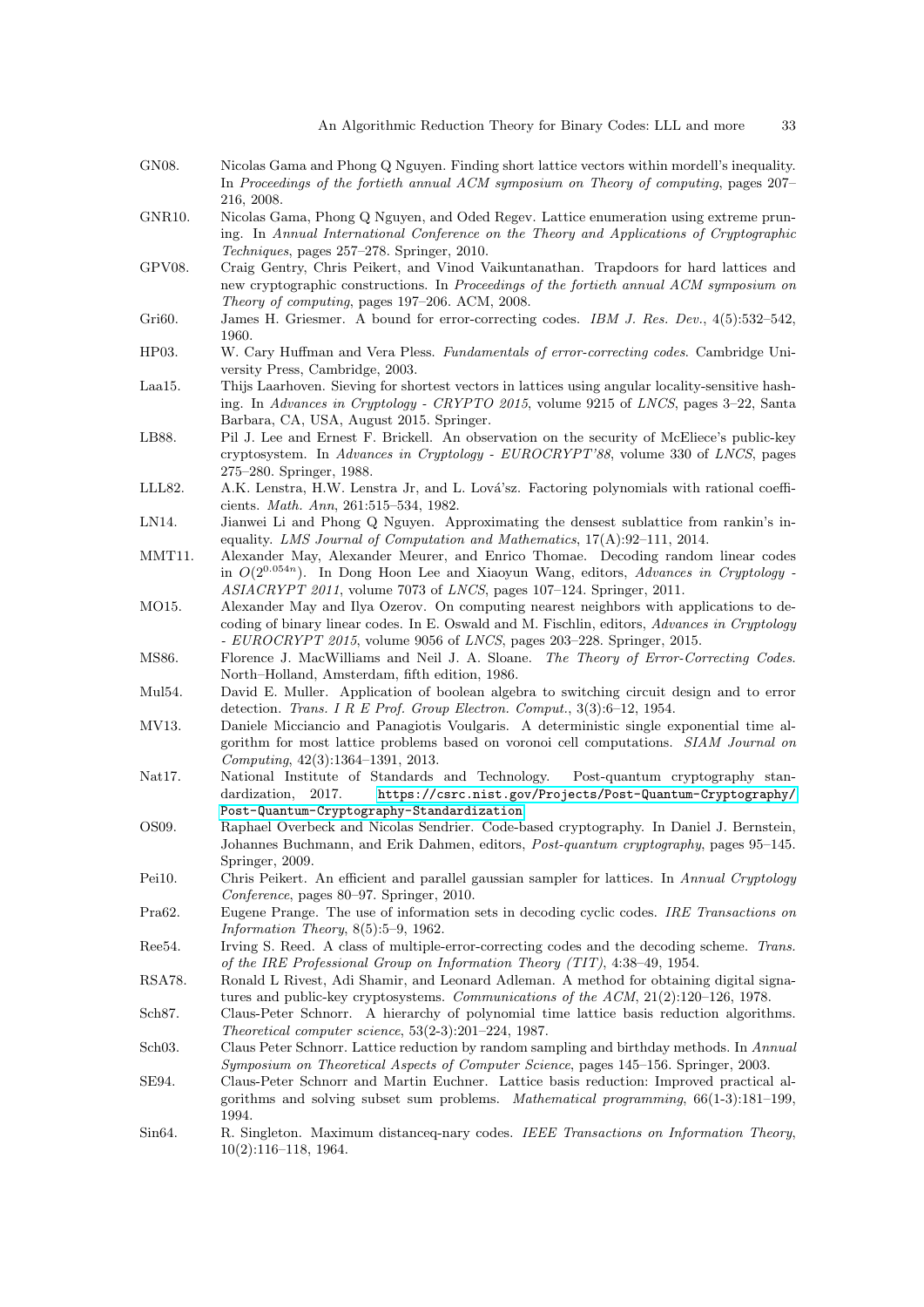GN08. Nicolas Gama and Phong Q Nguyen. Finding short lattice vectors within mordell's inequality. In *Proceedings of the fortieth annual ACM symposium on Theory of computing*, pages 207–216, 2008.

GNR10. Nicolas Gama, Phong Q Nguyen, and Oded Regev. Lattice enumeration using extreme pruning. In *Annual International Conference on the Theory and Applications of Cryptographic Techniques*, pages 257–278. Springer, 2010.

GPV08. Craig Gentry, Chris Peikert, and Vinod Vaikuntanathan. Trapdoors for hard lattices and new cryptographic constructions. In *Proceedings of the fortieth annual ACM symposium on Theory of computing*, pages 197–206. ACM, 2008.

Gri60. James H. Griesmer. A bound for error-correcting codes. *IBM J. Res. Dev.*, 4(5):532–542, 1960.

HP03. W. Cary Huffman and Vera Pless. *Fundamentals of error-correcting codes*. Cambridge University Press, Cambridge, 2003.

Laa15. Thijs Laarhoven. Sieving for shortest vectors in lattices using angular locality-sensitive hashing. In *Advances in Cryptology - CRYPTO 2015*, volume 9215 of *LNCS*, pages 3–22, Santa Barbara, CA, USA, August 2015. Springer.

LB88. Pil J. Lee and Ernest F. Brickell. An observation on the security of McEliece's public-key cryptosystem. In *Advances in Cryptology - EUROCRYPT'88*, volume 330 of *LNCS*, pages 275–280. Springer, 1988.

LLL82. A.K. Lenstra, H.W. Lenstra Jr, and L. Lová'sz. Factoring polynomials with rational coefficients. *Math. Ann*, 261:515–534, 1982.

LN14. Jianwei Li and Phong Q Nguyen. Approximating the densest sublattice from rankin's inequality. *LMS Journal of Computation and Mathematics*, 17(A):92–111, 2014.

MMT11. Alexander May, Alexander Meurer, and Enrico Thomae. Decoding random linear codes in $O(2^{0.054n})$. In Dong Hoon Lee and Xiaoyun Wang, editors, *Advances in Cryptology - ASIACRYPT 2011*, volume 7073 of *LNCS*, pages 107–124. Springer, 2011.

MO15. Alexander May and Ilya Ozerov. On computing nearest neighbors with applications to decoding of binary linear codes. In E. Oswald and M. Fischlin, editors, *Advances in Cryptology - EUROCRYPT 2015*, volume 9056 of *LNCS*, pages 203–228. Springer, 2015.

MS86. Florence J. MacWilliams and Neil J. A. Sloane. *The Theory of Error-Correcting Codes*. North–Holland, Amsterdam, fifth edition, 1986.

Mul54. David E. Muller. Application of boolean algebra to switching circuit design and to error detection. *Trans. I R E Prof. Group Electron. Comput.*, 3(3):6–12, 1954.

MV13. Daniele Micciancio and Panagiotis Voulgaris. A deterministic single exponential time algorithm for most lattice problems based on voronoi cell computations. *SIAM Journal on Computing*, 42(3):1364–1391, 2013.

Nat17. National Institute of Standards and Technology. Post-quantum cryptography standardization, 2017. https://csrc.nist.gov/Projects/Post-Quantum-Cryptography/Post-Quantum-Cryptography-Standardization.

OS09. Raphael Overbeck and Nicolas Sendrier. Code-based cryptography. In Daniel J. Bernstein, Johannes Buchmann, and Erik Dahmen, editors, *Post-quantum cryptography*, pages 95–145. Springer, 2009.

Pei10. Chris Peikert. An efficient and parallel gaussian sampler for lattices. In *Annual Cryptology Conference*, pages 80–97. Springer, 2010.

Pra62. Eugene Prange. The use of information sets in decoding cyclic codes. *IRE Transactions on Information Theory*, 8(5):5–9, 1962.

Ree54. Irving S. Reed. A class of multiple-error-correcting codes and the decoding scheme. *Trans. of the IRE Professional Group on Information Theory (TIT)*, 4:38–49, 1954.

RSA78. Ronald L Rivest, Adi Shamir, and Leonard Adleman. A method for obtaining digital signatures and public-key cryptosystems. *Communications of the ACM*, 21(2):120–126, 1978.

Sch87. Claus-Peter Schnorr. A hierarchy of polynomial time lattice basis reduction algorithms. *Theoretical computer science*, 53(2-3):201–224, 1987.

Sch03. Claus Peter Schnorr. Lattice reduction by random sampling and birthday methods. In *Annual Symposium on Theoretical Aspects of Computer Science*, pages 145–156. Springer, 2003.

SE94. Claus-Peter Schnorr and Martin Euchner. Lattice basis reduction: Improved practical algorithms and solving subset sum problems. *Mathematical programming*, 66(1-3):181–199, 1994.

Sin64. R. Singleton. Maximum distanceq-nary codes. *IEEE Transactions on Information Theory*, 10(2):116–118, 1964.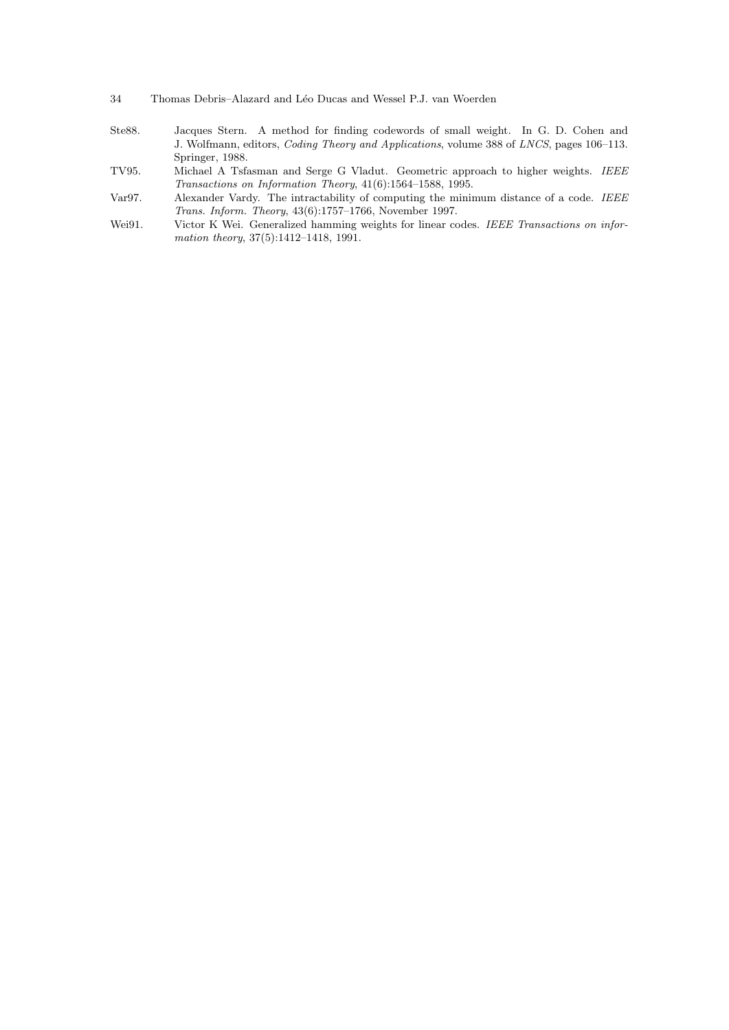Ste88. Jacques Stern. A method for finding codewords of small weight. In G. D. Cohen and J. Wolfmann, editors, *Coding Theory and Applications*, volume 388 of *LNCS*, pages 106–113. Springer, 1988.

TV95. Michael A Tsfasman and Serge G Vladut. Geometric approach to higher weights. *IEEE Transactions on Information Theory*, 41(6):1564–1588, 1995.

Var97. Alexander Vardy. The intractability of computing the minimum distance of a code. *IEEE Trans. Inform. Theory*, 43(6):1757–1766, November 1997.

Wei91. Victor K Wei. Generalized hamming weights for linear codes. *IEEE Transactions on information theory*, 37(5):1412–1418, 1991.